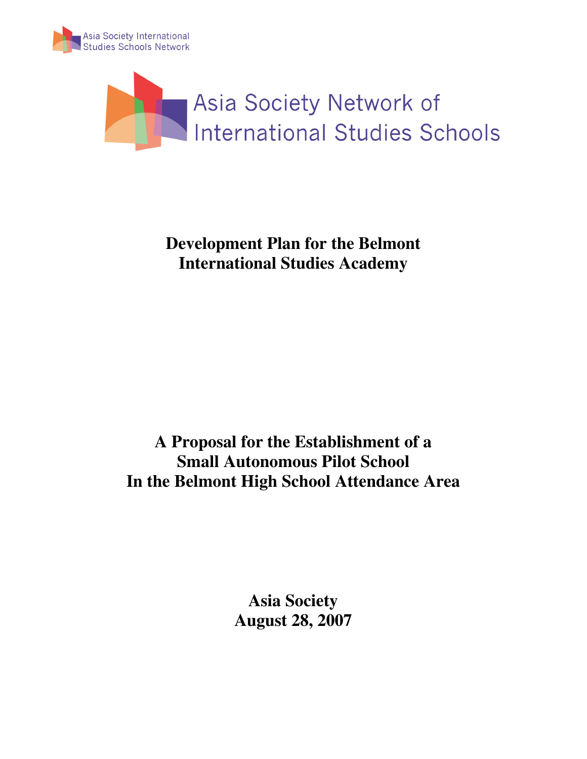Asia Society International Studies Schools Network

Asia Society Network of International Studies Schools

# Development Plan for the Belmont International Studies Academy

## A Proposal for the Establishment of a Small Autonomous Pilot School In the Belmont High School Attendance Area

**Asia Society**
**August 28, 2007**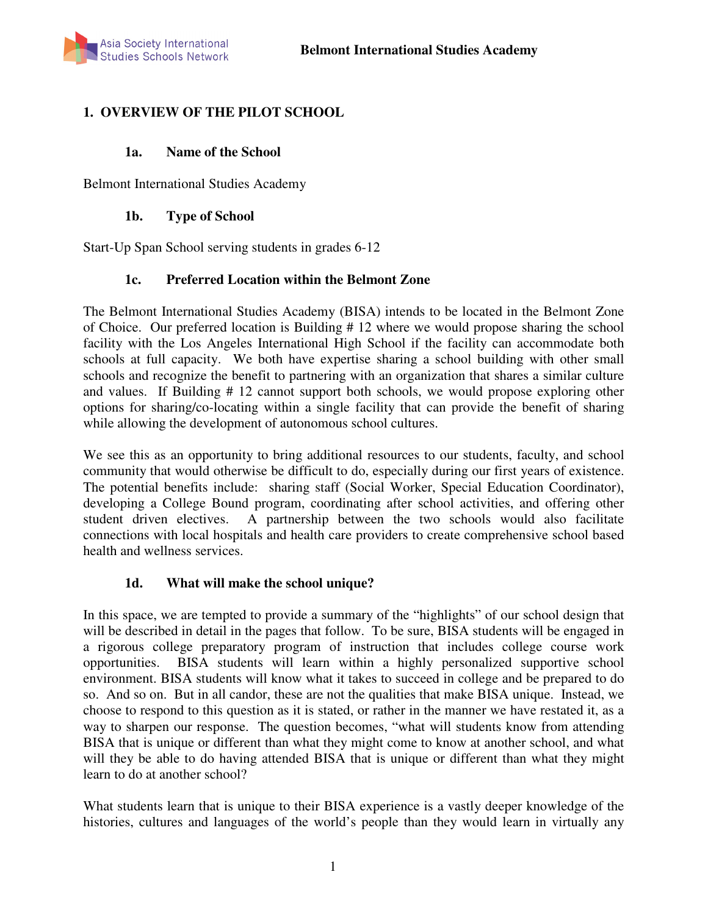## 1. OVERVIEW OF THE PILOT SCHOOL

### 1a. Name of the School

Belmont International Studies Academy

### 1b. Type of School

Start-Up Span School serving students in grades 6-12

### 1c. Preferred Location within the Belmont Zone

The Belmont International Studies Academy (BISA) intends to be located in the Belmont Zone of Choice. Our preferred location is Building # 12 where we would propose sharing the school facility with the Los Angeles International High School if the facility can accommodate both schools at full capacity. We both have expertise sharing a school building with other small schools and recognize the benefit to partnering with an organization that shares a similar culture and values. If Building # 12 cannot support both schools, we would propose exploring other options for sharing/co-locating within a single facility that can provide the benefit of sharing while allowing the development of autonomous school cultures.

We see this as an opportunity to bring additional resources to our students, faculty, and school community that would otherwise be difficult to do, especially during our first years of existence. The potential benefits include: sharing staff (Social Worker, Special Education Coordinator), developing a College Bound program, coordinating after school activities, and offering other student driven electives. A partnership between the two schools would also facilitate connections with local hospitals and health care providers to create comprehensive school based health and wellness services.

### 1d. What will make the school unique?

In this space, we are tempted to provide a summary of the "highlights" of our school design that will be described in detail in the pages that follow. To be sure, BISA students will be engaged in a rigorous college preparatory program of instruction that includes college course work opportunities. BISA students will learn within a highly personalized supportive school environment. BISA students will know what it takes to succeed in college and be prepared to do so. And so on. But in all candor, these are not the qualities that make BISA unique. Instead, we choose to respond to this question as it is stated, or rather in the manner we have restated it, as a way to sharpen our response. The question becomes, "what will students know from attending BISA that is unique or different than what they might come to know at another school, and what will they be able to do having attended BISA that is unique or different than what they might learn to do at another school?

What students learn that is unique to their BISA experience is a vastly deeper knowledge of the histories, cultures and languages of the world's people than they would learn in virtually any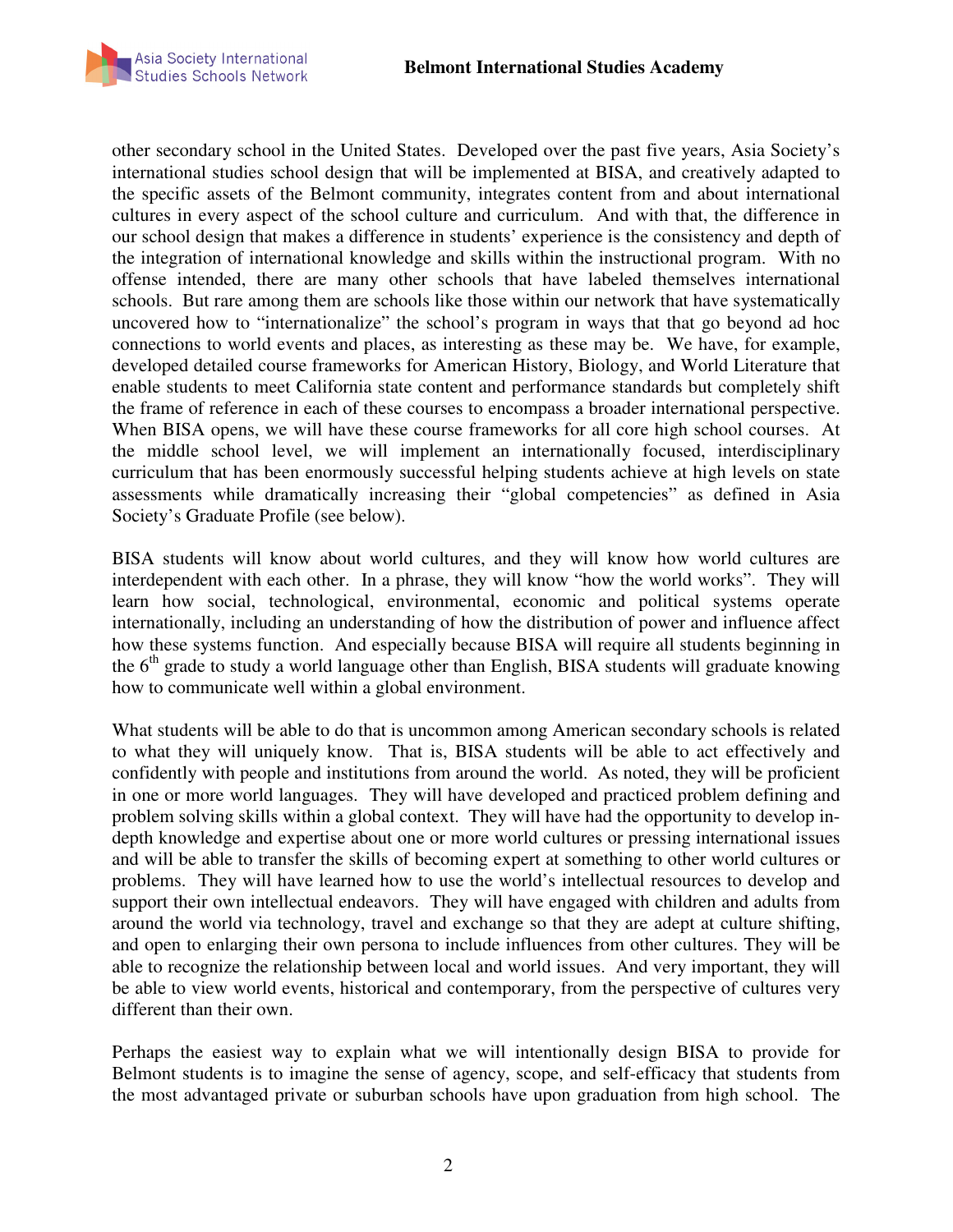other secondary school in the United States. Developed over the past five years, Asia Society's international studies school design that will be implemented at BISA, and creatively adapted to the specific assets of the Belmont community, integrates content from and about international cultures in every aspect of the school culture and curriculum. And with that, the difference in our school design that makes a difference in students' experience is the consistency and depth of the integration of international knowledge and skills within the instructional program. With no offense intended, there are many other schools that have labeled themselves international schools. But rare among them are schools like those within our network that have systematically uncovered how to "internationalize" the school's program in ways that that go beyond ad hoc connections to world events and places, as interesting as these may be. We have, for example, developed detailed course frameworks for American History, Biology, and World Literature that enable students to meet California state content and performance standards but completely shift the frame of reference in each of these courses to encompass a broader international perspective. When BISA opens, we will have these course frameworks for all core high school courses. At the middle school level, we will implement an internationally focused, interdisciplinary curriculum that has been enormously successful helping students achieve at high levels on state assessments while dramatically increasing their "global competencies" as defined in Asia Society's Graduate Profile (see below).

BISA students will know about world cultures, and they will know how world cultures are interdependent with each other. In a phrase, they will know "how the world works". They will learn how social, technological, environmental, economic and political systems operate internationally, including an understanding of how the distribution of power and influence affect how these systems function. And especially because BISA will require all students beginning in the 6th grade to study a world language other than English, BISA students will graduate knowing how to communicate well within a global environment.

What students will be able to do that is uncommon among American secondary schools is related to what they will uniquely know. That is, BISA students will be able to act effectively and confidently with people and institutions from around the world. As noted, they will be proficient in one or more world languages. They will have developed and practiced problem defining and problem solving skills within a global context. They will have had the opportunity to develop in-depth knowledge and expertise about one or more world cultures or pressing international issues and will be able to transfer the skills of becoming expert at something to other world cultures or problems. They will have learned how to use the world's intellectual resources to develop and support their own intellectual endeavors. They will have engaged with children and adults from around the world via technology, travel and exchange so that they are adept at culture shifting, and open to enlarging their own persona to include influences from other cultures. They will be able to recognize the relationship between local and world issues. And very important, they will be able to view world events, historical and contemporary, from the perspective of cultures very different than their own.

Perhaps the easiest way to explain what we will intentionally design BISA to provide for Belmont students is to imagine the sense of agency, scope, and self-efficacy that students from the most advantaged private or suburban schools have upon graduation from high school. The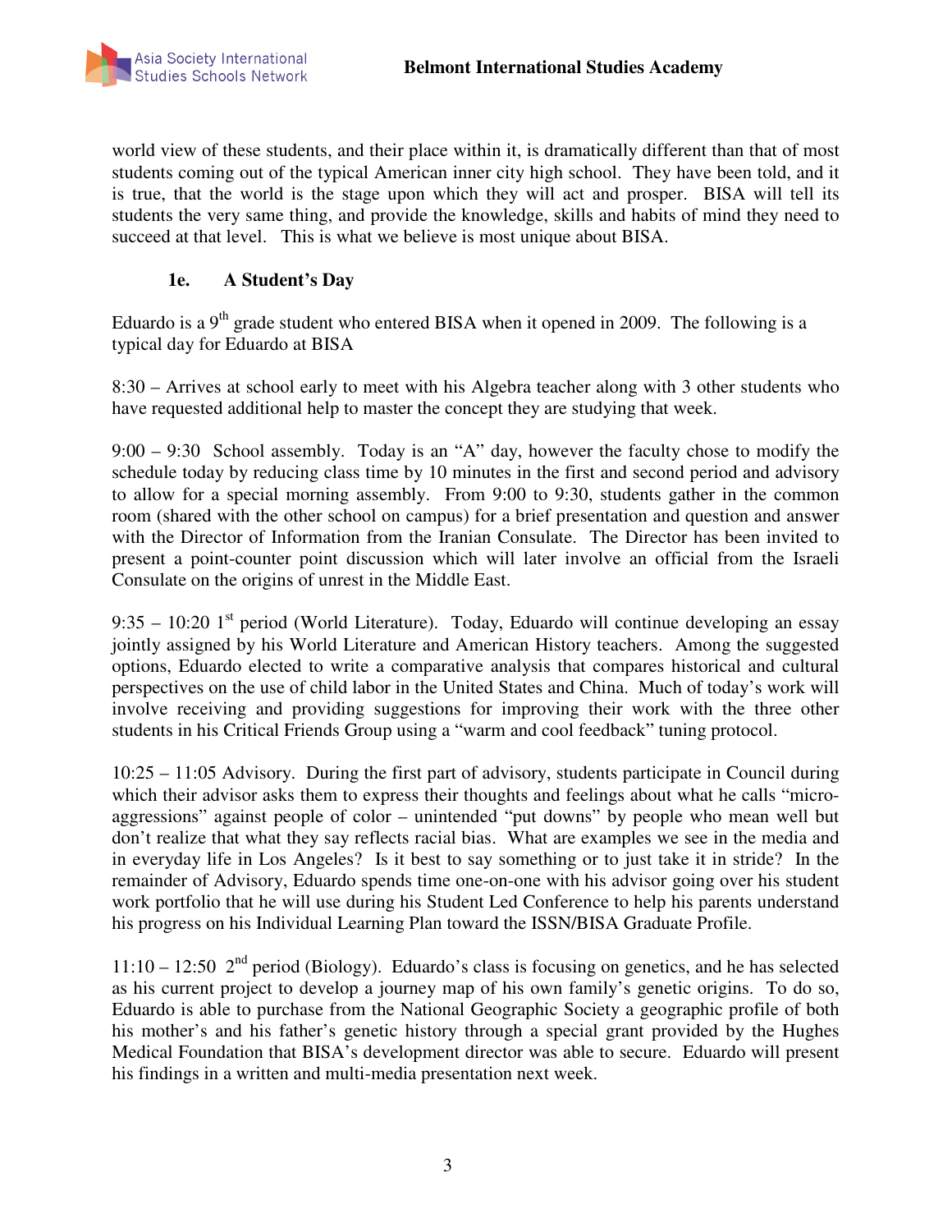world view of these students, and their place within it, is dramatically different than that of most students coming out of the typical American inner city high school. They have been told, and it is true, that the world is the stage upon which they will act and prosper. BISA will tell its students the very same thing, and provide the knowledge, skills and habits of mind they need to succeed at that level. This is what we believe is most unique about BISA.

### 1e. A Student's Day

Eduardo is a 9th grade student who entered BISA when it opened in 2009. The following is a typical day for Eduardo at BISA

8:30 – Arrives at school early to meet with his Algebra teacher along with 3 other students who have requested additional help to master the concept they are studying that week.

9:00 – 9:30 School assembly. Today is an "A" day, however the faculty chose to modify the schedule today by reducing class time by 10 minutes in the first and second period and advisory to allow for a special morning assembly. From 9:00 to 9:30, students gather in the common room (shared with the other school on campus) for a brief presentation and question and answer with the Director of Information from the Iranian Consulate. The Director has been invited to present a point-counter point discussion which will later involve an official from the Israeli Consulate on the origins of unrest in the Middle East.

9:35 – 10:20 1st period (World Literature). Today, Eduardo will continue developing an essay jointly assigned by his World Literature and American History teachers. Among the suggested options, Eduardo elected to write a comparative analysis that compares historical and cultural perspectives on the use of child labor in the United States and China. Much of today's work will involve receiving and providing suggestions for improving their work with the three other students in his Critical Friends Group using a "warm and cool feedback" tuning protocol.

10:25 – 11:05 Advisory. During the first part of advisory, students participate in Council during which their advisor asks them to express their thoughts and feelings about what he calls "micro-aggressions" against people of color – unintended "put downs" by people who mean well but don't realize that what they say reflects racial bias. What are examples we see in the media and in everyday life in Los Angeles? Is it best to say something or to just take it in stride? In the remainder of Advisory, Eduardo spends time one-on-one with his advisor going over his student work portfolio that he will use during his Student Led Conference to help his parents understand his progress on his Individual Learning Plan toward the ISSN/BISA Graduate Profile.

11:10 – 12:50 2nd period (Biology). Eduardo's class is focusing on genetics, and he has selected as his current project to develop a journey map of his own family's genetic origins. To do so, Eduardo is able to purchase from the National Geographic Society a geographic profile of both his mother's and his father's genetic history through a special grant provided by the Hughes Medical Foundation that BISA's development director was able to secure. Eduardo will present his findings in a written and multi-media presentation next week.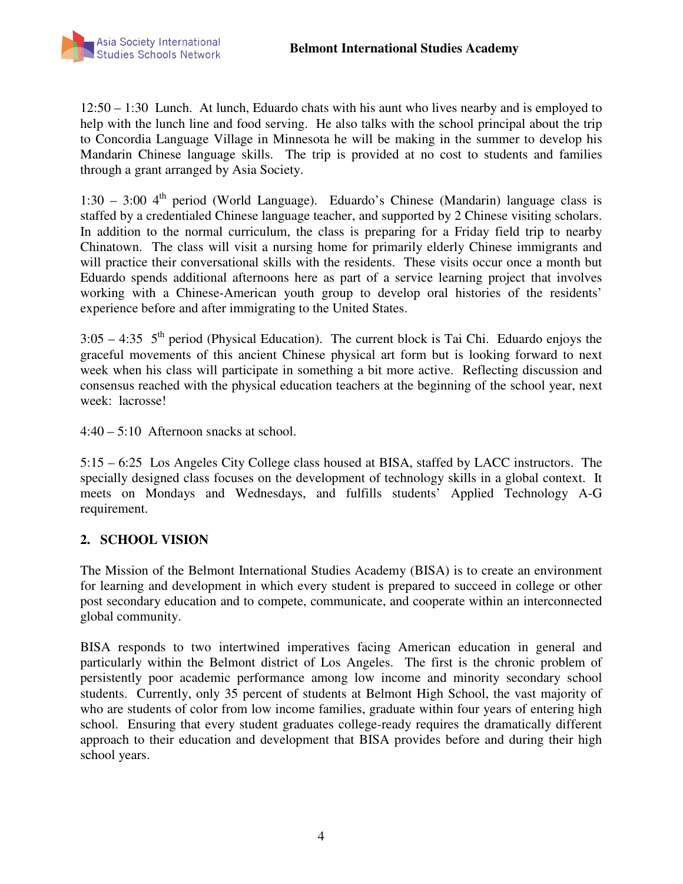12:50 – 1:30 Lunch. At lunch, Eduardo chats with his aunt who lives nearby and is employed to help with the lunch line and food serving. He also talks with the school principal about the trip to Concordia Language Village in Minnesota he will be making in the summer to develop his Mandarin Chinese language skills. The trip is provided at no cost to students and families through a grant arranged by Asia Society.

1:30 – 3:00 4th period (World Language). Eduardo's Chinese (Mandarin) language class is staffed by a credentialed Chinese language teacher, and supported by 2 Chinese visiting scholars. In addition to the normal curriculum, the class is preparing for a Friday field trip to nearby Chinatown. The class will visit a nursing home for primarily elderly Chinese immigrants and will practice their conversational skills with the residents. These visits occur once a month but Eduardo spends additional afternoons here as part of a service learning project that involves working with a Chinese-American youth group to develop oral histories of the residents' experience before and after immigrating to the United States.

3:05 – 4:35 5th period (Physical Education). The current block is Tai Chi. Eduardo enjoys the graceful movements of this ancient Chinese physical art form but is looking forward to next week when his class will participate in something a bit more active. Reflecting discussion and consensus reached with the physical education teachers at the beginning of the school year, next week: lacrosse!

4:40 – 5:10 Afternoon snacks at school.

5:15 – 6:25 Los Angeles City College class housed at BISA, staffed by LACC instructors. The specially designed class focuses on the development of technology skills in a global context. It meets on Mondays and Wednesdays, and fulfills students' Applied Technology A-G requirement.

## 2. SCHOOL VISION

The Mission of the Belmont International Studies Academy (BISA) is to create an environment for learning and development in which every student is prepared to succeed in college or other post secondary education and to compete, communicate, and cooperate within an interconnected global community.

BISA responds to two intertwined imperatives facing American education in general and particularly within the Belmont district of Los Angeles. The first is the chronic problem of persistently poor academic performance among low income and minority secondary school students. Currently, only 35 percent of students at Belmont High School, the vast majority of who are students of color from low income families, graduate within four years of entering high school. Ensuring that every student graduates college-ready requires the dramatically different approach to their education and development that BISA provides before and during their high school years.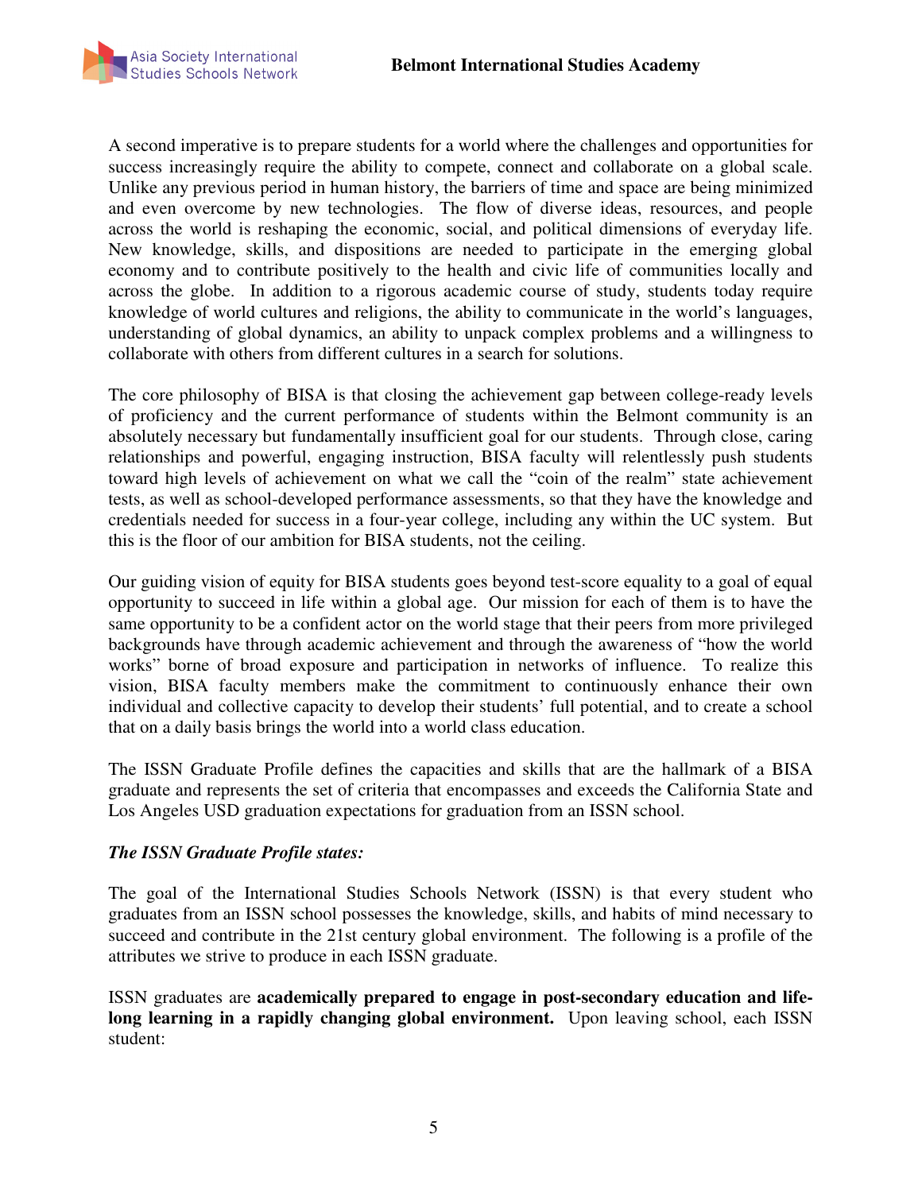A second imperative is to prepare students for a world where the challenges and opportunities for success increasingly require the ability to compete, connect and collaborate on a global scale. Unlike any previous period in human history, the barriers of time and space are being minimized and even overcome by new technologies. The flow of diverse ideas, resources, and people across the world is reshaping the economic, social, and political dimensions of everyday life. New knowledge, skills, and dispositions are needed to participate in the emerging global economy and to contribute positively to the health and civic life of communities locally and across the globe. In addition to a rigorous academic course of study, students today require knowledge of world cultures and religions, the ability to communicate in the world's languages, understanding of global dynamics, an ability to unpack complex problems and a willingness to collaborate with others from different cultures in a search for solutions.

The core philosophy of BISA is that closing the achievement gap between college-ready levels of proficiency and the current performance of students within the Belmont community is an absolutely necessary but fundamentally insufficient goal for our students. Through close, caring relationships and powerful, engaging instruction, BISA faculty will relentlessly push students toward high levels of achievement on what we call the "coin of the realm" state achievement tests, as well as school-developed performance assessments, so that they have the knowledge and credentials needed for success in a four-year college, including any within the UC system. But this is the floor of our ambition for BISA students, not the ceiling.

Our guiding vision of equity for BISA students goes beyond test-score equality to a goal of equal opportunity to succeed in life within a global age. Our mission for each of them is to have the same opportunity to be a confident actor on the world stage that their peers from more privileged backgrounds have through academic achievement and through the awareness of "how the world works" borne of broad exposure and participation in networks of influence. To realize this vision, BISA faculty members make the commitment to continuously enhance their own individual and collective capacity to develop their students' full potential, and to create a school that on a daily basis brings the world into a world class education.

The ISSN Graduate Profile defines the capacities and skills that are the hallmark of a BISA graduate and represents the set of criteria that encompasses and exceeds the California State and Los Angeles USD graduation expectations for graduation from an ISSN school.

***The ISSN Graduate Profile states:***

The goal of the International Studies Schools Network (ISSN) is that every student who graduates from an ISSN school possesses the knowledge, skills, and habits of mind necessary to succeed and contribute in the 21st century global environment. The following is a profile of the attributes we strive to produce in each ISSN graduate.

ISSN graduates are **academically prepared to engage in post-secondary education and life-long learning in a rapidly changing global environment.** Upon leaving school, each ISSN student: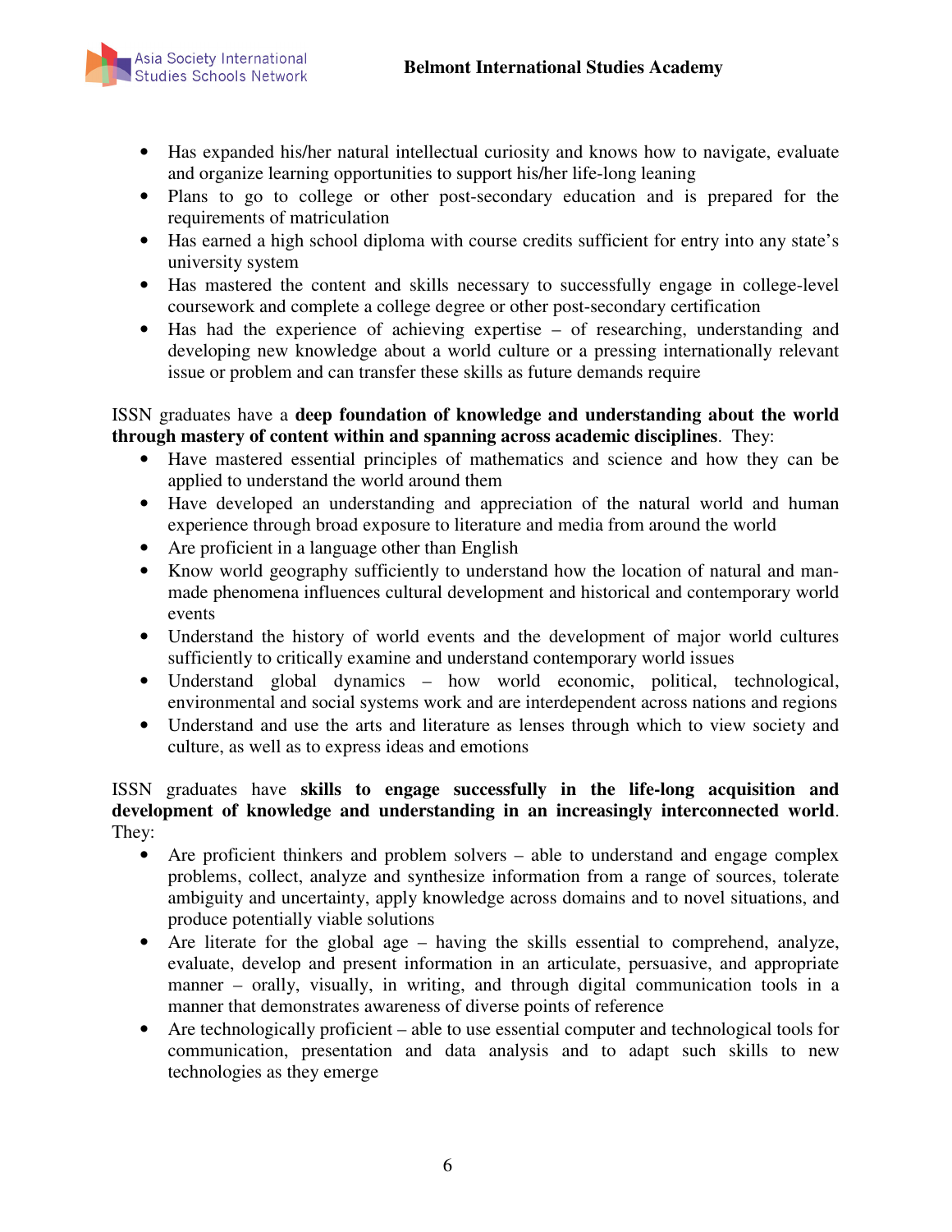- Has expanded his/her natural intellectual curiosity and knows how to navigate, evaluate and organize learning opportunities to support his/her life-long leaning
- Plans to go to college or other post-secondary education and is prepared for the requirements of matriculation
- Has earned a high school diploma with course credits sufficient for entry into any state's university system
- Has mastered the content and skills necessary to successfully engage in college-level coursework and complete a college degree or other post-secondary certification
- Has had the experience of achieving expertise – of researching, understanding and developing new knowledge about a world culture or a pressing internationally relevant issue or problem and can transfer these skills as future demands require

ISSN graduates have a **deep foundation of knowledge and understanding about the world through mastery of content within and spanning across academic disciplines**. They:

- Have mastered essential principles of mathematics and science and how they can be applied to understand the world around them
- Have developed an understanding and appreciation of the natural world and human experience through broad exposure to literature and media from around the world
- Are proficient in a language other than English
- Know world geography sufficiently to understand how the location of natural and man-made phenomena influences cultural development and historical and contemporary world events
- Understand the history of world events and the development of major world cultures sufficiently to critically examine and understand contemporary world issues
- Understand global dynamics – how world economic, political, technological, environmental and social systems work and are interdependent across nations and regions
- Understand and use the arts and literature as lenses through which to view society and culture, as well as to express ideas and emotions

ISSN graduates have **skills to engage successfully in the life-long acquisition and development of knowledge and understanding in an increasingly interconnected world**. They:

- Are proficient thinkers and problem solvers – able to understand and engage complex problems, collect, analyze and synthesize information from a range of sources, tolerate ambiguity and uncertainty, apply knowledge across domains and to novel situations, and produce potentially viable solutions
- Are literate for the global age – having the skills essential to comprehend, analyze, evaluate, develop and present information in an articulate, persuasive, and appropriate manner – orally, visually, in writing, and through digital communication tools in a manner that demonstrates awareness of diverse points of reference
- Are technologically proficient – able to use essential computer and technological tools for communication, presentation and data analysis and to adapt such skills to new technologies as they emerge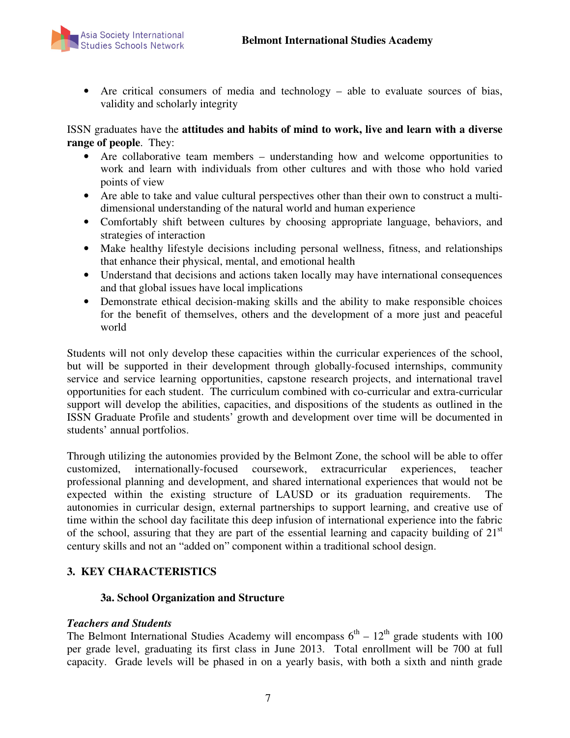- Are critical consumers of media and technology – able to evaluate sources of bias, validity and scholarly integrity

ISSN graduates have the **attitudes and habits of mind to work, live and learn with a diverse range of people**. They:

- Are collaborative team members – understanding how and welcome opportunities to work and learn with individuals from other cultures and with those who hold varied points of view
- Are able to take and value cultural perspectives other than their own to construct a multi-dimensional understanding of the natural world and human experience
- Comfortably shift between cultures by choosing appropriate language, behaviors, and strategies of interaction
- Make healthy lifestyle decisions including personal wellness, fitness, and relationships that enhance their physical, mental, and emotional health
- Understand that decisions and actions taken locally may have international consequences and that global issues have local implications
- Demonstrate ethical decision-making skills and the ability to make responsible choices for the benefit of themselves, others and the development of a more just and peaceful world

Students will not only develop these capacities within the curricular experiences of the school, but will be supported in their development through globally-focused internships, community service and service learning opportunities, capstone research projects, and international travel opportunities for each student. The curriculum combined with co-curricular and extra-curricular support will develop the abilities, capacities, and dispositions of the students as outlined in the ISSN Graduate Profile and students' growth and development over time will be documented in students' annual portfolios.

Through utilizing the autonomies provided by the Belmont Zone, the school will be able to offer customized, internationally-focused coursework, extracurricular experiences, teacher professional planning and development, and shared international experiences that would not be expected within the existing structure of LAUSD or its graduation requirements. The autonomies in curricular design, external partnerships to support learning, and creative use of time within the school day facilitate this deep infusion of international experience into the fabric of the school, assuring that they are part of the essential learning and capacity building of 21st century skills and not an "added on" component within a traditional school design.

## 3. KEY CHARACTERISTICS

### 3a. School Organization and Structure

***Teachers and Students***

The Belmont International Studies Academy will encompass 6th – 12th grade students with 100 per grade level, graduating its first class in June 2013. Total enrollment will be 700 at full capacity. Grade levels will be phased in on a yearly basis, with both a sixth and ninth grade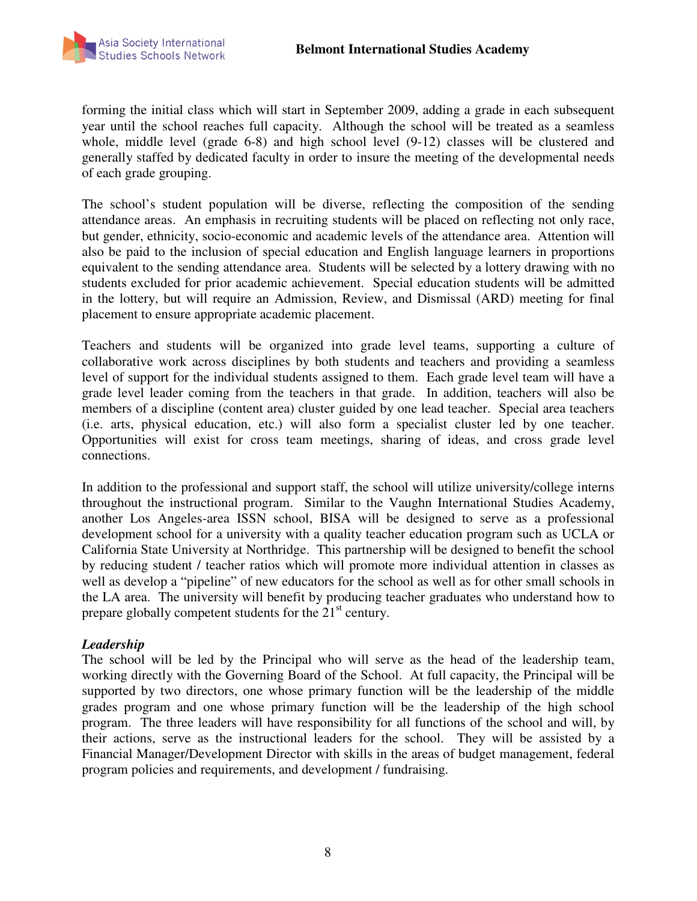forming the initial class which will start in September 2009, adding a grade in each subsequent year until the school reaches full capacity. Although the school will be treated as a seamless whole, middle level (grade 6-8) and high school level (9-12) classes will be clustered and generally staffed by dedicated faculty in order to insure the meeting of the developmental needs of each grade grouping.

The school's student population will be diverse, reflecting the composition of the sending attendance areas. An emphasis in recruiting students will be placed on reflecting not only race, but gender, ethnicity, socio-economic and academic levels of the attendance area. Attention will also be paid to the inclusion of special education and English language learners in proportions equivalent to the sending attendance area. Students will be selected by a lottery drawing with no students excluded for prior academic achievement. Special education students will be admitted in the lottery, but will require an Admission, Review, and Dismissal (ARD) meeting for final placement to ensure appropriate academic placement.

Teachers and students will be organized into grade level teams, supporting a culture of collaborative work across disciplines by both students and teachers and providing a seamless level of support for the individual students assigned to them. Each grade level team will have a grade level leader coming from the teachers in that grade. In addition, teachers will also be members of a discipline (content area) cluster guided by one lead teacher. Special area teachers (i.e. arts, physical education, etc.) will also form a specialist cluster led by one teacher. Opportunities will exist for cross team meetings, sharing of ideas, and cross grade level connections.

In addition to the professional and support staff, the school will utilize university/college interns throughout the instructional program. Similar to the Vaughn International Studies Academy, another Los Angeles-area ISSN school, BISA will be designed to serve as a professional development school for a university with a quality teacher education program such as UCLA or California State University at Northridge. This partnership will be designed to benefit the school by reducing student / teacher ratios which will promote more individual attention in classes as well as develop a "pipeline" of new educators for the school as well as for other small schools in the LA area. The university will benefit by producing teacher graduates who understand how to prepare globally competent students for the 21st century.

***Leadership***

The school will be led by the Principal who will serve as the head of the leadership team, working directly with the Governing Board of the School. At full capacity, the Principal will be supported by two directors, one whose primary function will be the leadership of the middle grades program and one whose primary function will be the leadership of the high school program. The three leaders will have responsibility for all functions of the school and will, by their actions, serve as the instructional leaders for the school. They will be assisted by a Financial Manager/Development Director with skills in the areas of budget management, federal program policies and requirements, and development / fundraising.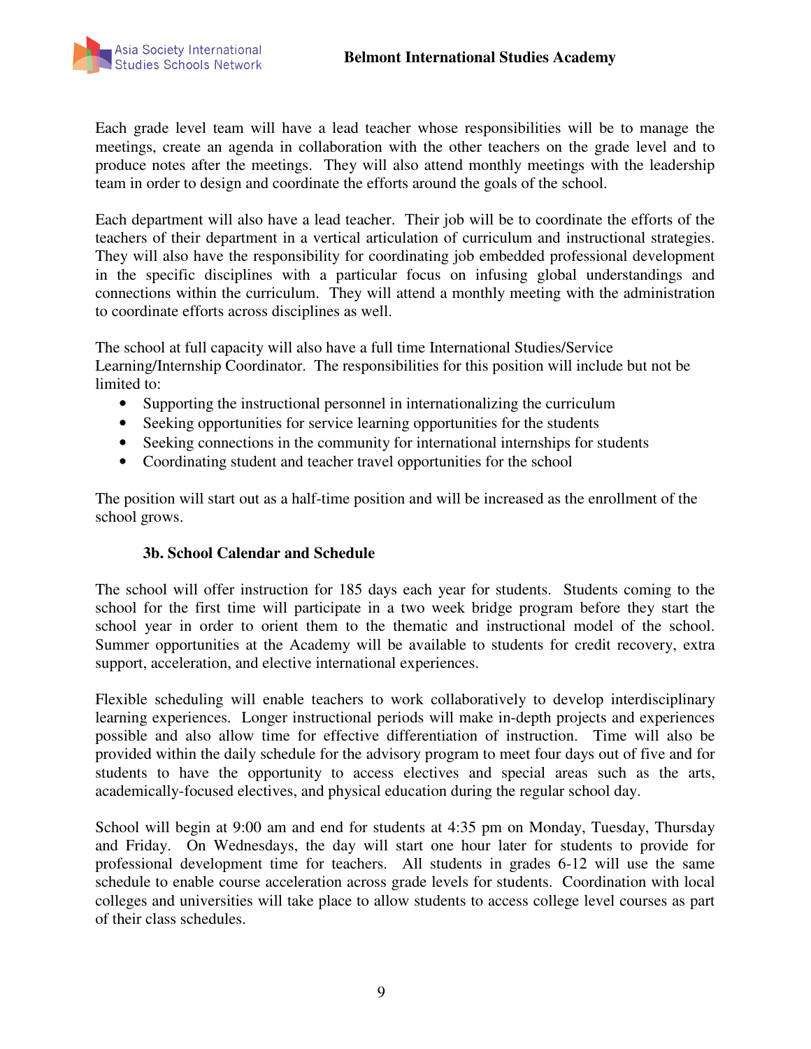Each grade level team will have a lead teacher whose responsibilities will be to manage the meetings, create an agenda in collaboration with the other teachers on the grade level and to produce notes after the meetings. They will also attend monthly meetings with the leadership team in order to design and coordinate the efforts around the goals of the school.

Each department will also have a lead teacher. Their job will be to coordinate the efforts of the teachers of their department in a vertical articulation of curriculum and instructional strategies. They will also have the responsibility for coordinating job embedded professional development in the specific disciplines with a particular focus on infusing global understandings and connections within the curriculum. They will attend a monthly meeting with the administration to coordinate efforts across disciplines as well.

The school at full capacity will also have a full time International Studies/Service Learning/Internship Coordinator. The responsibilities for this position will include but not be limited to:

- Supporting the instructional personnel in internationalizing the curriculum
- Seeking opportunities for service learning opportunities for the students
- Seeking connections in the community for international internships for students
- Coordinating student and teacher travel opportunities for the school

The position will start out as a half-time position and will be increased as the enrollment of the school grows.

### 3b. School Calendar and Schedule

The school will offer instruction for 185 days each year for students. Students coming to the school for the first time will participate in a two week bridge program before they start the school year in order to orient them to the thematic and instructional model of the school. Summer opportunities at the Academy will be available to students for credit recovery, extra support, acceleration, and elective international experiences.

Flexible scheduling will enable teachers to work collaboratively to develop interdisciplinary learning experiences. Longer instructional periods will make in-depth projects and experiences possible and also allow time for effective differentiation of instruction. Time will also be provided within the daily schedule for the advisory program to meet four days out of five and for students to have the opportunity to access electives and special areas such as the arts, academically-focused electives, and physical education during the regular school day.

School will begin at 9:00 am and end for students at 4:35 pm on Monday, Tuesday, Thursday and Friday. On Wednesdays, the day will start one hour later for students to provide for professional development time for teachers. All students in grades 6-12 will use the same schedule to enable course acceleration across grade levels for students. Coordination with local colleges and universities will take place to allow students to access college level courses as part of their class schedules.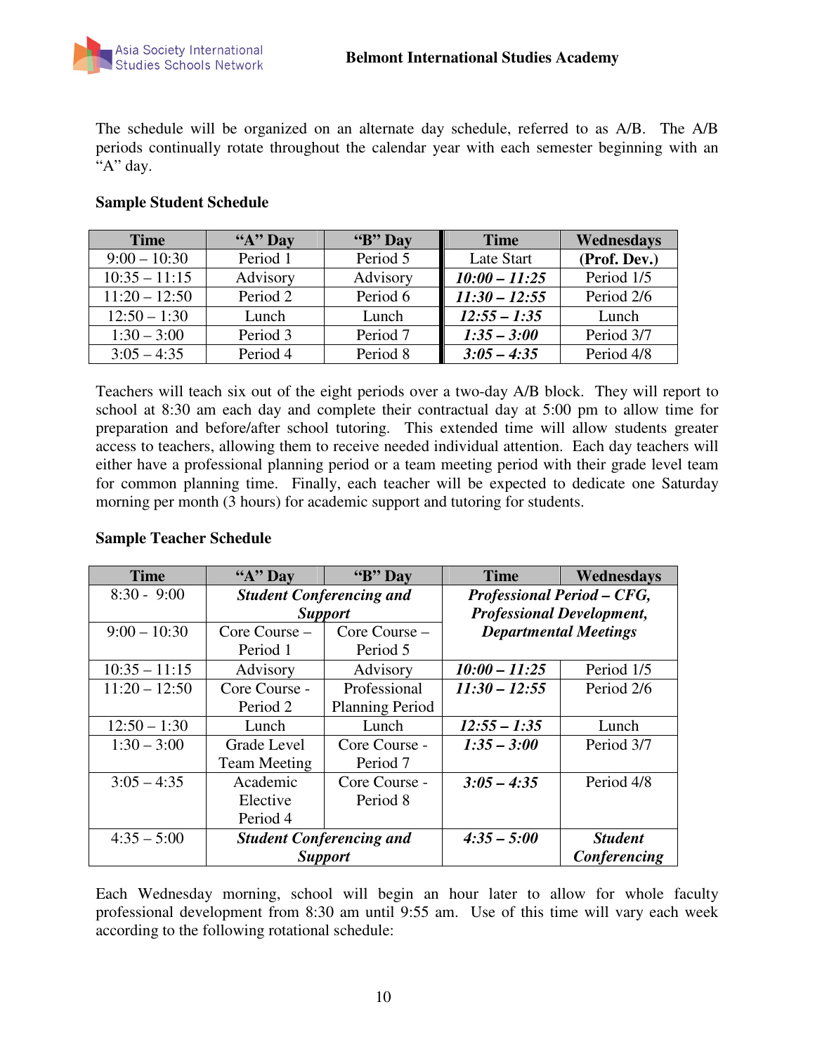The schedule will be organized on an alternate day schedule, referred to as A/B. The A/B periods continually rotate throughout the calendar year with each semester beginning with an "A" day.

**Sample Student Schedule**

| Time | "A" Day | "B" Day | Time | Wednesdays |
|---|---|---|---|---|
| 9:00 – 10:30 | Period 1 | Period 5 | Late Start | **(Prof. Dev.)** |
| 10:35 – 11:15 | Advisory | Advisory | ***10:00 – 11:25*** | Period 1/5 |
| 11:20 – 12:50 | Period 2 | Period 6 | ***11:30 – 12:55*** | Period 2/6 |
| 12:50 – 1:30 | Lunch | Lunch | ***12:55 – 1:35*** | Lunch |
| 1:30 – 3:00 | Period 3 | Period 7 | ***1:35 – 3:00*** | Period 3/7 |
| 3:05 – 4:35 | Period 4 | Period 8 | ***3:05 – 4:35*** | Period 4/8 |

Teachers will teach six out of the eight periods over a two-day A/B block. They will report to school at 8:30 am each day and complete their contractual day at 5:00 pm to allow time for preparation and before/after school tutoring. This extended time will allow students greater access to teachers, allowing them to receive needed individual attention. Each day teachers will either have a professional planning period or a team meeting period with their grade level team for common planning time. Finally, each teacher will be expected to dedicate one Saturday morning per month (3 hours) for academic support and tutoring for students.

**Sample Teacher Schedule**

| Time | "A" Day | "B" Day | Time | Wednesdays |
|---|---|---|---|---|
| 8:30 - 9:00 | ***Student Conferencing and Support*** | | ***Professional Period – CFG, Professional Development, Departmental Meetings*** | |
| 9:00 – 10:30 | Core Course – Period 1 | Core Course – Period 5 | | |
| 10:35 – 11:15 | Advisory | Advisory | ***10:00 – 11:25*** | Period 1/5 |
| 11:20 – 12:50 | Core Course - Period 2 | Professional Planning Period | ***11:30 – 12:55*** | Period 2/6 |
| 12:50 – 1:30 | Lunch | Lunch | ***12:55 – 1:35*** | Lunch |
| 1:30 – 3:00 | Grade Level Team Meeting | Core Course - Period 7 | ***1:35 – 3:00*** | Period 3/7 |
| 3:05 – 4:35 | Academic Elective Period 4 | Core Course - Period 8 | ***3:05 – 4:35*** | Period 4/8 |
| 4:35 – 5:00 | ***Student Conferencing and Support*** | | ***4:35 – 5:00*** | ***Student Conferencing*** |

Each Wednesday morning, school will begin an hour later to allow for whole faculty professional development from 8:30 am until 9:55 am. Use of this time will vary each week according to the following rotational schedule: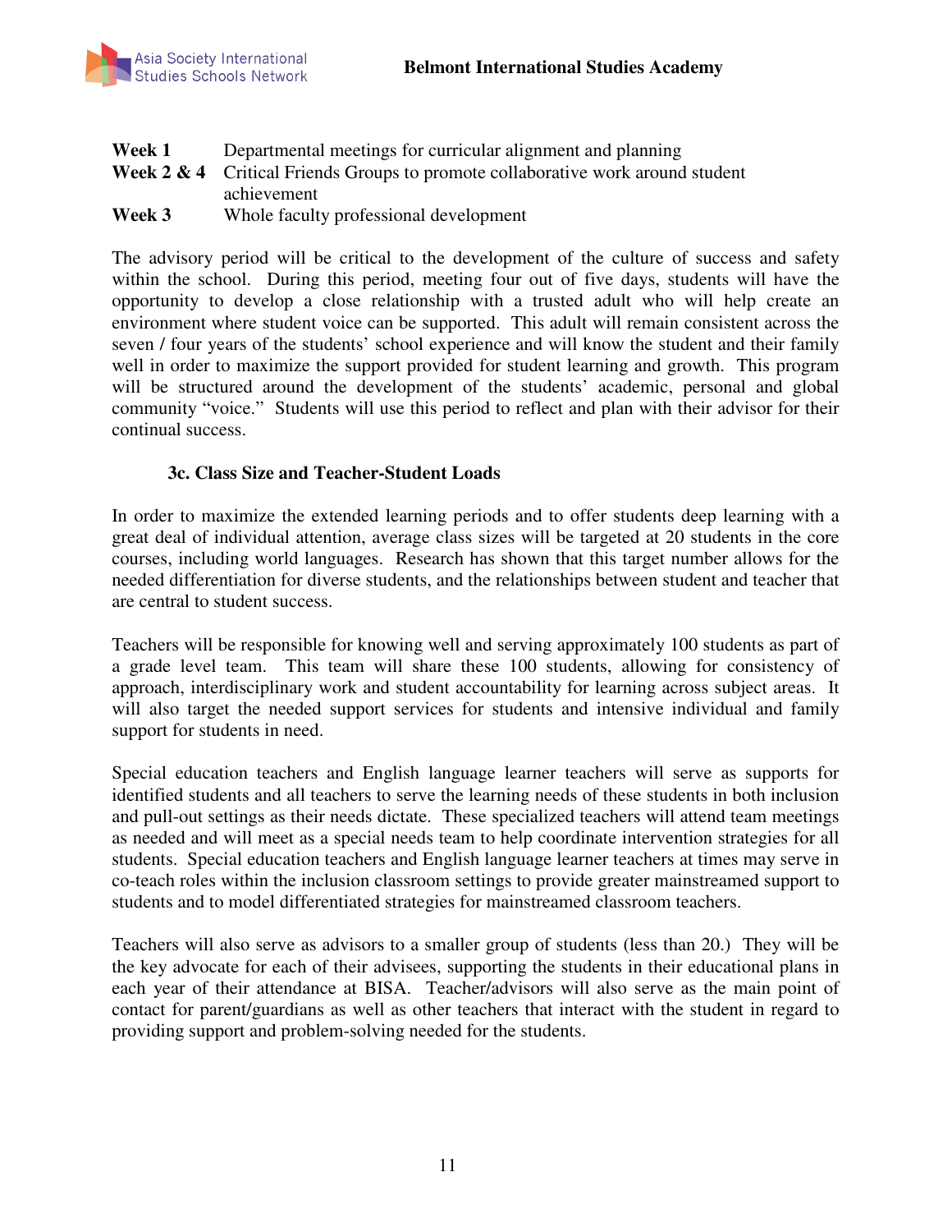**Week 1** Departmental meetings for curricular alignment and planning
**Week 2 & 4** Critical Friends Groups to promote collaborative work around student achievement
**Week 3** Whole faculty professional development

The advisory period will be critical to the development of the culture of success and safety within the school. During this period, meeting four out of five days, students will have the opportunity to develop a close relationship with a trusted adult who will help create an environment where student voice can be supported. This adult will remain consistent across the seven / four years of the students' school experience and will know the student and their family well in order to maximize the support provided for student learning and growth. This program will be structured around the development of the students' academic, personal and global community "voice." Students will use this period to reflect and plan with their advisor for their continual success.

### 3c. Class Size and Teacher-Student Loads

In order to maximize the extended learning periods and to offer students deep learning with a great deal of individual attention, average class sizes will be targeted at 20 students in the core courses, including world languages. Research has shown that this target number allows for the needed differentiation for diverse students, and the relationships between student and teacher that are central to student success.

Teachers will be responsible for knowing well and serving approximately 100 students as part of a grade level team. This team will share these 100 students, allowing for consistency of approach, interdisciplinary work and student accountability for learning across subject areas. It will also target the needed support services for students and intensive individual and family support for students in need.

Special education teachers and English language learner teachers will serve as supports for identified students and all teachers to serve the learning needs of these students in both inclusion and pull-out settings as their needs dictate. These specialized teachers will attend team meetings as needed and will meet as a special needs team to help coordinate intervention strategies for all students. Special education teachers and English language learner teachers at times may serve in co-teach roles within the inclusion classroom settings to provide greater mainstreamed support to students and to model differentiated strategies for mainstreamed classroom teachers.

Teachers will also serve as advisors to a smaller group of students (less than 20.) They will be the key advocate for each of their advisees, supporting the students in their educational plans in each year of their attendance at BISA. Teacher/advisors will also serve as the main point of contact for parent/guardians as well as other teachers that interact with the student in regard to providing support and problem-solving needed for the students.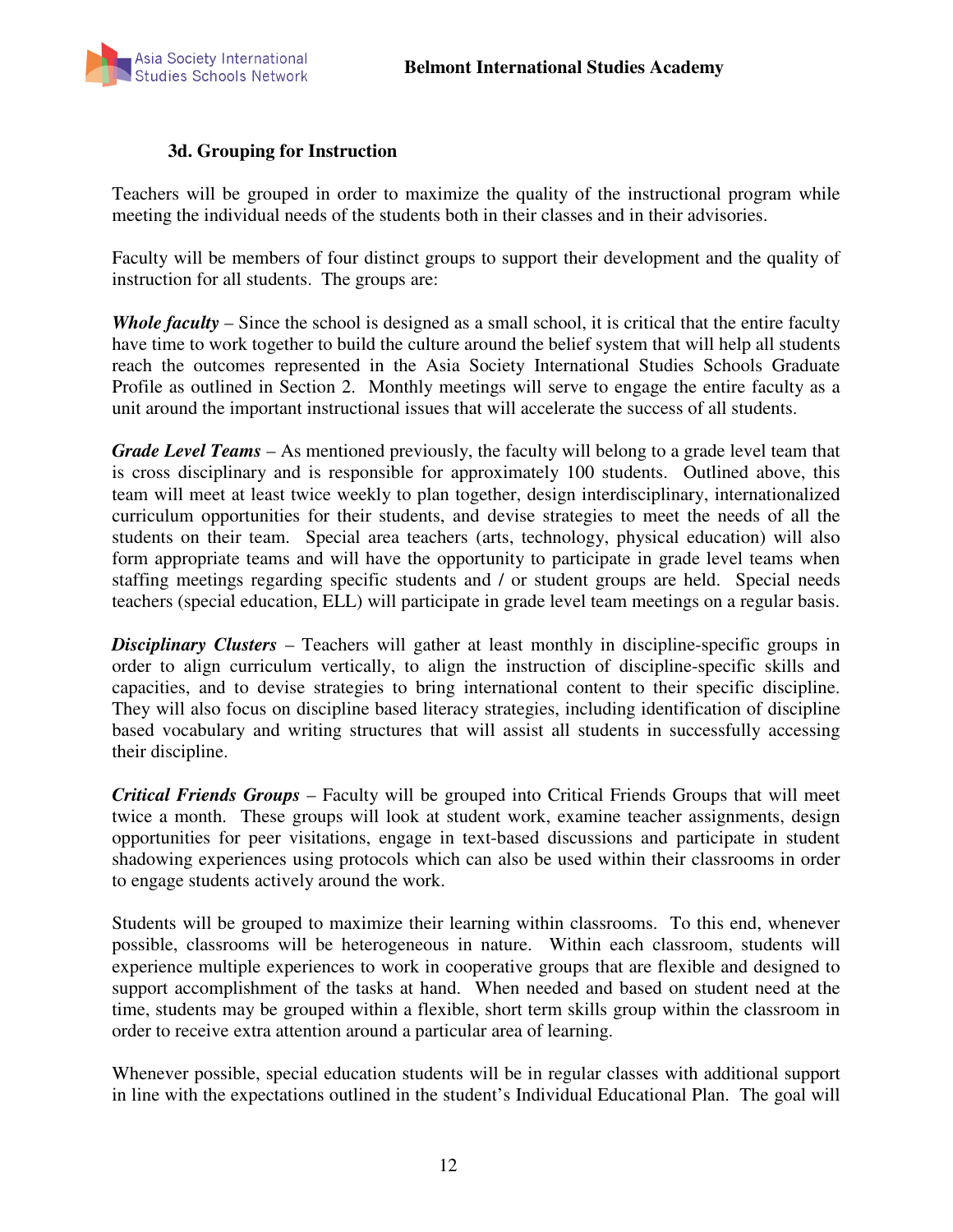### 3d. Grouping for Instruction

Teachers will be grouped in order to maximize the quality of the instructional program while meeting the individual needs of the students both in their classes and in their advisories.

Faculty will be members of four distinct groups to support their development and the quality of instruction for all students. The groups are:

***Whole faculty*** – Since the school is designed as a small school, it is critical that the entire faculty have time to work together to build the culture around the belief system that will help all students reach the outcomes represented in the Asia Society International Studies Schools Graduate Profile as outlined in Section 2. Monthly meetings will serve to engage the entire faculty as a unit around the important instructional issues that will accelerate the success of all students.

***Grade Level Teams*** – As mentioned previously, the faculty will belong to a grade level team that is cross disciplinary and is responsible for approximately 100 students. Outlined above, this team will meet at least twice weekly to plan together, design interdisciplinary, internationalized curriculum opportunities for their students, and devise strategies to meet the needs of all the students on their team. Special area teachers (arts, technology, physical education) will also form appropriate teams and will have the opportunity to participate in grade level teams when staffing meetings regarding specific students and / or student groups are held. Special needs teachers (special education, ELL) will participate in grade level team meetings on a regular basis.

***Disciplinary Clusters*** – Teachers will gather at least monthly in discipline-specific groups in order to align curriculum vertically, to align the instruction of discipline-specific skills and capacities, and to devise strategies to bring international content to their specific discipline. They will also focus on discipline based literacy strategies, including identification of discipline based vocabulary and writing structures that will assist all students in successfully accessing their discipline.

***Critical Friends Groups*** – Faculty will be grouped into Critical Friends Groups that will meet twice a month. These groups will look at student work, examine teacher assignments, design opportunities for peer visitations, engage in text-based discussions and participate in student shadowing experiences using protocols which can also be used within their classrooms in order to engage students actively around the work.

Students will be grouped to maximize their learning within classrooms. To this end, whenever possible, classrooms will be heterogeneous in nature. Within each classroom, students will experience multiple experiences to work in cooperative groups that are flexible and designed to support accomplishment of the tasks at hand. When needed and based on student need at the time, students may be grouped within a flexible, short term skills group within the classroom in order to receive extra attention around a particular area of learning.

Whenever possible, special education students will be in regular classes with additional support in line with the expectations outlined in the student's Individual Educational Plan. The goal will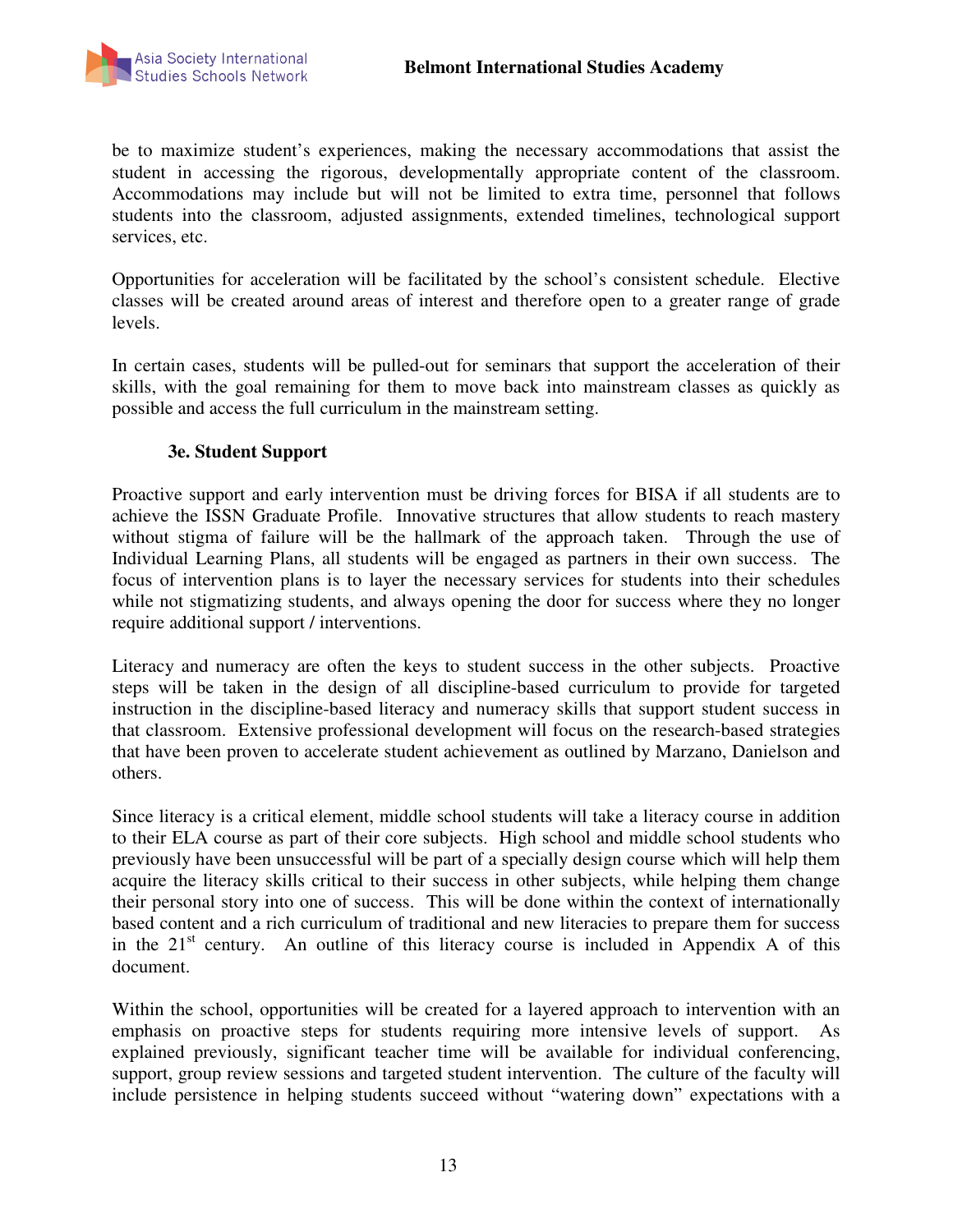be to maximize student's experiences, making the necessary accommodations that assist the student in accessing the rigorous, developmentally appropriate content of the classroom. Accommodations may include but will not be limited to extra time, personnel that follows students into the classroom, adjusted assignments, extended timelines, technological support services, etc.

Opportunities for acceleration will be facilitated by the school's consistent schedule. Elective classes will be created around areas of interest and therefore open to a greater range of grade levels.

In certain cases, students will be pulled-out for seminars that support the acceleration of their skills, with the goal remaining for them to move back into mainstream classes as quickly as possible and access the full curriculum in the mainstream setting.

### 3e. Student Support

Proactive support and early intervention must be driving forces for BISA if all students are to achieve the ISSN Graduate Profile. Innovative structures that allow students to reach mastery without stigma of failure will be the hallmark of the approach taken. Through the use of Individual Learning Plans, all students will be engaged as partners in their own success. The focus of intervention plans is to layer the necessary services for students into their schedules while not stigmatizing students, and always opening the door for success where they no longer require additional support / interventions.

Literacy and numeracy are often the keys to student success in the other subjects. Proactive steps will be taken in the design of all discipline-based curriculum to provide for targeted instruction in the discipline-based literacy and numeracy skills that support student success in that classroom. Extensive professional development will focus on the research-based strategies that have been proven to accelerate student achievement as outlined by Marzano, Danielson and others.

Since literacy is a critical element, middle school students will take a literacy course in addition to their ELA course as part of their core subjects. High school and middle school students who previously have been unsuccessful will be part of a specially design course which will help them acquire the literacy skills critical to their success in other subjects, while helping them change their personal story into one of success. This will be done within the context of internationally based content and a rich curriculum of traditional and new literacies to prepare them for success in the 21st century. An outline of this literacy course is included in Appendix A of this document.

Within the school, opportunities will be created for a layered approach to intervention with an emphasis on proactive steps for students requiring more intensive levels of support. As explained previously, significant teacher time will be available for individual conferencing, support, group review sessions and targeted student intervention. The culture of the faculty will include persistence in helping students succeed without "watering down" expectations with a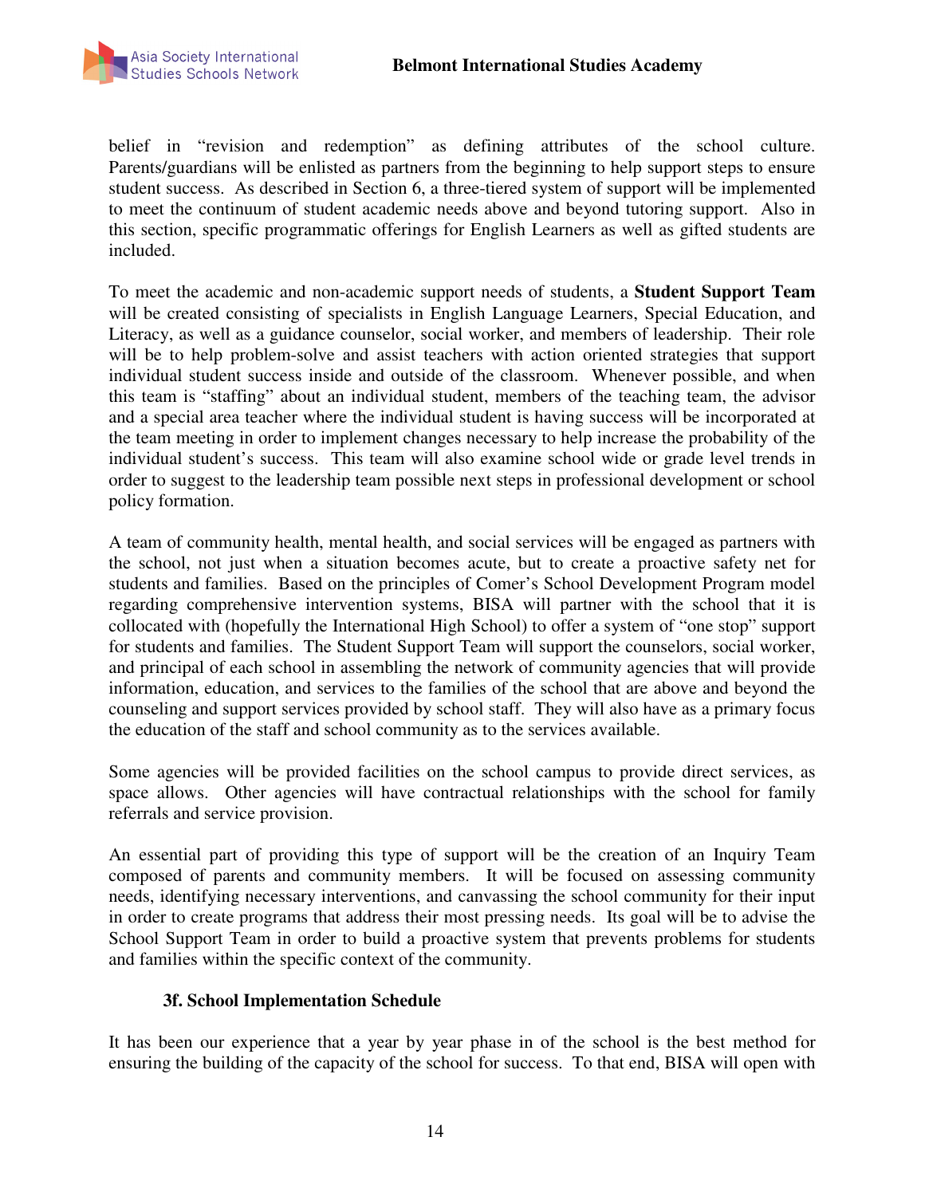belief in "revision and redemption" as defining attributes of the school culture. Parents/guardians will be enlisted as partners from the beginning to help support steps to ensure student success. As described in Section 6, a three-tiered system of support will be implemented to meet the continuum of student academic needs above and beyond tutoring support. Also in this section, specific programmatic offerings for English Learners as well as gifted students are included.

To meet the academic and non-academic support needs of students, a **Student Support Team** will be created consisting of specialists in English Language Learners, Special Education, and Literacy, as well as a guidance counselor, social worker, and members of leadership. Their role will be to help problem-solve and assist teachers with action oriented strategies that support individual student success inside and outside of the classroom. Whenever possible, and when this team is "staffing" about an individual student, members of the teaching team, the advisor and a special area teacher where the individual student is having success will be incorporated at the team meeting in order to implement changes necessary to help increase the probability of the individual student's success. This team will also examine school wide or grade level trends in order to suggest to the leadership team possible next steps in professional development or school policy formation.

A team of community health, mental health, and social services will be engaged as partners with the school, not just when a situation becomes acute, but to create a proactive safety net for students and families. Based on the principles of Comer's School Development Program model regarding comprehensive intervention systems, BISA will partner with the school that it is collocated with (hopefully the International High School) to offer a system of "one stop" support for students and families. The Student Support Team will support the counselors, social worker, and principal of each school in assembling the network of community agencies that will provide information, education, and services to the families of the school that are above and beyond the counseling and support services provided by school staff. They will also have as a primary focus the education of the staff and school community as to the services available.

Some agencies will be provided facilities on the school campus to provide direct services, as space allows. Other agencies will have contractual relationships with the school for family referrals and service provision.

An essential part of providing this type of support will be the creation of an Inquiry Team composed of parents and community members. It will be focused on assessing community needs, identifying necessary interventions, and canvassing the school community for their input in order to create programs that address their most pressing needs. Its goal will be to advise the School Support Team in order to build a proactive system that prevents problems for students and families within the specific context of the community.

### 3f. School Implementation Schedule

It has been our experience that a year by year phase in of the school is the best method for ensuring the building of the capacity of the school for success. To that end, BISA will open with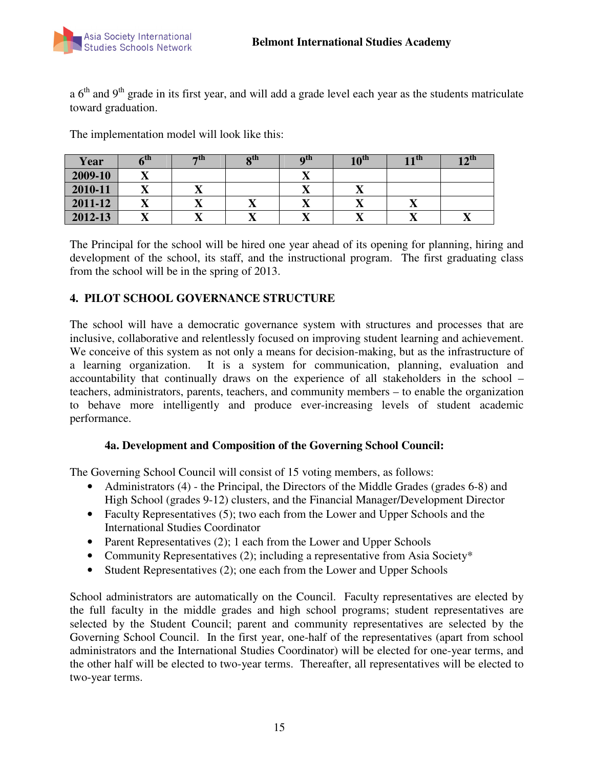a 6th and 9th grade in its first year, and will add a grade level each year as the students matriculate toward graduation.

The implementation model will look like this:

| Year | 6th | 7th | 8th | 9th | 10th | 11th | 12th |
|---|---|---|---|---|---|---|---|
| 2009-10 | X | | | X | | | |
| 2010-11 | X | X | | X | X | | |
| 2011-12 | X | X | X | X | X | X | |
| 2012-13 | X | X | X | X | X | X | X |

The Principal for the school will be hired one year ahead of its opening for planning, hiring and development of the school, its staff, and the instructional program. The first graduating class from the school will be in the spring of 2013.

## 4. PILOT SCHOOL GOVERNANCE STRUCTURE

The school will have a democratic governance system with structures and processes that are inclusive, collaborative and relentlessly focused on improving student learning and achievement. We conceive of this system as not only a means for decision-making, but as the infrastructure of a learning organization. It is a system for communication, planning, evaluation and accountability that continually draws on the experience of all stakeholders in the school – teachers, administrators, parents, teachers, and community members – to enable the organization to behave more intelligently and produce ever-increasing levels of student academic performance.

### 4a. Development and Composition of the Governing School Council:

The Governing School Council will consist of 15 voting members, as follows:

- Administrators (4) - the Principal, the Directors of the Middle Grades (grades 6-8) and High School (grades 9-12) clusters, and the Financial Manager/Development Director
- Faculty Representatives (5); two each from the Lower and Upper Schools and the International Studies Coordinator
- Parent Representatives (2); 1 each from the Lower and Upper Schools
- Community Representatives (2); including a representative from Asia Society*
- Student Representatives (2); one each from the Lower and Upper Schools

School administrators are automatically on the Council. Faculty representatives are elected by the full faculty in the middle grades and high school programs; student representatives are selected by the Student Council; parent and community representatives are selected by the Governing School Council. In the first year, one-half of the representatives (apart from school administrators and the International Studies Coordinator) will be elected for one-year terms, and the other half will be elected to two-year terms. Thereafter, all representatives will be elected to two-year terms.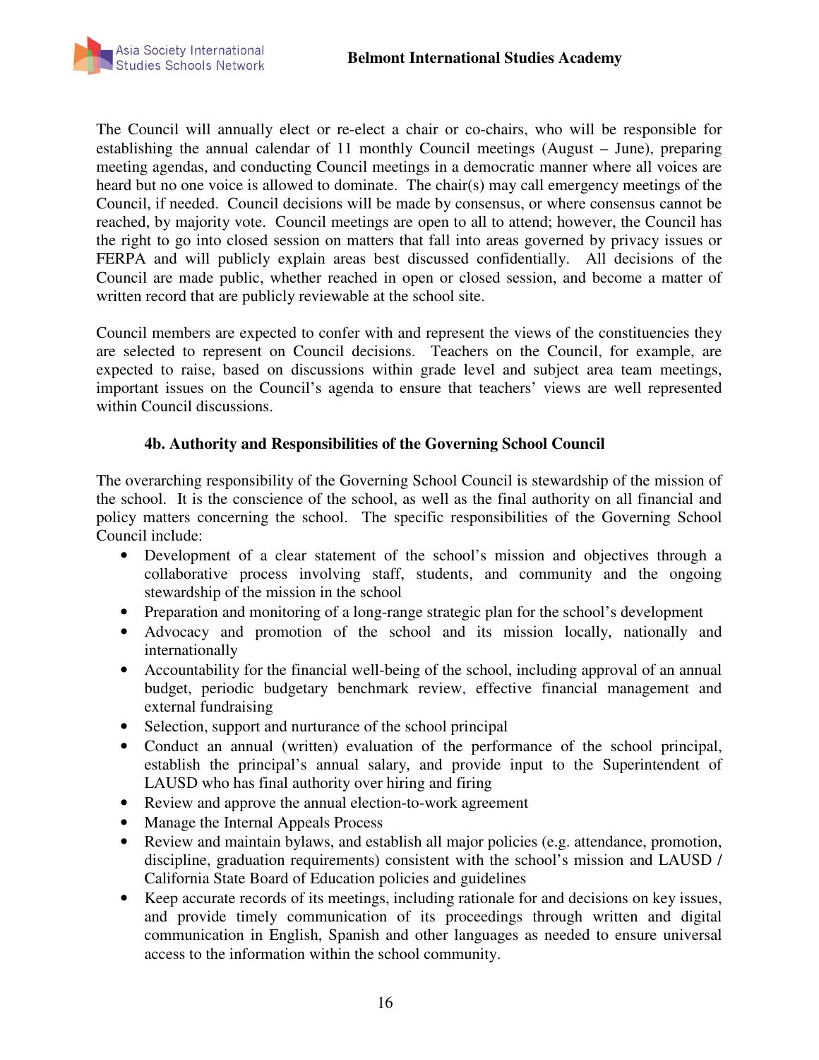The Council will annually elect or re-elect a chair or co-chairs, who will be responsible for establishing the annual calendar of 11 monthly Council meetings (August – June), preparing meeting agendas, and conducting Council meetings in a democratic manner where all voices are heard but no one voice is allowed to dominate. The chair(s) may call emergency meetings of the Council, if needed. Council decisions will be made by consensus, or where consensus cannot be reached, by majority vote. Council meetings are open to all to attend; however, the Council has the right to go into closed session on matters that fall into areas governed by privacy issues or FERPA and will publicly explain areas best discussed confidentially. All decisions of the Council are made public, whether reached in open or closed session, and become a matter of written record that are publicly reviewable at the school site.

Council members are expected to confer with and represent the views of the constituencies they are selected to represent on Council decisions. Teachers on the Council, for example, are expected to raise, based on discussions within grade level and subject area team meetings, important issues on the Council's agenda to ensure that teachers' views are well represented within Council discussions.

### 4b. Authority and Responsibilities of the Governing School Council

The overarching responsibility of the Governing School Council is stewardship of the mission of the school. It is the conscience of the school, as well as the final authority on all financial and policy matters concerning the school. The specific responsibilities of the Governing School Council include:

- Development of a clear statement of the school's mission and objectives through a collaborative process involving staff, students, and community and the ongoing stewardship of the mission in the school
- Preparation and monitoring of a long-range strategic plan for the school's development
- Advocacy and promotion of the school and its mission locally, nationally and internationally
- Accountability for the financial well-being of the school, including approval of an annual budget, periodic budgetary benchmark review, effective financial management and external fundraising
- Selection, support and nurturance of the school principal
- Conduct an annual (written) evaluation of the performance of the school principal, establish the principal's annual salary, and provide input to the Superintendent of LAUSD who has final authority over hiring and firing
- Review and approve the annual election-to-work agreement
- Manage the Internal Appeals Process
- Review and maintain bylaws, and establish all major policies (e.g. attendance, promotion, discipline, graduation requirements) consistent with the school's mission and LAUSD / California State Board of Education policies and guidelines
- Keep accurate records of its meetings, including rationale for and decisions on key issues, and provide timely communication of its proceedings through written and digital communication in English, Spanish and other languages as needed to ensure universal access to the information within the school community.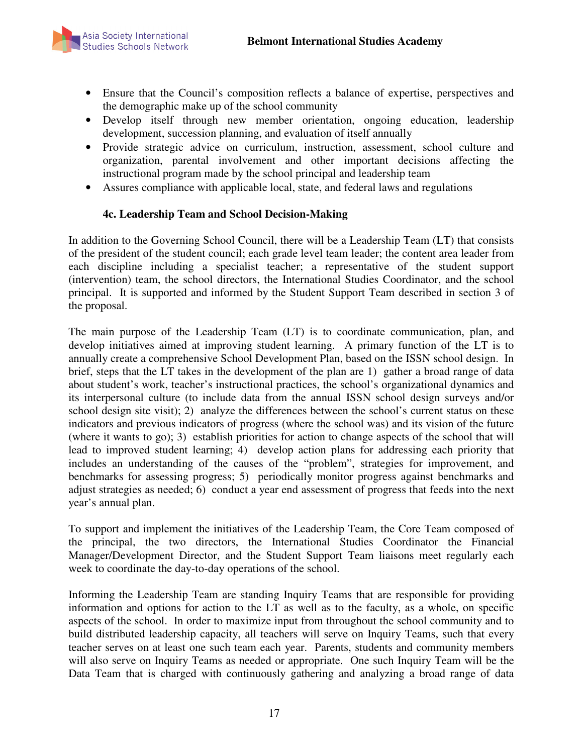- Ensure that the Council's composition reflects a balance of expertise, perspectives and the demographic make up of the school community
- Develop itself through new member orientation, ongoing education, leadership development, succession planning, and evaluation of itself annually
- Provide strategic advice on curriculum, instruction, assessment, school culture and organization, parental involvement and other important decisions affecting the instructional program made by the school principal and leadership team
- Assures compliance with applicable local, state, and federal laws and regulations

### 4c. Leadership Team and School Decision-Making

In addition to the Governing School Council, there will be a Leadership Team (LT) that consists of the president of the student council; each grade level team leader; the content area leader from each discipline including a specialist teacher; a representative of the student support (intervention) team, the school directors, the International Studies Coordinator, and the school principal. It is supported and informed by the Student Support Team described in section 3 of the proposal.

The main purpose of the Leadership Team (LT) is to coordinate communication, plan, and develop initiatives aimed at improving student learning. A primary function of the LT is to annually create a comprehensive School Development Plan, based on the ISSN school design. In brief, steps that the LT takes in the development of the plan are 1) gather a broad range of data about student's work, teacher's instructional practices, the school's organizational dynamics and its interpersonal culture (to include data from the annual ISSN school design surveys and/or school design site visit); 2) analyze the differences between the school's current status on these indicators and previous indicators of progress (where the school was) and its vision of the future (where it wants to go); 3) establish priorities for action to change aspects of the school that will lead to improved student learning; 4) develop action plans for addressing each priority that includes an understanding of the causes of the "problem", strategies for improvement, and benchmarks for assessing progress; 5) periodically monitor progress against benchmarks and adjust strategies as needed; 6) conduct a year end assessment of progress that feeds into the next year's annual plan.

To support and implement the initiatives of the Leadership Team, the Core Team composed of the principal, the two directors, the International Studies Coordinator the Financial Manager/Development Director, and the Student Support Team liaisons meet regularly each week to coordinate the day-to-day operations of the school.

Informing the Leadership Team are standing Inquiry Teams that are responsible for providing information and options for action to the LT as well as to the faculty, as a whole, on specific aspects of the school. In order to maximize input from throughout the school community and to build distributed leadership capacity, all teachers will serve on Inquiry Teams, such that every teacher serves on at least one such team each year. Parents, students and community members will also serve on Inquiry Teams as needed or appropriate. One such Inquiry Team will be the Data Team that is charged with continuously gathering and analyzing a broad range of data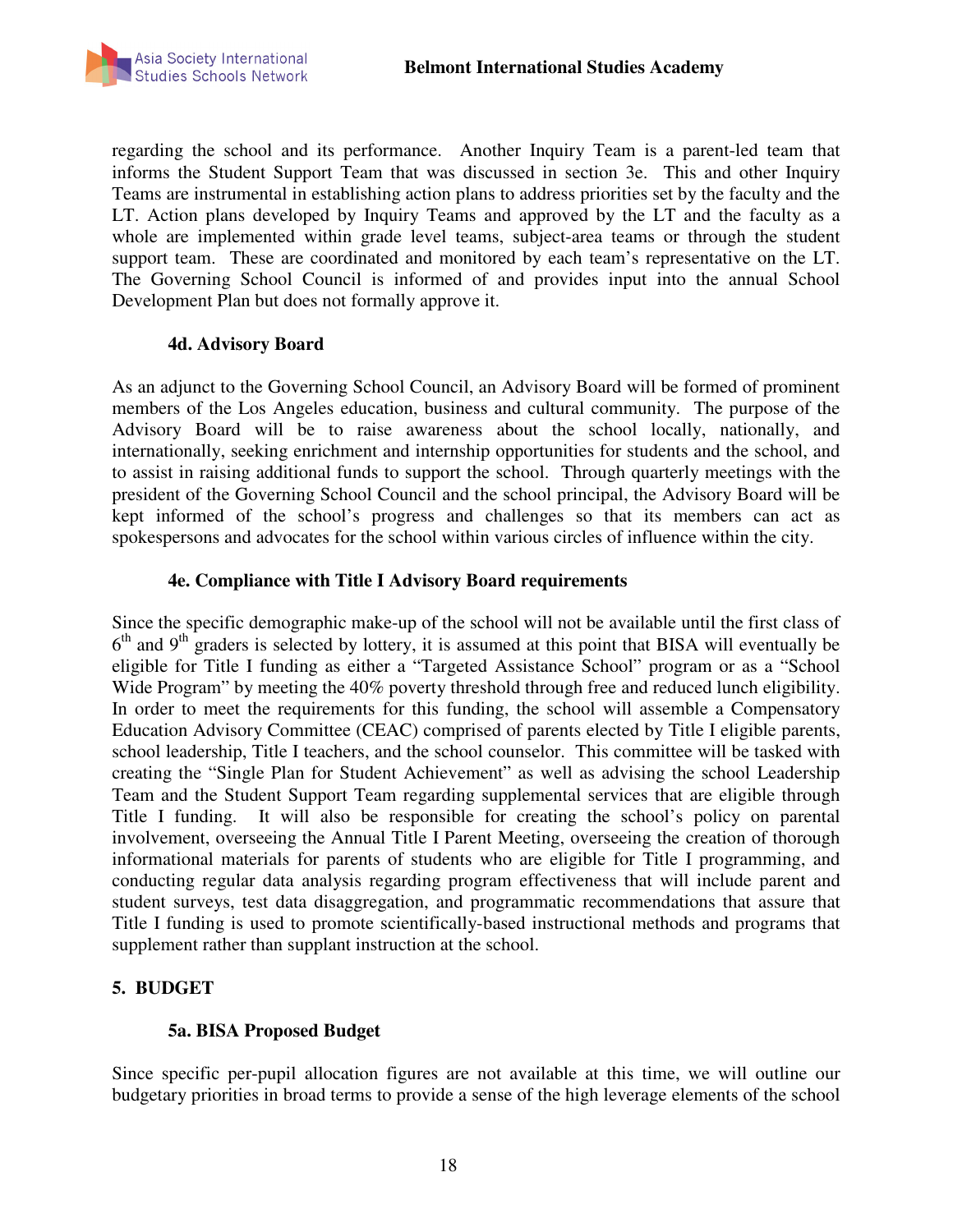regarding the school and its performance. Another Inquiry Team is a parent-led team that informs the Student Support Team that was discussed in section 3e. This and other Inquiry Teams are instrumental in establishing action plans to address priorities set by the faculty and the LT. Action plans developed by Inquiry Teams and approved by the LT and the faculty as a whole are implemented within grade level teams, subject-area teams or through the student support team. These are coordinated and monitored by each team's representative on the LT. The Governing School Council is informed of and provides input into the annual School Development Plan but does not formally approve it.

### 4d. Advisory Board

As an adjunct to the Governing School Council, an Advisory Board will be formed of prominent members of the Los Angeles education, business and cultural community. The purpose of the Advisory Board will be to raise awareness about the school locally, nationally, and internationally, seeking enrichment and internship opportunities for students and the school, and to assist in raising additional funds to support the school. Through quarterly meetings with the president of the Governing School Council and the school principal, the Advisory Board will be kept informed of the school's progress and challenges so that its members can act as spokespersons and advocates for the school within various circles of influence within the city.

### 4e. Compliance with Title I Advisory Board requirements

Since the specific demographic make-up of the school will not be available until the first class of 6th and 9th graders is selected by lottery, it is assumed at this point that BISA will eventually be eligible for Title I funding as either a "Targeted Assistance School" program or as a "School Wide Program" by meeting the 40% poverty threshold through free and reduced lunch eligibility. In order to meet the requirements for this funding, the school will assemble a Compensatory Education Advisory Committee (CEAC) comprised of parents elected by Title I eligible parents, school leadership, Title I teachers, and the school counselor. This committee will be tasked with creating the "Single Plan for Student Achievement" as well as advising the school Leadership Team and the Student Support Team regarding supplemental services that are eligible through Title I funding. It will also be responsible for creating the school's policy on parental involvement, overseeing the Annual Title I Parent Meeting, overseeing the creation of thorough informational materials for parents of students who are eligible for Title I programming, and conducting regular data analysis regarding program effectiveness that will include parent and student surveys, test data disaggregation, and programmatic recommendations that assure that Title I funding is used to promote scientifically-based instructional methods and programs that supplement rather than supplant instruction at the school.

## 5. BUDGET

### 5a. BISA Proposed Budget

Since specific per-pupil allocation figures are not available at this time, we will outline our budgetary priorities in broad terms to provide a sense of the high leverage elements of the school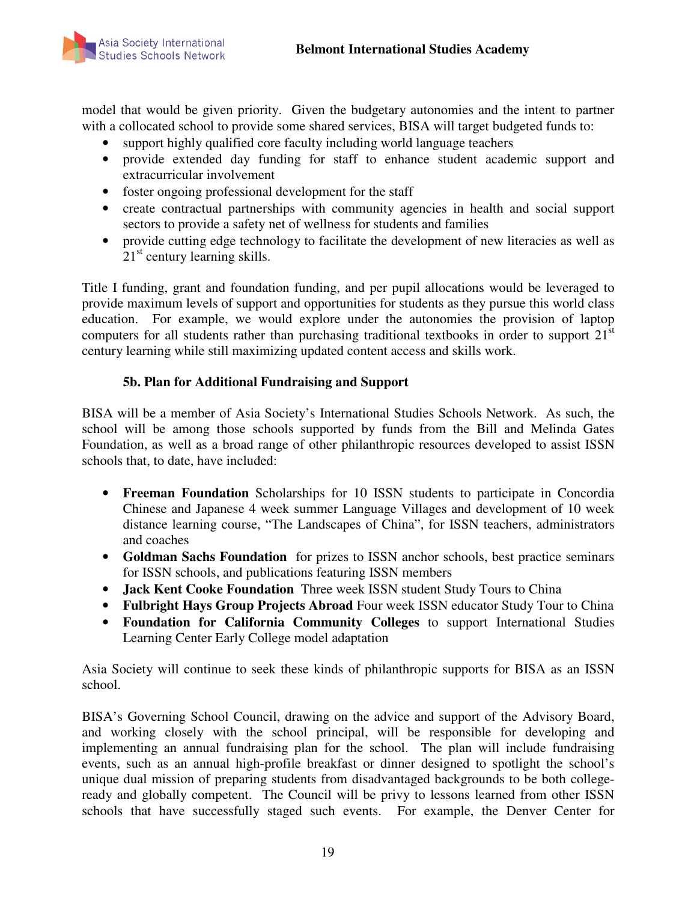model that would be given priority. Given the budgetary autonomies and the intent to partner with a collocated school to provide some shared services, BISA will target budgeted funds to:

- support highly qualified core faculty including world language teachers
- provide extended day funding for staff to enhance student academic support and extracurricular involvement
- foster ongoing professional development for the staff
- create contractual partnerships with community agencies in health and social support sectors to provide a safety net of wellness for students and families
- provide cutting edge technology to facilitate the development of new literacies as well as 21st century learning skills.

Title I funding, grant and foundation funding, and per pupil allocations would be leveraged to provide maximum levels of support and opportunities for students as they pursue this world class education. For example, we would explore under the autonomies the provision of laptop computers for all students rather than purchasing traditional textbooks in order to support 21st century learning while still maximizing updated content access and skills work.

### 5b. Plan for Additional Fundraising and Support

BISA will be a member of Asia Society's International Studies Schools Network. As such, the school will be among those schools supported by funds from the Bill and Melinda Gates Foundation, as well as a broad range of other philanthropic resources developed to assist ISSN schools that, to date, have included:

- **Freeman Foundation** Scholarships for 10 ISSN students to participate in Concordia Chinese and Japanese 4 week summer Language Villages and development of 10 week distance learning course, "The Landscapes of China", for ISSN teachers, administrators and coaches
- **Goldman Sachs Foundation** for prizes to ISSN anchor schools, best practice seminars for ISSN schools, and publications featuring ISSN members
- **Jack Kent Cooke Foundation** Three week ISSN student Study Tours to China
- **Fulbright Hays Group Projects Abroad** Four week ISSN educator Study Tour to China
- **Foundation for California Community Colleges** to support International Studies Learning Center Early College model adaptation

Asia Society will continue to seek these kinds of philanthropic supports for BISA as an ISSN school.

BISA's Governing School Council, drawing on the advice and support of the Advisory Board, and working closely with the school principal, will be responsible for developing and implementing an annual fundraising plan for the school. The plan will include fundraising events, such as an annual high-profile breakfast or dinner designed to spotlight the school's unique dual mission of preparing students from disadvantaged backgrounds to be both college-ready and globally competent. The Council will be privy to lessons learned from other ISSN schools that have successfully staged such events. For example, the Denver Center for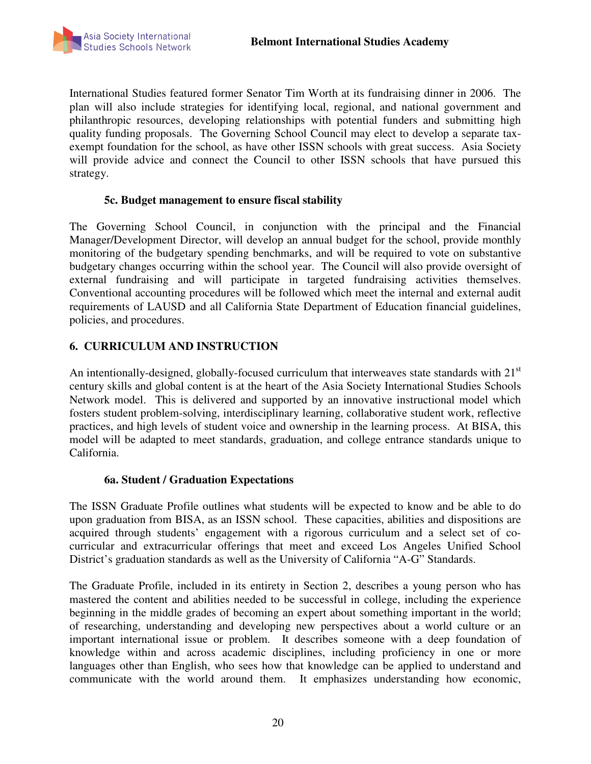International Studies featured former Senator Tim Worth at its fundraising dinner in 2006. The plan will also include strategies for identifying local, regional, and national government and philanthropic resources, developing relationships with potential funders and submitting high quality funding proposals. The Governing School Council may elect to develop a separate tax-exempt foundation for the school, as have other ISSN schools with great success. Asia Society will provide advice and connect the Council to other ISSN schools that have pursued this strategy.

### 5c. Budget management to ensure fiscal stability

The Governing School Council, in conjunction with the principal and the Financial Manager/Development Director, will develop an annual budget for the school, provide monthly monitoring of the budgetary spending benchmarks, and will be required to vote on substantive budgetary changes occurring within the school year. The Council will also provide oversight of external fundraising and will participate in targeted fundraising activities themselves. Conventional accounting procedures will be followed which meet the internal and external audit requirements of LAUSD and all California State Department of Education financial guidelines, policies, and procedures.

## 6. CURRICULUM AND INSTRUCTION

An intentionally-designed, globally-focused curriculum that interweaves state standards with 21st century skills and global content is at the heart of the Asia Society International Studies Schools Network model. This is delivered and supported by an innovative instructional model which fosters student problem-solving, interdisciplinary learning, collaborative student work, reflective practices, and high levels of student voice and ownership in the learning process. At BISA, this model will be adapted to meet standards, graduation, and college entrance standards unique to California.

### 6a. Student / Graduation Expectations

The ISSN Graduate Profile outlines what students will be expected to know and be able to do upon graduation from BISA, as an ISSN school. These capacities, abilities and dispositions are acquired through students' engagement with a rigorous curriculum and a select set of co-curricular and extracurricular offerings that meet and exceed Los Angeles Unified School District's graduation standards as well as the University of California "A-G" Standards.

The Graduate Profile, included in its entirety in Section 2, describes a young person who has mastered the content and abilities needed to be successful in college, including the experience beginning in the middle grades of becoming an expert about something important in the world; of researching, understanding and developing new perspectives about a world culture or an important international issue or problem. It describes someone with a deep foundation of knowledge within and across academic disciplines, including proficiency in one or more languages other than English, who sees how that knowledge can be applied to understand and communicate with the world around them. It emphasizes understanding how economic,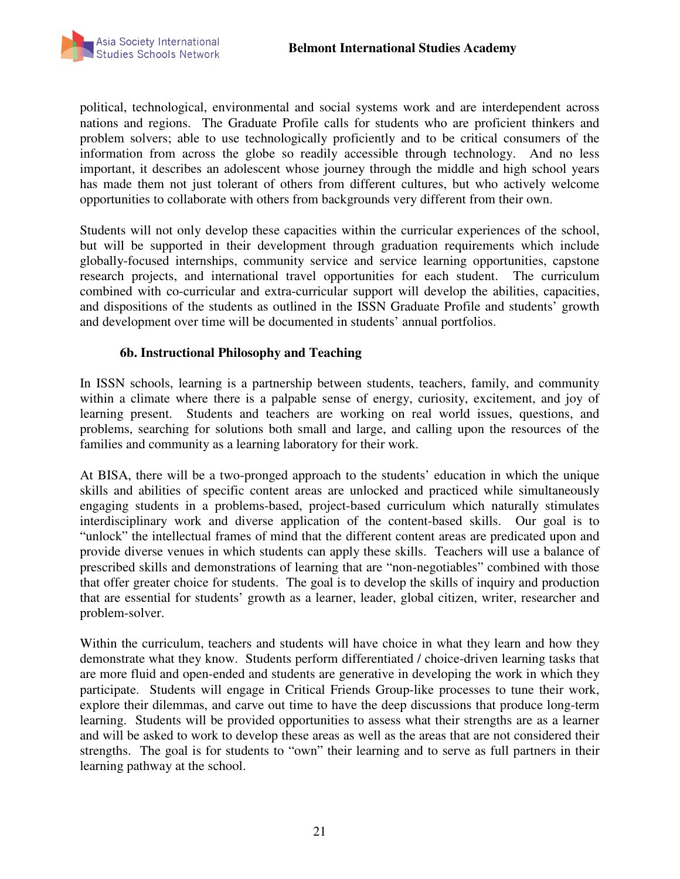political, technological, environmental and social systems work and are interdependent across nations and regions. The Graduate Profile calls for students who are proficient thinkers and problem solvers; able to use technologically proficiently and to be critical consumers of the information from across the globe so readily accessible through technology. And no less important, it describes an adolescent whose journey through the middle and high school years has made them not just tolerant of others from different cultures, but who actively welcome opportunities to collaborate with others from backgrounds very different from their own.

Students will not only develop these capacities within the curricular experiences of the school, but will be supported in their development through graduation requirements which include globally-focused internships, community service and service learning opportunities, capstone research projects, and international travel opportunities for each student. The curriculum combined with co-curricular and extra-curricular support will develop the abilities, capacities, and dispositions of the students as outlined in the ISSN Graduate Profile and students' growth and development over time will be documented in students' annual portfolios.

### 6b. Instructional Philosophy and Teaching

In ISSN schools, learning is a partnership between students, teachers, family, and community within a climate where there is a palpable sense of energy, curiosity, excitement, and joy of learning present. Students and teachers are working on real world issues, questions, and problems, searching for solutions both small and large, and calling upon the resources of the families and community as a learning laboratory for their work.

At BISA, there will be a two-pronged approach to the students' education in which the unique skills and abilities of specific content areas are unlocked and practiced while simultaneously engaging students in a problems-based, project-based curriculum which naturally stimulates interdisciplinary work and diverse application of the content-based skills. Our goal is to "unlock" the intellectual frames of mind that the different content areas are predicated upon and provide diverse venues in which students can apply these skills. Teachers will use a balance of prescribed skills and demonstrations of learning that are "non-negotiables" combined with those that offer greater choice for students. The goal is to develop the skills of inquiry and production that are essential for students' growth as a learner, leader, global citizen, writer, researcher and problem-solver.

Within the curriculum, teachers and students will have choice in what they learn and how they demonstrate what they know. Students perform differentiated / choice-driven learning tasks that are more fluid and open-ended and students are generative in developing the work in which they participate. Students will engage in Critical Friends Group-like processes to tune their work, explore their dilemmas, and carve out time to have the deep discussions that produce long-term learning. Students will be provided opportunities to assess what their strengths are as a learner and will be asked to work to develop these areas as well as the areas that are not considered their strengths. The goal is for students to "own" their learning and to serve as full partners in their learning pathway at the school.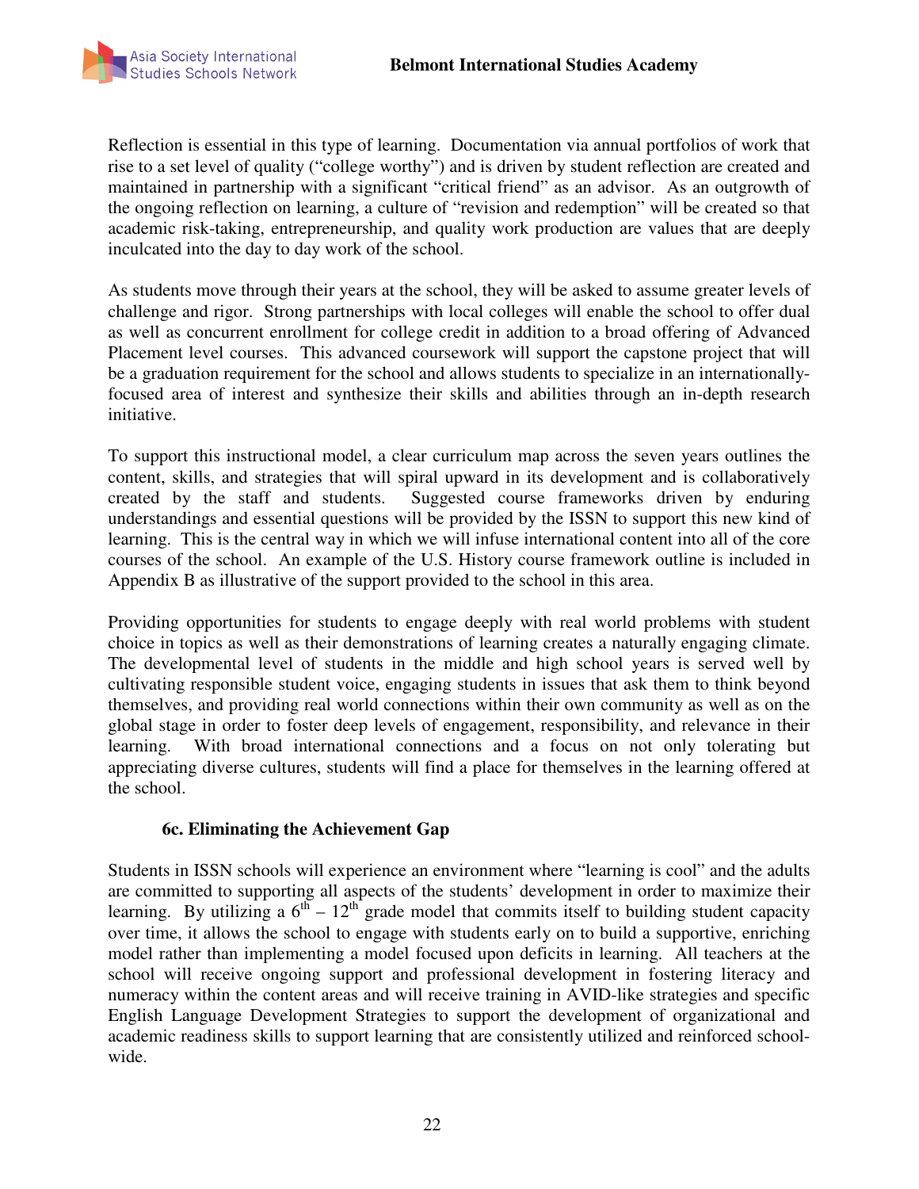Reflection is essential in this type of learning. Documentation via annual portfolios of work that rise to a set level of quality ("college worthy") and is driven by student reflection are created and maintained in partnership with a significant "critical friend" as an advisor. As an outgrowth of the ongoing reflection on learning, a culture of "revision and redemption" will be created so that academic risk-taking, entrepreneurship, and quality work production are values that are deeply inculcated into the day to day work of the school.

As students move through their years at the school, they will be asked to assume greater levels of challenge and rigor. Strong partnerships with local colleges will enable the school to offer dual as well as concurrent enrollment for college credit in addition to a broad offering of Advanced Placement level courses. This advanced coursework will support the capstone project that will be a graduation requirement for the school and allows students to specialize in an internationally-focused area of interest and synthesize their skills and abilities through an in-depth research initiative.

To support this instructional model, a clear curriculum map across the seven years outlines the content, skills, and strategies that will spiral upward in its development and is collaboratively created by the staff and students. Suggested course frameworks driven by enduring understandings and essential questions will be provided by the ISSN to support this new kind of learning. This is the central way in which we will infuse international content into all of the core courses of the school. An example of the U.S. History course framework outline is included in Appendix B as illustrative of the support provided to the school in this area.

Providing opportunities for students to engage deeply with real world problems with student choice in topics as well as their demonstrations of learning creates a naturally engaging climate. The developmental level of students in the middle and high school years is served well by cultivating responsible student voice, engaging students in issues that ask them to think beyond themselves, and providing real world connections within their own community as well as on the global stage in order to foster deep levels of engagement, responsibility, and relevance in their learning. With broad international connections and a focus on not only tolerating but appreciating diverse cultures, students will find a place for themselves in the learning offered at the school.

### 6c. Eliminating the Achievement Gap

Students in ISSN schools will experience an environment where "learning is cool" and the adults are committed to supporting all aspects of the students' development in order to maximize their learning. By utilizing a 6th – 12th grade model that commits itself to building student capacity over time, it allows the school to engage with students early on to build a supportive, enriching model rather than implementing a model focused upon deficits in learning. All teachers at the school will receive ongoing support and professional development in fostering literacy and numeracy within the content areas and will receive training in AVID-like strategies and specific English Language Development Strategies to support the development of organizational and academic readiness skills to support learning that are consistently utilized and reinforced school-wide.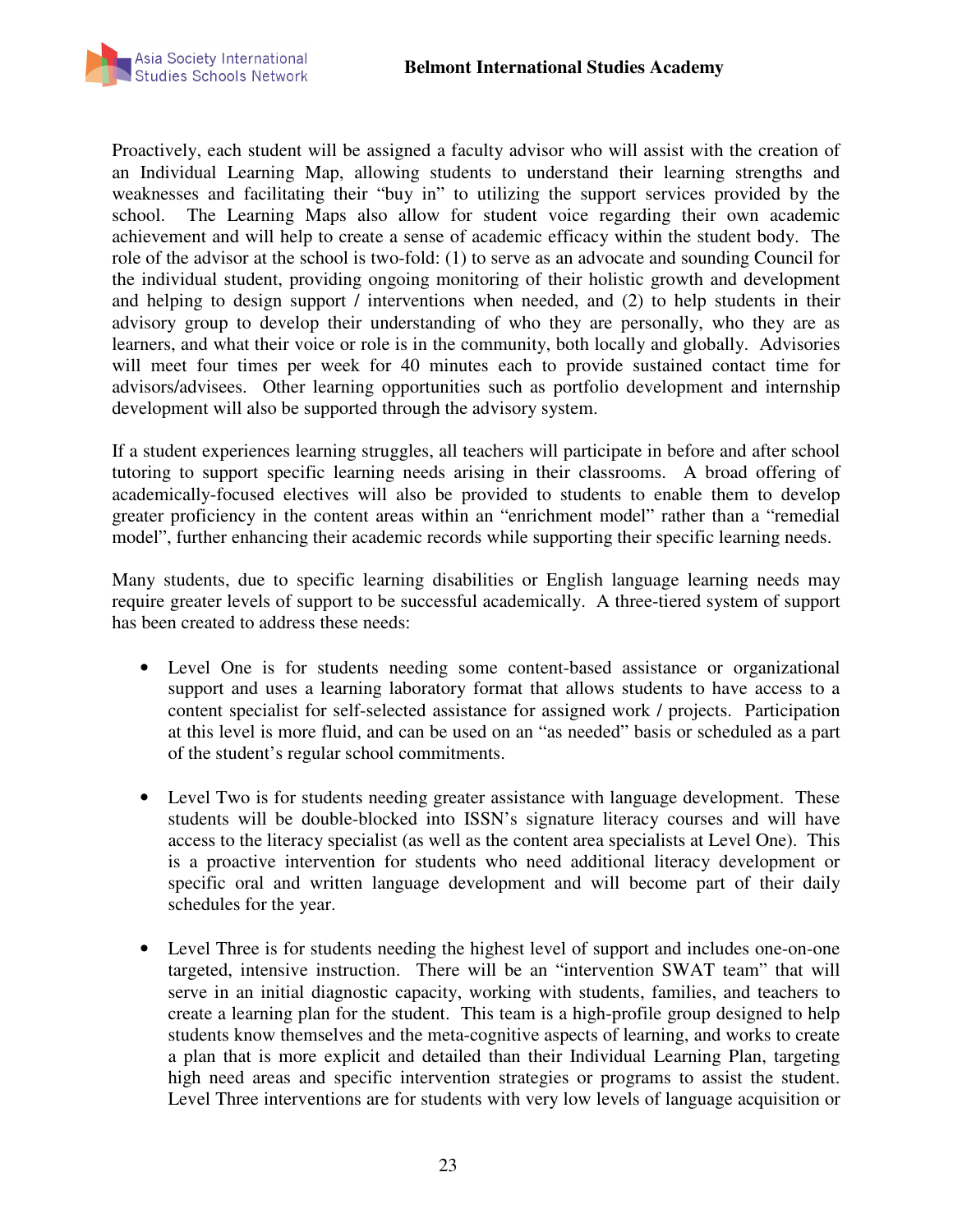Proactively, each student will be assigned a faculty advisor who will assist with the creation of an Individual Learning Map, allowing students to understand their learning strengths and weaknesses and facilitating their "buy in" to utilizing the support services provided by the school. The Learning Maps also allow for student voice regarding their own academic achievement and will help to create a sense of academic efficacy within the student body. The role of the advisor at the school is two-fold: (1) to serve as an advocate and sounding Council for the individual student, providing ongoing monitoring of their holistic growth and development and helping to design support / interventions when needed, and (2) to help students in their advisory group to develop their understanding of who they are personally, who they are as learners, and what their voice or role is in the community, both locally and globally. Advisories will meet four times per week for 40 minutes each to provide sustained contact time for advisors/advisees. Other learning opportunities such as portfolio development and internship development will also be supported through the advisory system.

If a student experiences learning struggles, all teachers will participate in before and after school tutoring to support specific learning needs arising in their classrooms. A broad offering of academically-focused electives will also be provided to students to enable them to develop greater proficiency in the content areas within an "enrichment model" rather than a "remedial model", further enhancing their academic records while supporting their specific learning needs.

Many students, due to specific learning disabilities or English language learning needs may require greater levels of support to be successful academically. A three-tiered system of support has been created to address these needs:

- Level One is for students needing some content-based assistance or organizational support and uses a learning laboratory format that allows students to have access to a content specialist for self-selected assistance for assigned work / projects. Participation at this level is more fluid, and can be used on an "as needed" basis or scheduled as a part of the student's regular school commitments.

- Level Two is for students needing greater assistance with language development. These students will be double-blocked into ISSN's signature literacy courses and will have access to the literacy specialist (as well as the content area specialists at Level One). This is a proactive intervention for students who need additional literacy development or specific oral and written language development and will become part of their daily schedules for the year.

- Level Three is for students needing the highest level of support and includes one-on-one targeted, intensive instruction. There will be an "intervention SWAT team" that will serve in an initial diagnostic capacity, working with students, families, and teachers to create a learning plan for the student. This team is a high-profile group designed to help students know themselves and the meta-cognitive aspects of learning, and works to create a plan that is more explicit and detailed than their Individual Learning Plan, targeting high need areas and specific intervention strategies or programs to assist the student. Level Three interventions are for students with very low levels of language acquisition or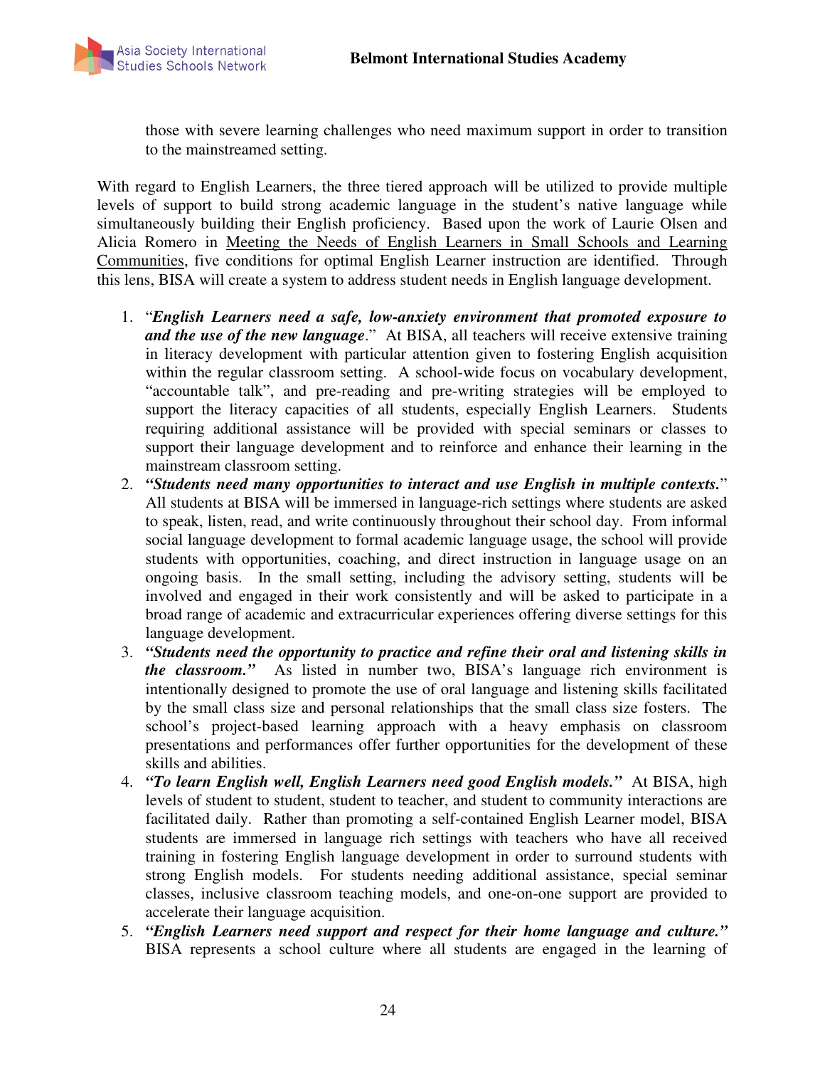those with severe learning challenges who need maximum support in order to transition to the mainstreamed setting.

With regard to English Learners, the three tiered approach will be utilized to provide multiple levels of support to build strong academic language in the student's native language while simultaneously building their English proficiency. Based upon the work of Laurie Olsen and Alicia Romero in Meeting the Needs of English Learners in Small Schools and Learning Communities, five conditions for optimal English Learner instruction are identified. Through this lens, BISA will create a system to address student needs in English language development.

1. "***English Learners need a safe, low-anxiety environment that promoted exposure to and the use of the new language***." At BISA, all teachers will receive extensive training in literacy development with particular attention given to fostering English acquisition within the regular classroom setting. A school-wide focus on vocabulary development, "accountable talk", and pre-reading and pre-writing strategies will be employed to support the literacy capacities of all students, especially English Learners. Students requiring additional assistance will be provided with special seminars or classes to support their language development and to reinforce and enhance their learning in the mainstream classroom setting.
2. ***"Students need many opportunities to interact and use English in multiple contexts.***" All students at BISA will be immersed in language-rich settings where students are asked to speak, listen, read, and write continuously throughout their school day. From informal social language development to formal academic language usage, the school will provide students with opportunities, coaching, and direct instruction in language usage on an ongoing basis. In the small setting, including the advisory setting, students will be involved and engaged in their work consistently and will be asked to participate in a broad range of academic and extracurricular experiences offering diverse settings for this language development.
3. ***"Students need the opportunity to practice and refine their oral and listening skills in the classroom."*** As listed in number two, BISA's language rich environment is intentionally designed to promote the use of oral language and listening skills facilitated by the small class size and personal relationships that the small class size fosters. The school's project-based learning approach with a heavy emphasis on classroom presentations and performances offer further opportunities for the development of these skills and abilities.
4. ***"To learn English well, English Learners need good English models."*** At BISA, high levels of student to student, student to teacher, and student to community interactions are facilitated daily. Rather than promoting a self-contained English Learner model, BISA students are immersed in language rich settings with teachers who have all received training in fostering English language development in order to surround students with strong English models. For students needing additional assistance, special seminar classes, inclusive classroom teaching models, and one-on-one support are provided to accelerate their language acquisition.
5. ***"English Learners need support and respect for their home language and culture."*** BISA represents a school culture where all students are engaged in the learning of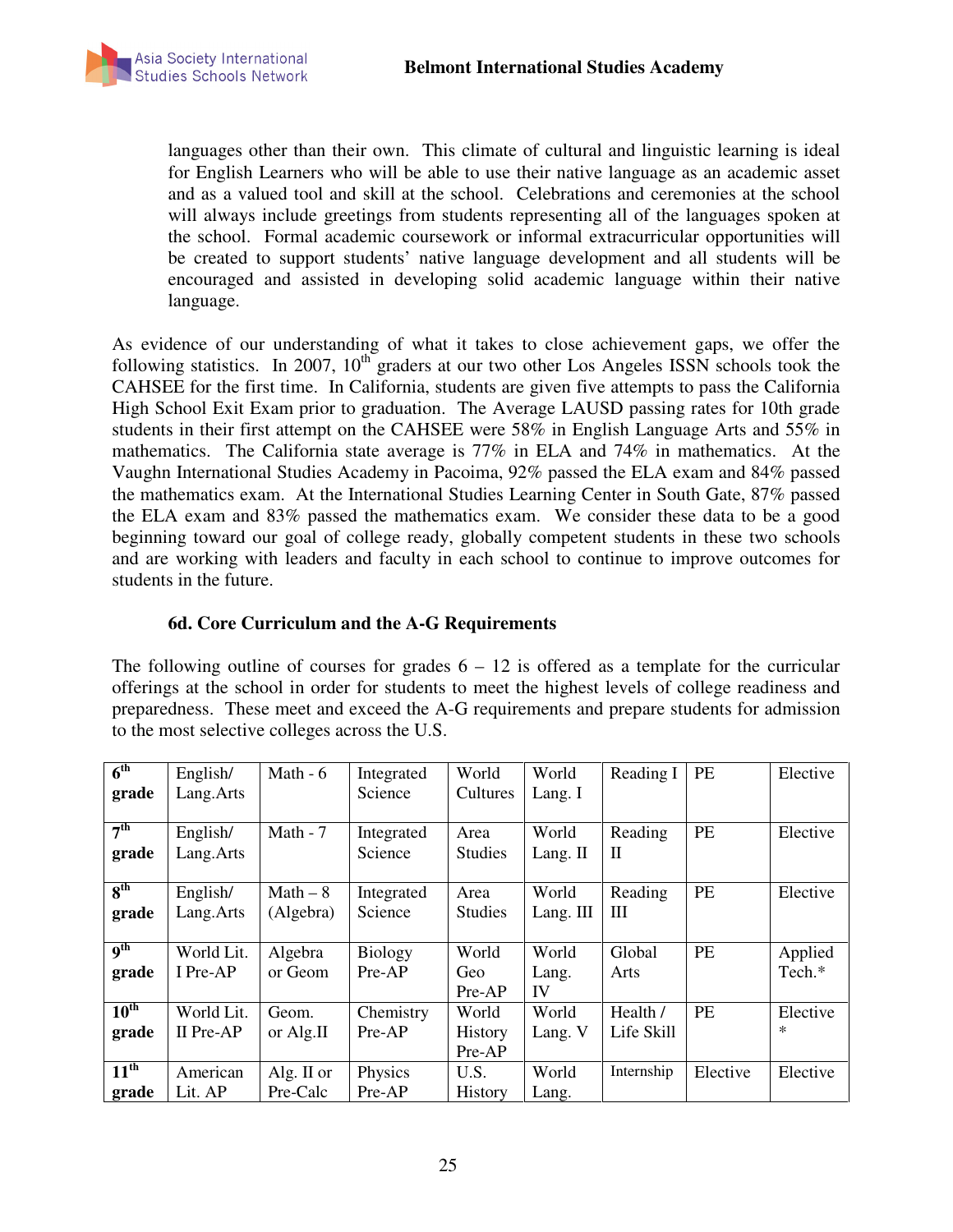languages other than their own. This climate of cultural and linguistic learning is ideal for English Learners who will be able to use their native language as an academic asset and as a valued tool and skill at the school. Celebrations and ceremonies at the school will always include greetings from students representing all of the languages spoken at the school. Formal academic coursework or informal extracurricular opportunities will be created to support students' native language development and all students will be encouraged and assisted in developing solid academic language within their native language.

As evidence of our understanding of what it takes to close achievement gaps, we offer the following statistics. In 2007, 10th graders at our two other Los Angeles ISSN schools took the CAHSEE for the first time. In California, students are given five attempts to pass the California High School Exit Exam prior to graduation. The Average LAUSD passing rates for 10th grade students in their first attempt on the CAHSEE were 58% in English Language Arts and 55% in mathematics. The California state average is 77% in ELA and 74% in mathematics. At the Vaughn International Studies Academy in Pacoima, 92% passed the ELA exam and 84% passed the mathematics exam. At the International Studies Learning Center in South Gate, 87% passed the ELA exam and 83% passed the mathematics exam. We consider these data to be a good beginning toward our goal of college ready, globally competent students in these two schools and are working with leaders and faculty in each school to continue to improve outcomes for students in the future.

### 6d. Core Curriculum and the A-G Requirements

The following outline of courses for grades 6 – 12 is offered as a template for the curricular offerings at the school in order for students to meet the highest levels of college readiness and preparedness. These meet and exceed the A-G requirements and prepare students for admission to the most selective colleges across the U.S.

| **6th grade** | English/ Lang.Arts | Math - 6 | Integrated Science | World Cultures | World Lang. I | Reading I | PE | Elective |
|---|---|---|---|---|---|---|---|---|
| **7th grade** | English/ Lang.Arts | Math - 7 | Integrated Science | Area Studies | World Lang. II | Reading II | PE | Elective |
| **8th grade** | English/ Lang.Arts | Math – 8 (Algebra) | Integrated Science | Area Studies | World Lang. III | Reading III | PE | Elective |
| **9th grade** | World Lit. I Pre-AP | Algebra or Geom | Biology Pre-AP | World Geo Pre-AP | World Lang. IV | Global Arts | PE | Applied Tech.* |
| **10th grade** | World Lit. II Pre-AP | Geom. or Alg.II | Chemistry Pre-AP | World History Pre-AP | World Lang. V | Health / Life Skill | PE | Elective * |
| **11th grade** | American Lit. AP | Alg. II or Pre-Calc | Physics Pre-AP | U.S. History | World Lang. | Internship | Elective | Elective |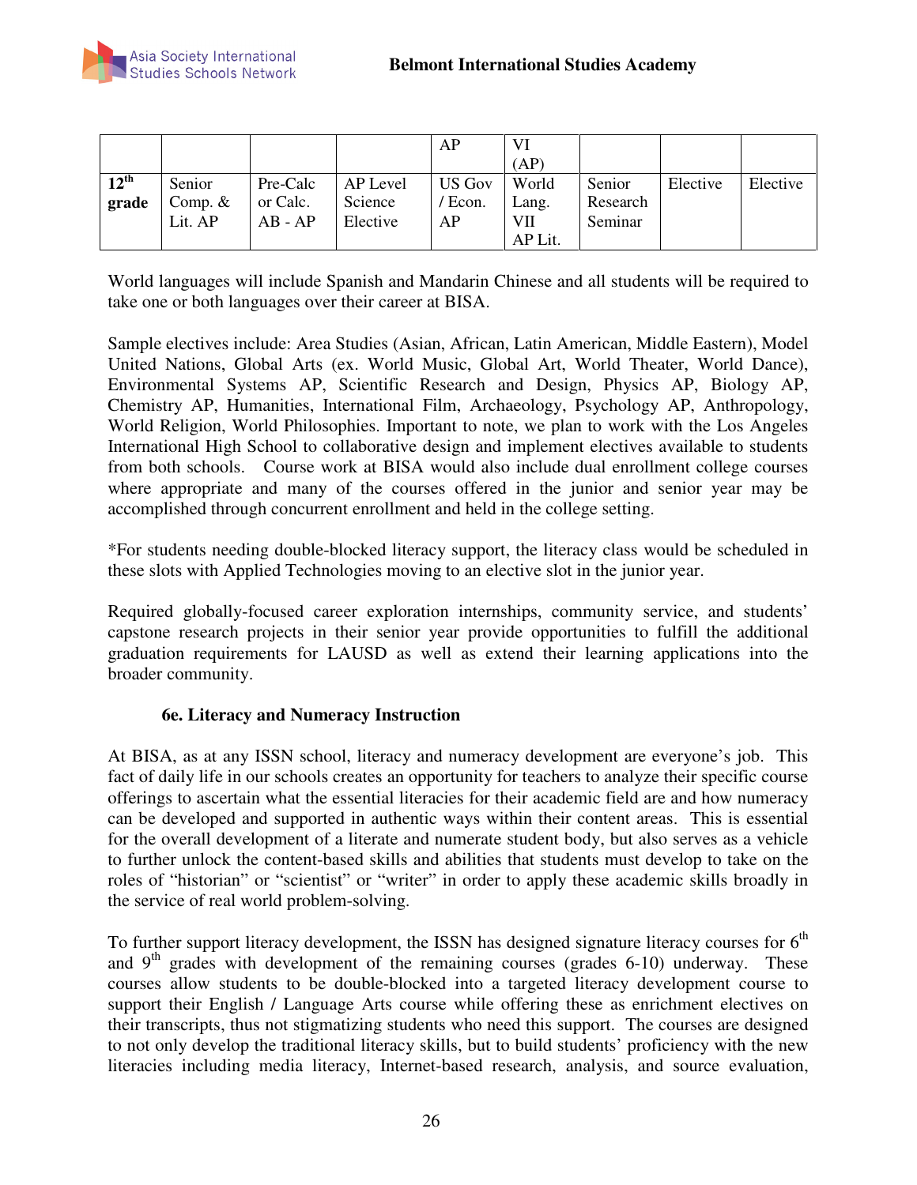| | | | | AP | VI (AP) | | | |
|---|---|---|---|---|---|---|---|---|
| **12th grade** | Senior Comp. & Lit. AP | Pre-Calc or Calc. AB - AP | AP Level Science Elective | US Gov / Econ. AP | World Lang. VII AP Lit. | Senior Research Seminar | Elective | Elective |

World languages will include Spanish and Mandarin Chinese and all students will be required to take one or both languages over their career at BISA.

Sample electives include: Area Studies (Asian, African, Latin American, Middle Eastern), Model United Nations, Global Arts (ex. World Music, Global Art, World Theater, World Dance), Environmental Systems AP, Scientific Research and Design, Physics AP, Biology AP, Chemistry AP, Humanities, International Film, Archaeology, Psychology AP, Anthropology, World Religion, World Philosophies. Important to note, we plan to work with the Los Angeles International High School to collaborative design and implement electives available to students from both schools. Course work at BISA would also include dual enrollment college courses where appropriate and many of the courses offered in the junior and senior year may be accomplished through concurrent enrollment and held in the college setting.

*For students needing double-blocked literacy support, the literacy class would be scheduled in these slots with Applied Technologies moving to an elective slot in the junior year.

Required globally-focused career exploration internships, community service, and students' capstone research projects in their senior year provide opportunities to fulfill the additional graduation requirements for LAUSD as well as extend their learning applications into the broader community.

### 6e. Literacy and Numeracy Instruction

At BISA, as at any ISSN school, literacy and numeracy development are everyone's job. This fact of daily life in our schools creates an opportunity for teachers to analyze their specific course offerings to ascertain what the essential literacies for their academic field are and how numeracy can be developed and supported in authentic ways within their content areas. This is essential for the overall development of a literate and numerate student body, but also serves as a vehicle to further unlock the content-based skills and abilities that students must develop to take on the roles of "historian" or "scientist" or "writer" in order to apply these academic skills broadly in the service of real world problem-solving.

To further support literacy development, the ISSN has designed signature literacy courses for 6th and 9th grades with development of the remaining courses (grades 6-10) underway. These courses allow students to be double-blocked into a targeted literacy development course to support their English / Language Arts course while offering these as enrichment electives on their transcripts, thus not stigmatizing students who need this support. The courses are designed to not only develop the traditional literacy skills, but to build students' proficiency with the new literacies including media literacy, Internet-based research, analysis, and source evaluation,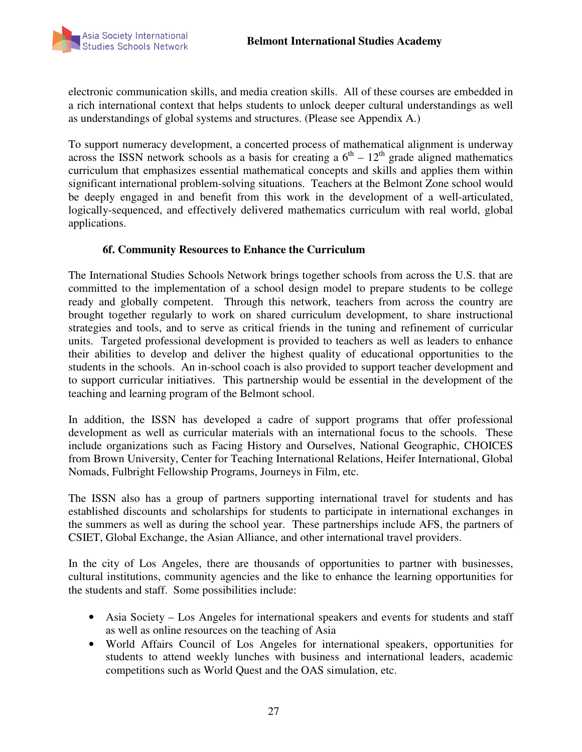electronic communication skills, and media creation skills. All of these courses are embedded in a rich international context that helps students to unlock deeper cultural understandings as well as understandings of global systems and structures. (Please see Appendix A.)

To support numeracy development, a concerted process of mathematical alignment is underway across the ISSN network schools as a basis for creating a $6^{th}$ – $12^{th}$ grade aligned mathematics curriculum that emphasizes essential mathematical concepts and skills and applies them within significant international problem-solving situations. Teachers at the Belmont Zone school would be deeply engaged in and benefit from this work in the development of a well-articulated, logically-sequenced, and effectively delivered mathematics curriculum with real world, global applications.

### 6f. Community Resources to Enhance the Curriculum

The International Studies Schools Network brings together schools from across the U.S. that are committed to the implementation of a school design model to prepare students to be college ready and globally competent. Through this network, teachers from across the country are brought together regularly to work on shared curriculum development, to share instructional strategies and tools, and to serve as critical friends in the tuning and refinement of curricular units. Targeted professional development is provided to teachers as well as leaders to enhance their abilities to develop and deliver the highest quality of educational opportunities to the students in the schools. An in-school coach is also provided to support teacher development and to support curricular initiatives. This partnership would be essential in the development of the teaching and learning program of the Belmont school.

In addition, the ISSN has developed a cadre of support programs that offer professional development as well as curricular materials with an international focus to the schools. These include organizations such as Facing History and Ourselves, National Geographic, CHOICES from Brown University, Center for Teaching International Relations, Heifer International, Global Nomads, Fulbright Fellowship Programs, Journeys in Film, etc.

The ISSN also has a group of partners supporting international travel for students and has established discounts and scholarships for students to participate in international exchanges in the summers as well as during the school year. These partnerships include AFS, the partners of CSIET, Global Exchange, the Asian Alliance, and other international travel providers.

In the city of Los Angeles, there are thousands of opportunities to partner with businesses, cultural institutions, community agencies and the like to enhance the learning opportunities for the students and staff. Some possibilities include:

- Asia Society – Los Angeles for international speakers and events for students and staff as well as online resources on the teaching of Asia
- World Affairs Council of Los Angeles for international speakers, opportunities for students to attend weekly lunches with business and international leaders, academic competitions such as World Quest and the OAS simulation, etc.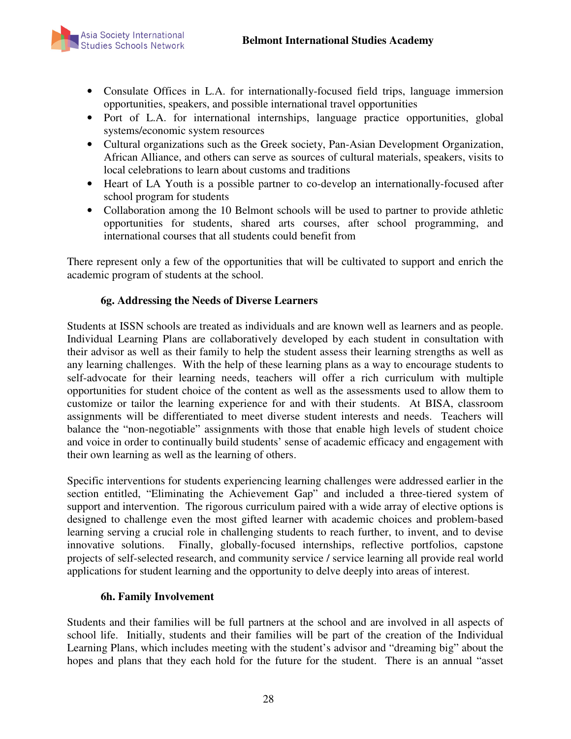- Consulate Offices in L.A. for internationally-focused field trips, language immersion opportunities, speakers, and possible international travel opportunities
- Port of L.A. for international internships, language practice opportunities, global systems/economic system resources
- Cultural organizations such as the Greek society, Pan-Asian Development Organization, African Alliance, and others can serve as sources of cultural materials, speakers, visits to local celebrations to learn about customs and traditions
- Heart of LA Youth is a possible partner to co-develop an internationally-focused after school program for students
- Collaboration among the 10 Belmont schools will be used to partner to provide athletic opportunities for students, shared arts courses, after school programming, and international courses that all students could benefit from

There represent only a few of the opportunities that will be cultivated to support and enrich the academic program of students at the school.

### 6g. Addressing the Needs of Diverse Learners

Students at ISSN schools are treated as individuals and are known well as learners and as people. Individual Learning Plans are collaboratively developed by each student in consultation with their advisor as well as their family to help the student assess their learning strengths as well as any learning challenges. With the help of these learning plans as a way to encourage students to self-advocate for their learning needs, teachers will offer a rich curriculum with multiple opportunities for student choice of the content as well as the assessments used to allow them to customize or tailor the learning experience for and with their students. At BISA, classroom assignments will be differentiated to meet diverse student interests and needs. Teachers will balance the "non-negotiable" assignments with those that enable high levels of student choice and voice in order to continually build students' sense of academic efficacy and engagement with their own learning as well as the learning of others.

Specific interventions for students experiencing learning challenges were addressed earlier in the section entitled, "Eliminating the Achievement Gap" and included a three-tiered system of support and intervention. The rigorous curriculum paired with a wide array of elective options is designed to challenge even the most gifted learner with academic choices and problem-based learning serving a crucial role in challenging students to reach further, to invent, and to devise innovative solutions. Finally, globally-focused internships, reflective portfolios, capstone projects of self-selected research, and community service / service learning all provide real world applications for student learning and the opportunity to delve deeply into areas of interest.

### 6h. Family Involvement

Students and their families will be full partners at the school and are involved in all aspects of school life. Initially, students and their families will be part of the creation of the Individual Learning Plans, which includes meeting with the student's advisor and "dreaming big" about the hopes and plans that they each hold for the future for the student. There is an annual "asset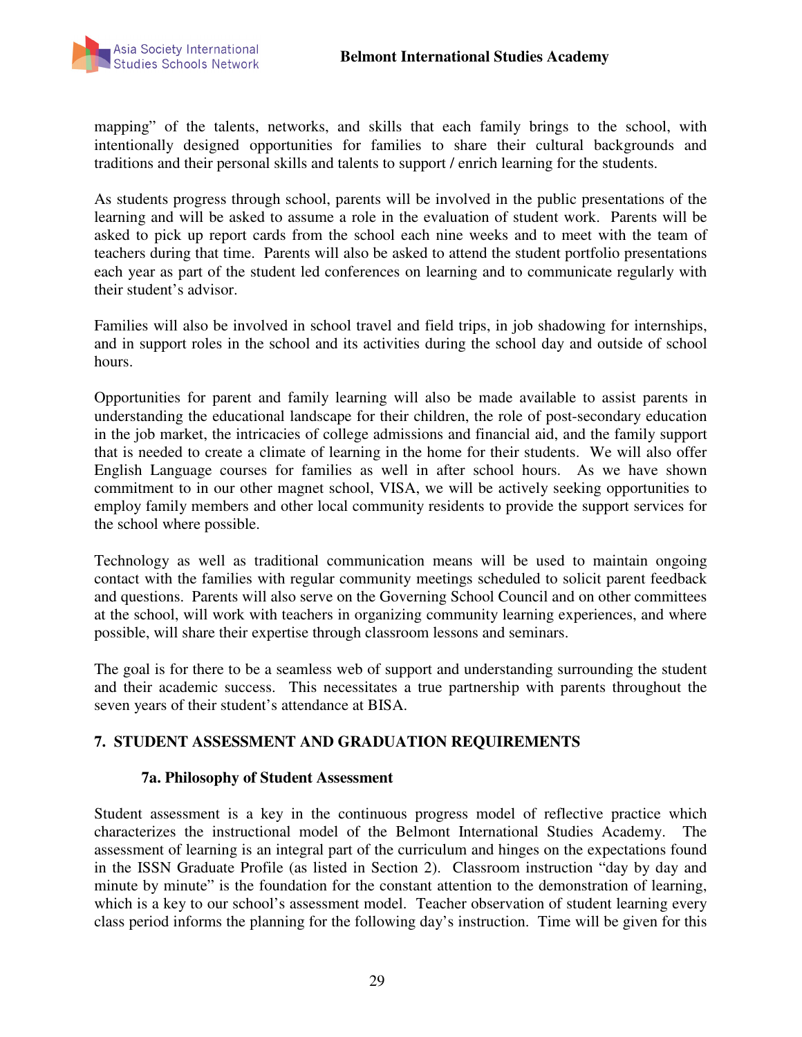mapping" of the talents, networks, and skills that each family brings to the school, with intentionally designed opportunities for families to share their cultural backgrounds and traditions and their personal skills and talents to support / enrich learning for the students.

As students progress through school, parents will be involved in the public presentations of the learning and will be asked to assume a role in the evaluation of student work. Parents will be asked to pick up report cards from the school each nine weeks and to meet with the team of teachers during that time. Parents will also be asked to attend the student portfolio presentations each year as part of the student led conferences on learning and to communicate regularly with their student's advisor.

Families will also be involved in school travel and field trips, in job shadowing for internships, and in support roles in the school and its activities during the school day and outside of school hours.

Opportunities for parent and family learning will also be made available to assist parents in understanding the educational landscape for their children, the role of post-secondary education in the job market, the intricacies of college admissions and financial aid, and the family support that is needed to create a climate of learning in the home for their students. We will also offer English Language courses for families as well in after school hours. As we have shown commitment to in our other magnet school, VISA, we will be actively seeking opportunities to employ family members and other local community residents to provide the support services for the school where possible.

Technology as well as traditional communication means will be used to maintain ongoing contact with the families with regular community meetings scheduled to solicit parent feedback and questions. Parents will also serve on the Governing School Council and on other committees at the school, will work with teachers in organizing community learning experiences, and where possible, will share their expertise through classroom lessons and seminars.

The goal is for there to be a seamless web of support and understanding surrounding the student and their academic success. This necessitates a true partnership with parents throughout the seven years of their student's attendance at BISA.

## 7. STUDENT ASSESSMENT AND GRADUATION REQUIREMENTS

### 7a. Philosophy of Student Assessment

Student assessment is a key in the continuous progress model of reflective practice which characterizes the instructional model of the Belmont International Studies Academy. The assessment of learning is an integral part of the curriculum and hinges on the expectations found in the ISSN Graduate Profile (as listed in Section 2). Classroom instruction "day by day and minute by minute" is the foundation for the constant attention to the demonstration of learning, which is a key to our school's assessment model. Teacher observation of student learning every class period informs the planning for the following day's instruction. Time will be given for this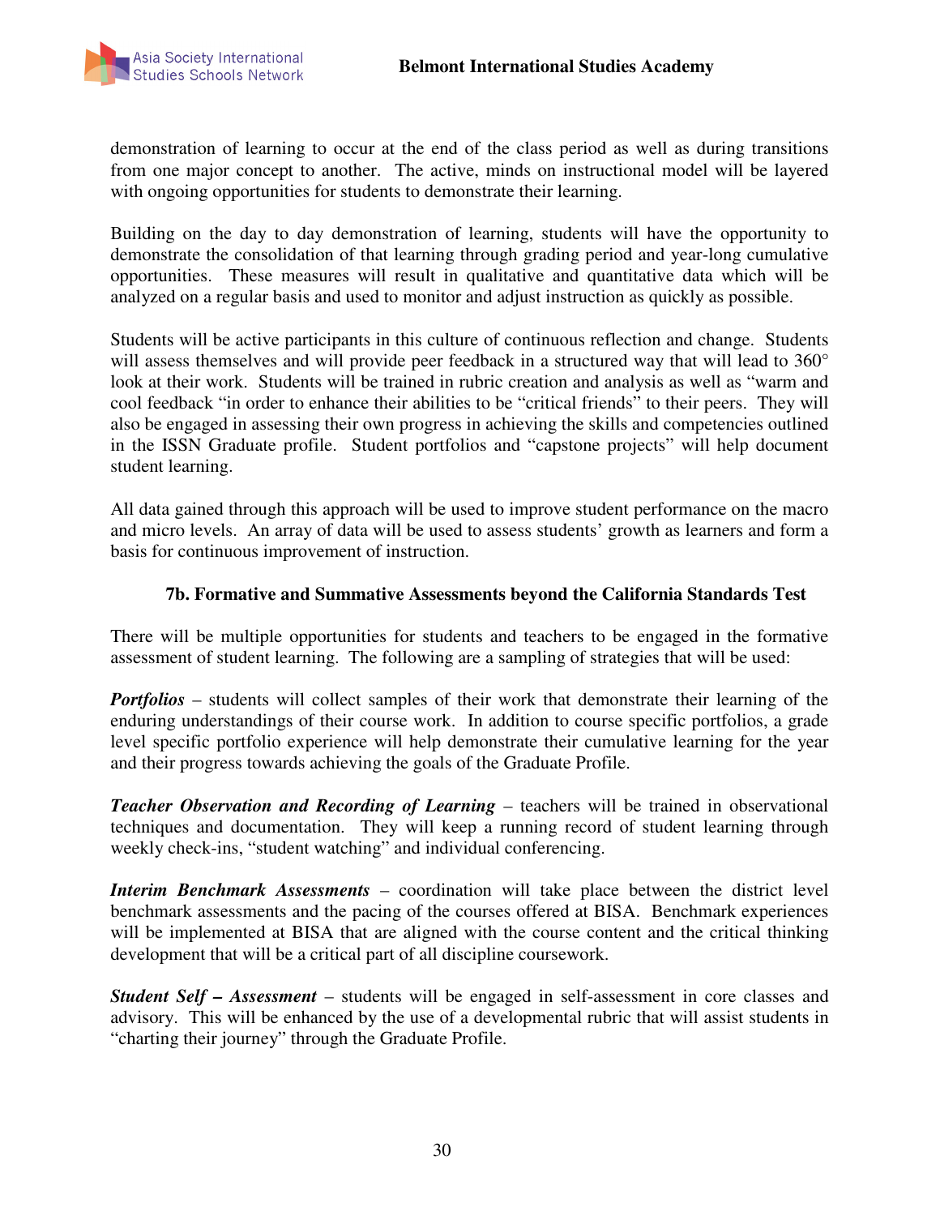demonstration of learning to occur at the end of the class period as well as during transitions from one major concept to another. The active, minds on instructional model will be layered with ongoing opportunities for students to demonstrate their learning.

Building on the day to day demonstration of learning, students will have the opportunity to demonstrate the consolidation of that learning through grading period and year-long cumulative opportunities. These measures will result in qualitative and quantitative data which will be analyzed on a regular basis and used to monitor and adjust instruction as quickly as possible.

Students will be active participants in this culture of continuous reflection and change. Students will assess themselves and will provide peer feedback in a structured way that will lead to 360° look at their work. Students will be trained in rubric creation and analysis as well as "warm and cool feedback "in order to enhance their abilities to be "critical friends" to their peers. They will also be engaged in assessing their own progress in achieving the skills and competencies outlined in the ISSN Graduate profile. Student portfolios and "capstone projects" will help document student learning.

All data gained through this approach will be used to improve student performance on the macro and micro levels. An array of data will be used to assess students' growth as learners and form a basis for continuous improvement of instruction.

### 7b. Formative and Summative Assessments beyond the California Standards Test

There will be multiple opportunities for students and teachers to be engaged in the formative assessment of student learning. The following are a sampling of strategies that will be used:

***Portfolios*** – students will collect samples of their work that demonstrate their learning of the enduring understandings of their course work. In addition to course specific portfolios, a grade level specific portfolio experience will help demonstrate their cumulative learning for the year and their progress towards achieving the goals of the Graduate Profile.

***Teacher Observation and Recording of Learning*** – teachers will be trained in observational techniques and documentation. They will keep a running record of student learning through weekly check-ins, "student watching" and individual conferencing.

***Interim Benchmark Assessments*** – coordination will take place between the district level benchmark assessments and the pacing of the courses offered at BISA. Benchmark experiences will be implemented at BISA that are aligned with the course content and the critical thinking development that will be a critical part of all discipline coursework.

***Student Self – Assessment*** – students will be engaged in self-assessment in core classes and advisory. This will be enhanced by the use of a developmental rubric that will assist students in "charting their journey" through the Graduate Profile.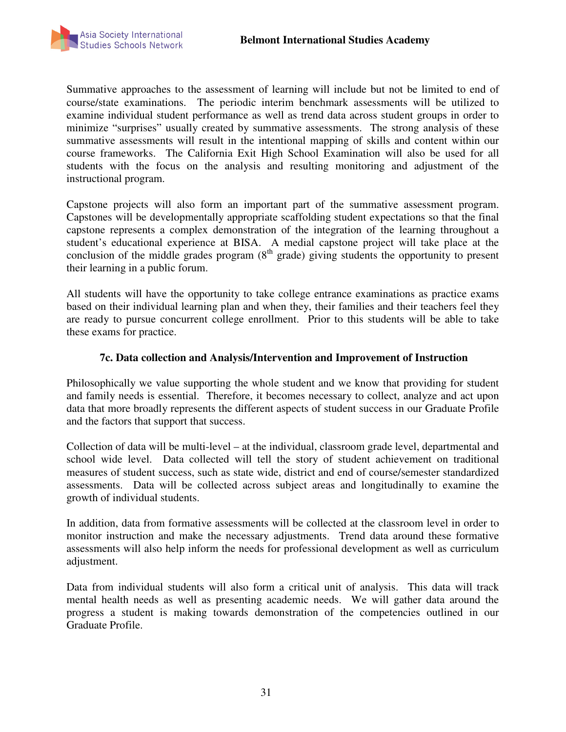Summative approaches to the assessment of learning will include but not be limited to end of course/state examinations. The periodic interim benchmark assessments will be utilized to examine individual student performance as well as trend data across student groups in order to minimize "surprises" usually created by summative assessments. The strong analysis of these summative assessments will result in the intentional mapping of skills and content within our course frameworks. The California Exit High School Examination will also be used for all students with the focus on the analysis and resulting monitoring and adjustment of the instructional program.

Capstone projects will also form an important part of the summative assessment program. Capstones will be developmentally appropriate scaffolding student expectations so that the final capstone represents a complex demonstration of the integration of the learning throughout a student's educational experience at BISA. A medial capstone project will take place at the conclusion of the middle grades program (8th grade) giving students the opportunity to present their learning in a public forum.

All students will have the opportunity to take college entrance examinations as practice exams based on their individual learning plan and when they, their families and their teachers feel they are ready to pursue concurrent college enrollment. Prior to this students will be able to take these exams for practice.

### 7c. Data collection and Analysis/Intervention and Improvement of Instruction

Philosophically we value supporting the whole student and we know that providing for student and family needs is essential. Therefore, it becomes necessary to collect, analyze and act upon data that more broadly represents the different aspects of student success in our Graduate Profile and the factors that support that success.

Collection of data will be multi-level – at the individual, classroom grade level, departmental and school wide level. Data collected will tell the story of student achievement on traditional measures of student success, such as state wide, district and end of course/semester standardized assessments. Data will be collected across subject areas and longitudinally to examine the growth of individual students.

In addition, data from formative assessments will be collected at the classroom level in order to monitor instruction and make the necessary adjustments. Trend data around these formative assessments will also help inform the needs for professional development as well as curriculum adjustment.

Data from individual students will also form a critical unit of analysis. This data will track mental health needs as well as presenting academic needs. We will gather data around the progress a student is making towards demonstration of the competencies outlined in our Graduate Profile.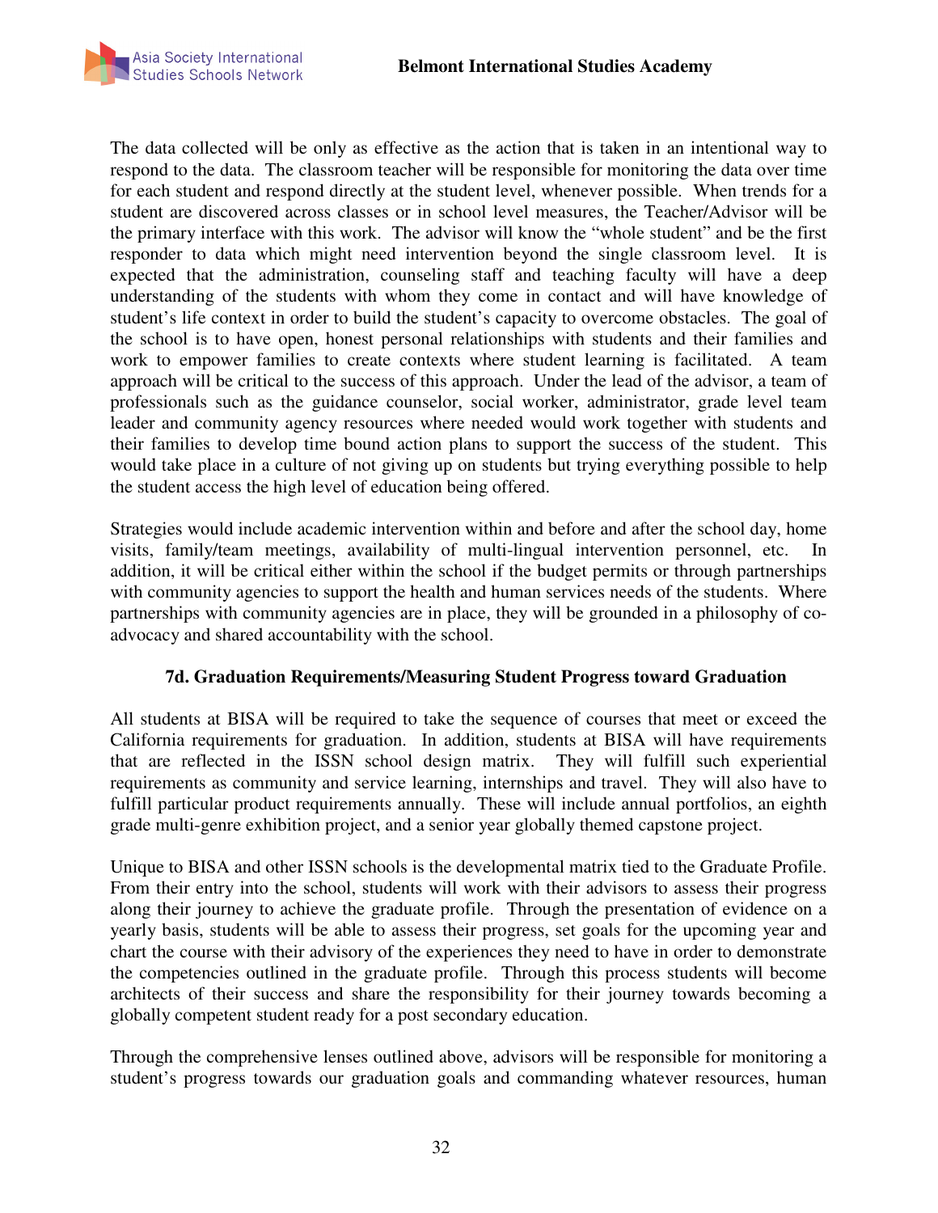The data collected will be only as effective as the action that is taken in an intentional way to respond to the data. The classroom teacher will be responsible for monitoring the data over time for each student and respond directly at the student level, whenever possible. When trends for a student are discovered across classes or in school level measures, the Teacher/Advisor will be the primary interface with this work. The advisor will know the "whole student" and be the first responder to data which might need intervention beyond the single classroom level. It is expected that the administration, counseling staff and teaching faculty will have a deep understanding of the students with whom they come in contact and will have knowledge of student's life context in order to build the student's capacity to overcome obstacles. The goal of the school is to have open, honest personal relationships with students and their families and work to empower families to create contexts where student learning is facilitated. A team approach will be critical to the success of this approach. Under the lead of the advisor, a team of professionals such as the guidance counselor, social worker, administrator, grade level team leader and community agency resources where needed would work together with students and their families to develop time bound action plans to support the success of the student. This would take place in a culture of not giving up on students but trying everything possible to help the student access the high level of education being offered.

Strategies would include academic intervention within and before and after the school day, home visits, family/team meetings, availability of multi-lingual intervention personnel, etc. In addition, it will be critical either within the school if the budget permits or through partnerships with community agencies to support the health and human services needs of the students. Where partnerships with community agencies are in place, they will be grounded in a philosophy of co-advocacy and shared accountability with the school.

### 7d. Graduation Requirements/Measuring Student Progress toward Graduation

All students at BISA will be required to take the sequence of courses that meet or exceed the California requirements for graduation. In addition, students at BISA will have requirements that are reflected in the ISSN school design matrix. They will fulfill such experiential requirements as community and service learning, internships and travel. They will also have to fulfill particular product requirements annually. These will include annual portfolios, an eighth grade multi-genre exhibition project, and a senior year globally themed capstone project.

Unique to BISA and other ISSN schools is the developmental matrix tied to the Graduate Profile. From their entry into the school, students will work with their advisors to assess their progress along their journey to achieve the graduate profile. Through the presentation of evidence on a yearly basis, students will be able to assess their progress, set goals for the upcoming year and chart the course with their advisory of the experiences they need to have in order to demonstrate the competencies outlined in the graduate profile. Through this process students will become architects of their success and share the responsibility for their journey towards becoming a globally competent student ready for a post secondary education.

Through the comprehensive lenses outlined above, advisors will be responsible for monitoring a student's progress towards our graduation goals and commanding whatever resources, human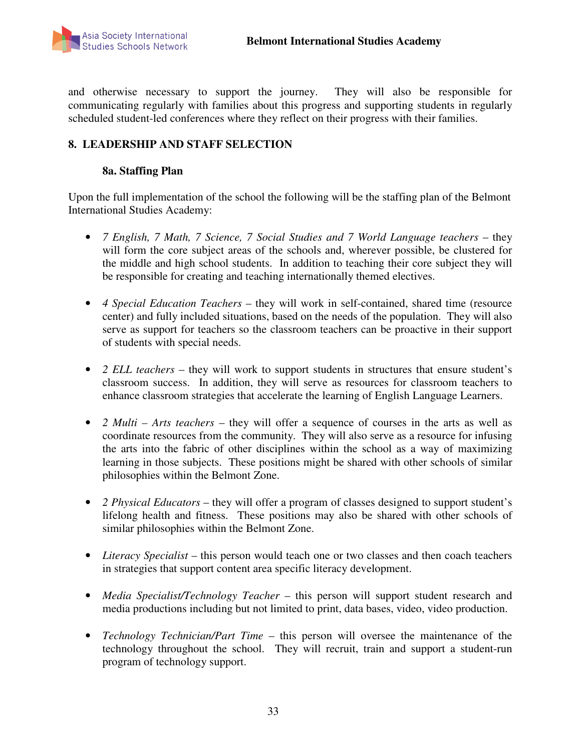and otherwise necessary to support the journey. They will also be responsible for communicating regularly with families about this progress and supporting students in regularly scheduled student-led conferences where they reflect on their progress with their families.

## 8. LEADERSHIP AND STAFF SELECTION

### 8a. Staffing Plan

Upon the full implementation of the school the following will be the staffing plan of the Belmont International Studies Academy:

- *7 English, 7 Math, 7 Science, 7 Social Studies and 7 World Language teachers* – they will form the core subject areas of the schools and, wherever possible, be clustered for the middle and high school students. In addition to teaching their core subject they will be responsible for creating and teaching internationally themed electives.

- *4 Special Education Teachers* – they will work in self-contained, shared time (resource center) and fully included situations, based on the needs of the population. They will also serve as support for teachers so the classroom teachers can be proactive in their support of students with special needs.

- *2 ELL teachers* – they will work to support students in structures that ensure student's classroom success. In addition, they will serve as resources for classroom teachers to enhance classroom strategies that accelerate the learning of English Language Learners.

- *2 Multi – Arts teachers* – they will offer a sequence of courses in the arts as well as coordinate resources from the community. They will also serve as a resource for infusing the arts into the fabric of other disciplines within the school as a way of maximizing learning in those subjects. These positions might be shared with other schools of similar philosophies within the Belmont Zone.

- *2 Physical Educators* – they will offer a program of classes designed to support student's lifelong health and fitness. These positions may also be shared with other schools of similar philosophies within the Belmont Zone.

- *Literacy Specialist* – this person would teach one or two classes and then coach teachers in strategies that support content area specific literacy development.

- *Media Specialist/Technology Teacher* – this person will support student research and media productions including but not limited to print, data bases, video, video production.

- *Technology Technician/Part Time* – this person will oversee the maintenance of the technology throughout the school. They will recruit, train and support a student-run program of technology support.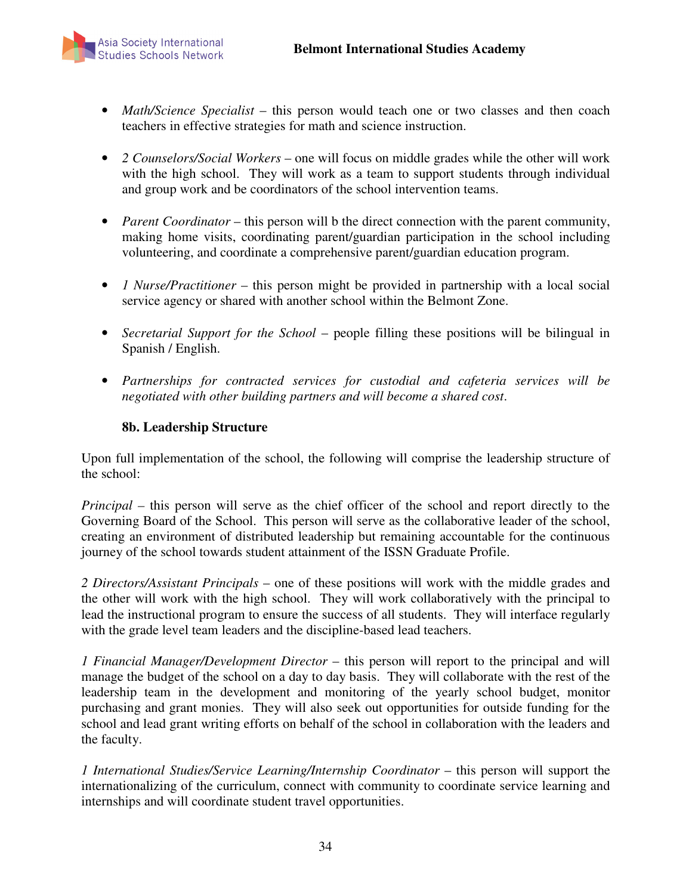- *Math/Science Specialist* – this person would teach one or two classes and then coach teachers in effective strategies for math and science instruction.

- *2 Counselors/Social Workers* – one will focus on middle grades while the other will work with the high school. They will work as a team to support students through individual and group work and be coordinators of the school intervention teams.

- *Parent Coordinator* – this person will b the direct connection with the parent community, making home visits, coordinating parent/guardian participation in the school including volunteering, and coordinate a comprehensive parent/guardian education program.

- *1 Nurse/Practitioner* – this person might be provided in partnership with a local social service agency or shared with another school within the Belmont Zone.

- *Secretarial Support for the School* – people filling these positions will be bilingual in Spanish / English.

- *Partnerships for contracted services for custodial and cafeteria services will be negotiated with other building partners and will become a shared cost.*

### 8b. Leadership Structure

Upon full implementation of the school, the following will comprise the leadership structure of the school:

*Principal* – this person will serve as the chief officer of the school and report directly to the Governing Board of the School. This person will serve as the collaborative leader of the school, creating an environment of distributed leadership but remaining accountable for the continuous journey of the school towards student attainment of the ISSN Graduate Profile.

*2 Directors/Assistant Principals* – one of these positions will work with the middle grades and the other will work with the high school. They will work collaboratively with the principal to lead the instructional program to ensure the success of all students. They will interface regularly with the grade level team leaders and the discipline-based lead teachers.

*1 Financial Manager/Development Director* – this person will report to the principal and will manage the budget of the school on a day to day basis. They will collaborate with the rest of the leadership team in the development and monitoring of the yearly school budget, monitor purchasing and grant monies. They will also seek out opportunities for outside funding for the school and lead grant writing efforts on behalf of the school in collaboration with the leaders and the faculty.

*1 International Studies/Service Learning/Internship Coordinator* – this person will support the internationalizing of the curriculum, connect with community to coordinate service learning and internships and will coordinate student travel opportunities.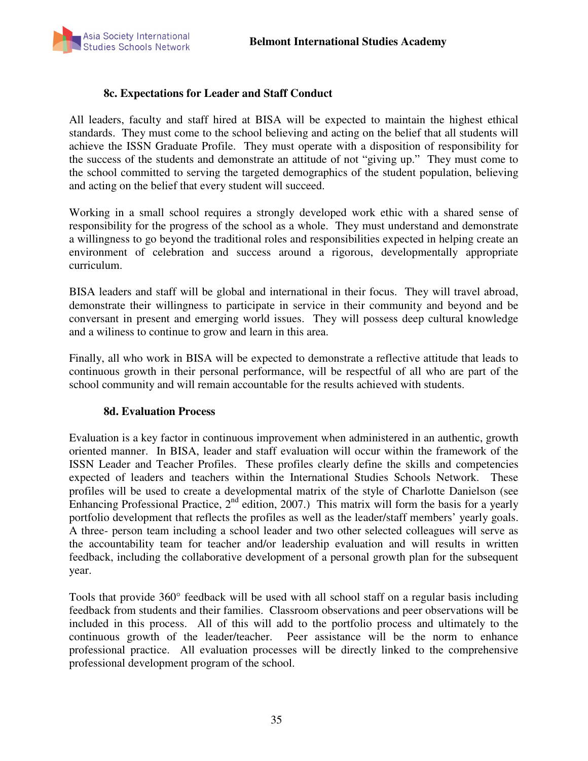### 8c. Expectations for Leader and Staff Conduct

All leaders, faculty and staff hired at BISA will be expected to maintain the highest ethical standards. They must come to the school believing and acting on the belief that all students will achieve the ISSN Graduate Profile. They must operate with a disposition of responsibility for the success of the students and demonstrate an attitude of not "giving up." They must come to the school committed to serving the targeted demographics of the student population, believing and acting on the belief that every student will succeed.

Working in a small school requires a strongly developed work ethic with a shared sense of responsibility for the progress of the school as a whole. They must understand and demonstrate a willingness to go beyond the traditional roles and responsibilities expected in helping create an environment of celebration and success around a rigorous, developmentally appropriate curriculum.

BISA leaders and staff will be global and international in their focus. They will travel abroad, demonstrate their willingness to participate in service in their community and beyond and be conversant in present and emerging world issues. They will possess deep cultural knowledge and a wiliness to continue to grow and learn in this area.

Finally, all who work in BISA will be expected to demonstrate a reflective attitude that leads to continuous growth in their personal performance, will be respectful of all who are part of the school community and will remain accountable for the results achieved with students.

### 8d. Evaluation Process

Evaluation is a key factor in continuous improvement when administered in an authentic, growth oriented manner. In BISA, leader and staff evaluation will occur within the framework of the ISSN Leader and Teacher Profiles. These profiles clearly define the skills and competencies expected of leaders and teachers within the International Studies Schools Network. These profiles will be used to create a developmental matrix of the style of Charlotte Danielson (see Enhancing Professional Practice, 2nd edition, 2007.) This matrix will form the basis for a yearly portfolio development that reflects the profiles as well as the leader/staff members' yearly goals. A three- person team including a school leader and two other selected colleagues will serve as the accountability team for teacher and/or leadership evaluation and will results in written feedback, including the collaborative development of a personal growth plan for the subsequent year.

Tools that provide 360° feedback will be used with all school staff on a regular basis including feedback from students and their families. Classroom observations and peer observations will be included in this process. All of this will add to the portfolio process and ultimately to the continuous growth of the leader/teacher. Peer assistance will be the norm to enhance professional practice. All evaluation processes will be directly linked to the comprehensive professional development program of the school.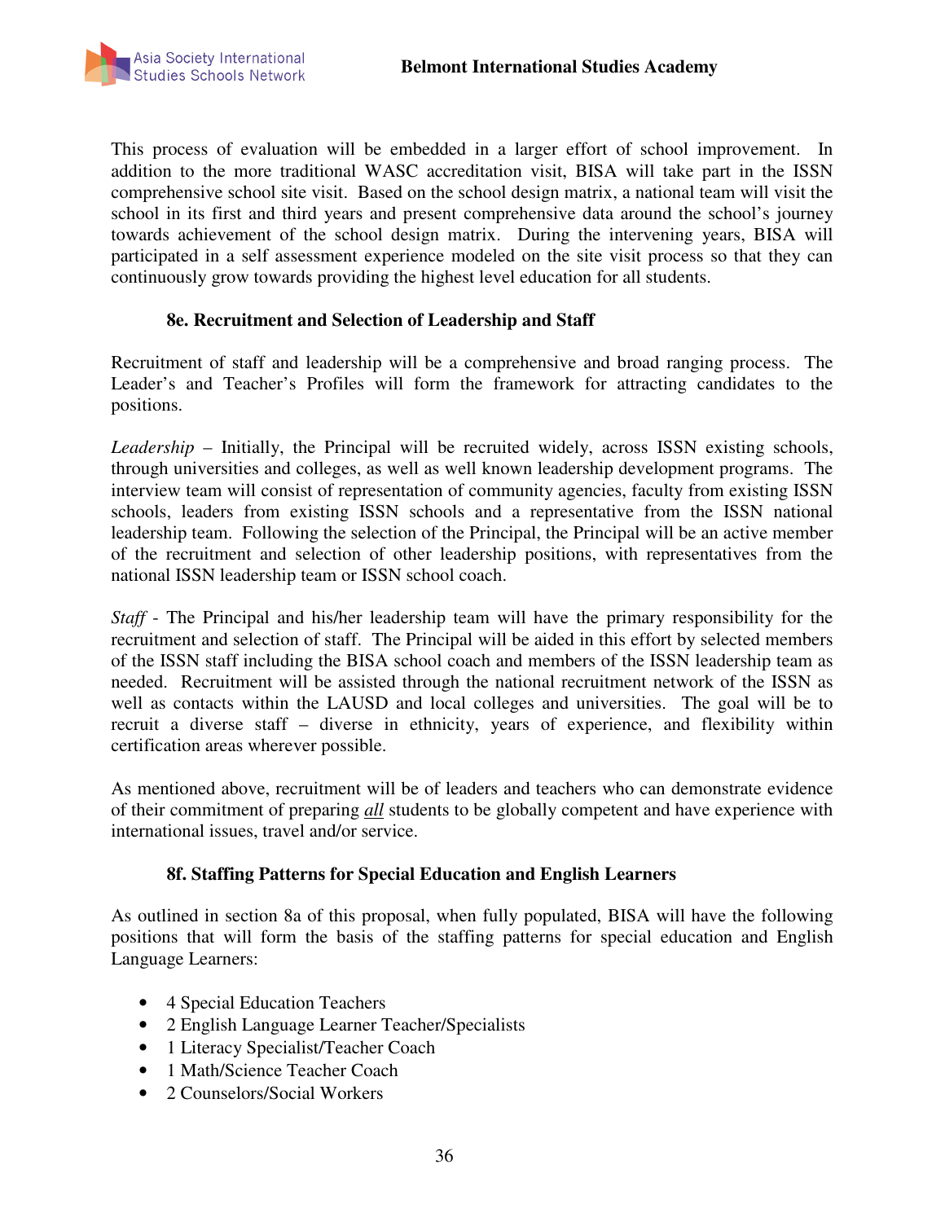This process of evaluation will be embedded in a larger effort of school improvement. In addition to the more traditional WASC accreditation visit, BISA will take part in the ISSN comprehensive school site visit. Based on the school design matrix, a national team will visit the school in its first and third years and present comprehensive data around the school's journey towards achievement of the school design matrix. During the intervening years, BISA will participated in a self assessment experience modeled on the site visit process so that they can continuously grow towards providing the highest level education for all students.

### 8e. Recruitment and Selection of Leadership and Staff

Recruitment of staff and leadership will be a comprehensive and broad ranging process. The Leader's and Teacher's Profiles will form the framework for attracting candidates to the positions.

*Leadership* – Initially, the Principal will be recruited widely, across ISSN existing schools, through universities and colleges, as well as well known leadership development programs. The interview team will consist of representation of community agencies, faculty from existing ISSN schools, leaders from existing ISSN schools and a representative from the ISSN national leadership team. Following the selection of the Principal, the Principal will be an active member of the recruitment and selection of other leadership positions, with representatives from the national ISSN leadership team or ISSN school coach.

*Staff* - The Principal and his/her leadership team will have the primary responsibility for the recruitment and selection of staff. The Principal will be aided in this effort by selected members of the ISSN staff including the BISA school coach and members of the ISSN leadership team as needed. Recruitment will be assisted through the national recruitment network of the ISSN as well as contacts within the LAUSD and local colleges and universities. The goal will be to recruit a diverse staff – diverse in ethnicity, years of experience, and flexibility within certification areas wherever possible.

As mentioned above, recruitment will be of leaders and teachers who can demonstrate evidence of their commitment of preparing ***all*** students to be globally competent and have experience with international issues, travel and/or service.

### 8f. Staffing Patterns for Special Education and English Learners

As outlined in section 8a of this proposal, when fully populated, BISA will have the following positions that will form the basis of the staffing patterns for special education and English Language Learners:

- 4 Special Education Teachers
- 2 English Language Learner Teacher/Specialists
- 1 Literacy Specialist/Teacher Coach
- 1 Math/Science Teacher Coach
- 2 Counselors/Social Workers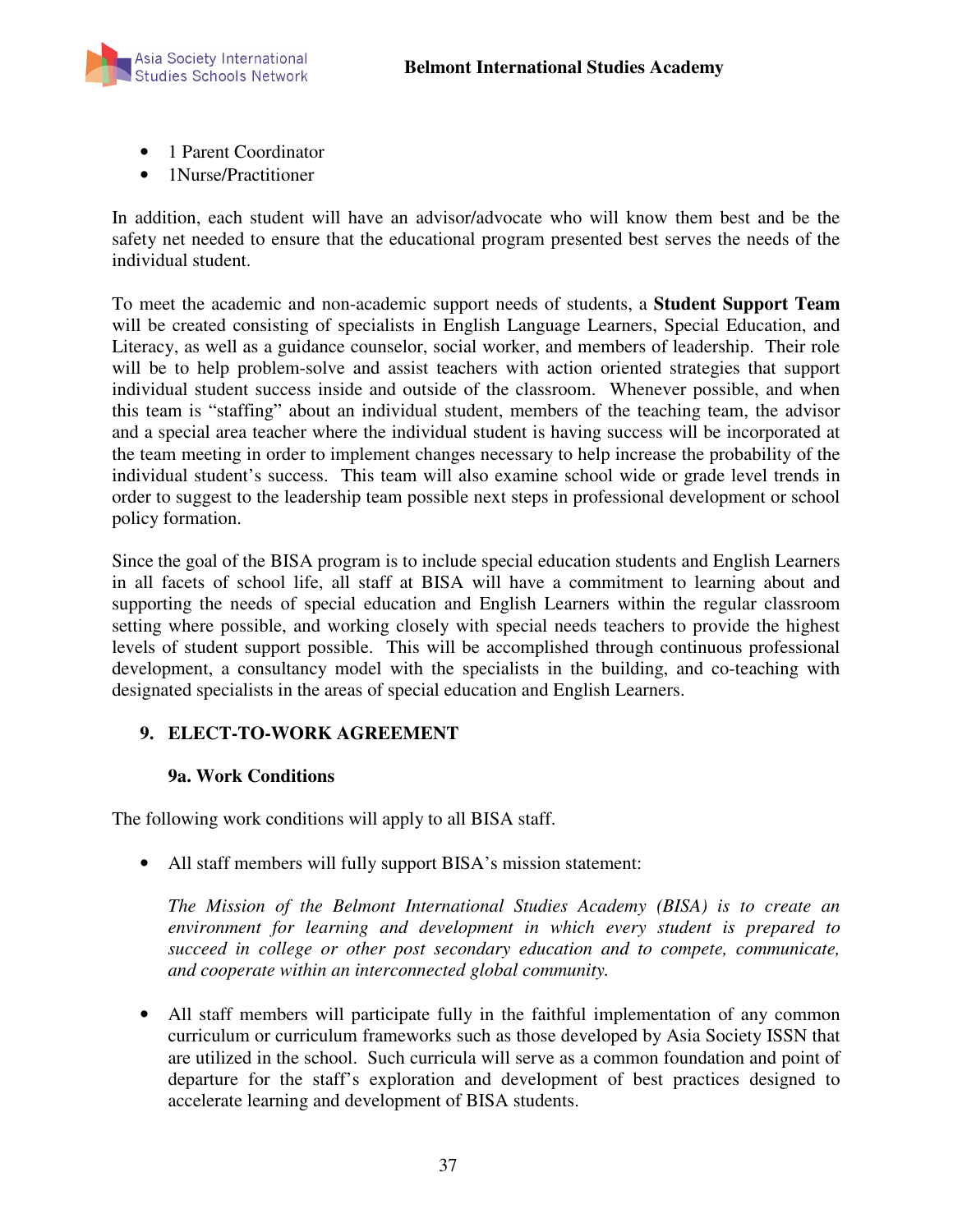- 1 Parent Coordinator
- 1Nurse/Practitioner

In addition, each student will have an advisor/advocate who will know them best and be the safety net needed to ensure that the educational program presented best serves the needs of the individual student.

To meet the academic and non-academic support needs of students, a **Student Support Team** will be created consisting of specialists in English Language Learners, Special Education, and Literacy, as well as a guidance counselor, social worker, and members of leadership. Their role will be to help problem-solve and assist teachers with action oriented strategies that support individual student success inside and outside of the classroom. Whenever possible, and when this team is "staffing" about an individual student, members of the teaching team, the advisor and a special area teacher where the individual student is having success will be incorporated at the team meeting in order to implement changes necessary to help increase the probability of the individual student's success. This team will also examine school wide or grade level trends in order to suggest to the leadership team possible next steps in professional development or school policy formation.

Since the goal of the BISA program is to include special education students and English Learners in all facets of school life, all staff at BISA will have a commitment to learning about and supporting the needs of special education and English Learners within the regular classroom setting where possible, and working closely with special needs teachers to provide the highest levels of student support possible. This will be accomplished through continuous professional development, a consultancy model with the specialists in the building, and co-teaching with designated specialists in the areas of special education and English Learners.

## 9. ELECT-TO-WORK AGREEMENT

### 9a. Work Conditions

The following work conditions will apply to all BISA staff.

- All staff members will fully support BISA's mission statement:

  *The Mission of the Belmont International Studies Academy (BISA) is to create an environment for learning and development in which every student is prepared to succeed in college or other post secondary education and to compete, communicate, and cooperate within an interconnected global community.*

- All staff members will participate fully in the faithful implementation of any common curriculum or curriculum frameworks such as those developed by Asia Society ISSN that are utilized in the school. Such curricula will serve as a common foundation and point of departure for the staff's exploration and development of best practices designed to accelerate learning and development of BISA students.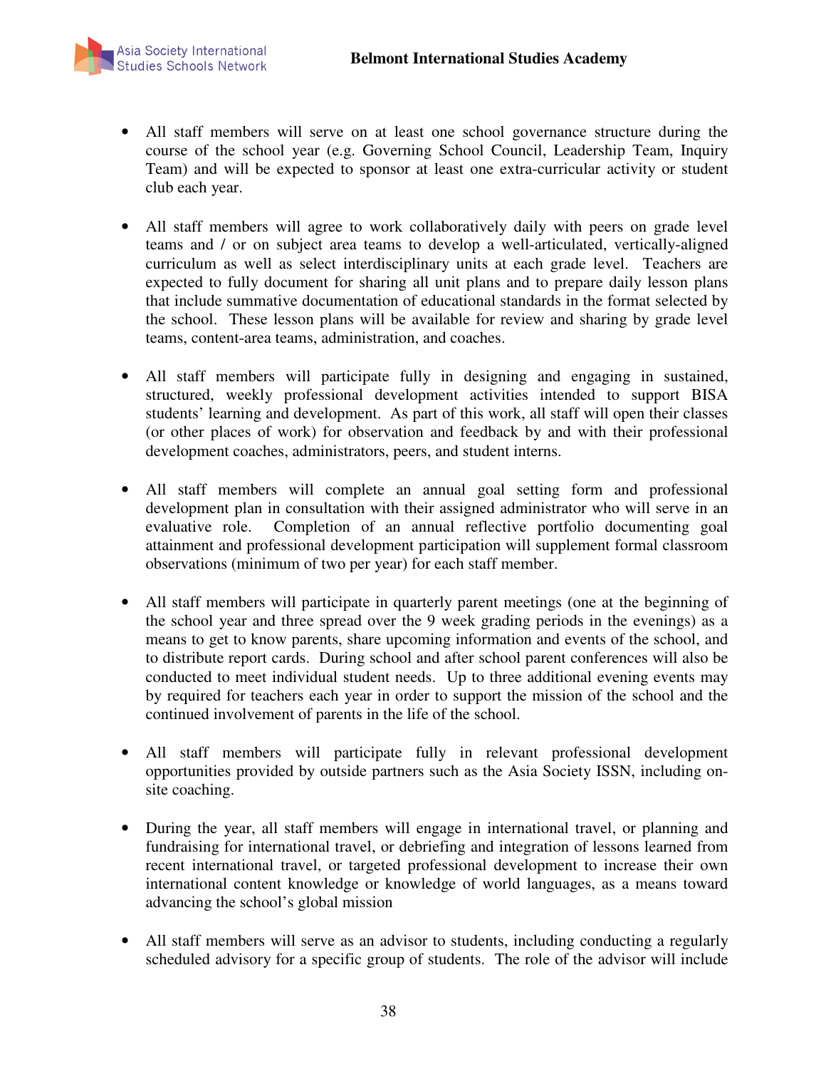- All staff members will serve on at least one school governance structure during the course of the school year (e.g. Governing School Council, Leadership Team, Inquiry Team) and will be expected to sponsor at least one extra-curricular activity or student club each year.

- All staff members will agree to work collaboratively daily with peers on grade level teams and / or on subject area teams to develop a well-articulated, vertically-aligned curriculum as well as select interdisciplinary units at each grade level. Teachers are expected to fully document for sharing all unit plans and to prepare daily lesson plans that include summative documentation of educational standards in the format selected by the school. These lesson plans will be available for review and sharing by grade level teams, content-area teams, administration, and coaches.

- All staff members will participate fully in designing and engaging in sustained, structured, weekly professional development activities intended to support BISA students' learning and development. As part of this work, all staff will open their classes (or other places of work) for observation and feedback by and with their professional development coaches, administrators, peers, and student interns.

- All staff members will complete an annual goal setting form and professional development plan in consultation with their assigned administrator who will serve in an evaluative role. Completion of an annual reflective portfolio documenting goal attainment and professional development participation will supplement formal classroom observations (minimum of two per year) for each staff member.

- All staff members will participate in quarterly parent meetings (one at the beginning of the school year and three spread over the 9 week grading periods in the evenings) as a means to get to know parents, share upcoming information and events of the school, and to distribute report cards. During school and after school parent conferences will also be conducted to meet individual student needs. Up to three additional evening events may by required for teachers each year in order to support the mission of the school and the continued involvement of parents in the life of the school.

- All staff members will participate fully in relevant professional development opportunities provided by outside partners such as the Asia Society ISSN, including on-site coaching.

- During the year, all staff members will engage in international travel, or planning and fundraising for international travel, or debriefing and integration of lessons learned from recent international travel, or targeted professional development to increase their own international content knowledge or knowledge of world languages, as a means toward advancing the school's global mission

- All staff members will serve as an advisor to students, including conducting a regularly scheduled advisory for a specific group of students. The role of the advisor will include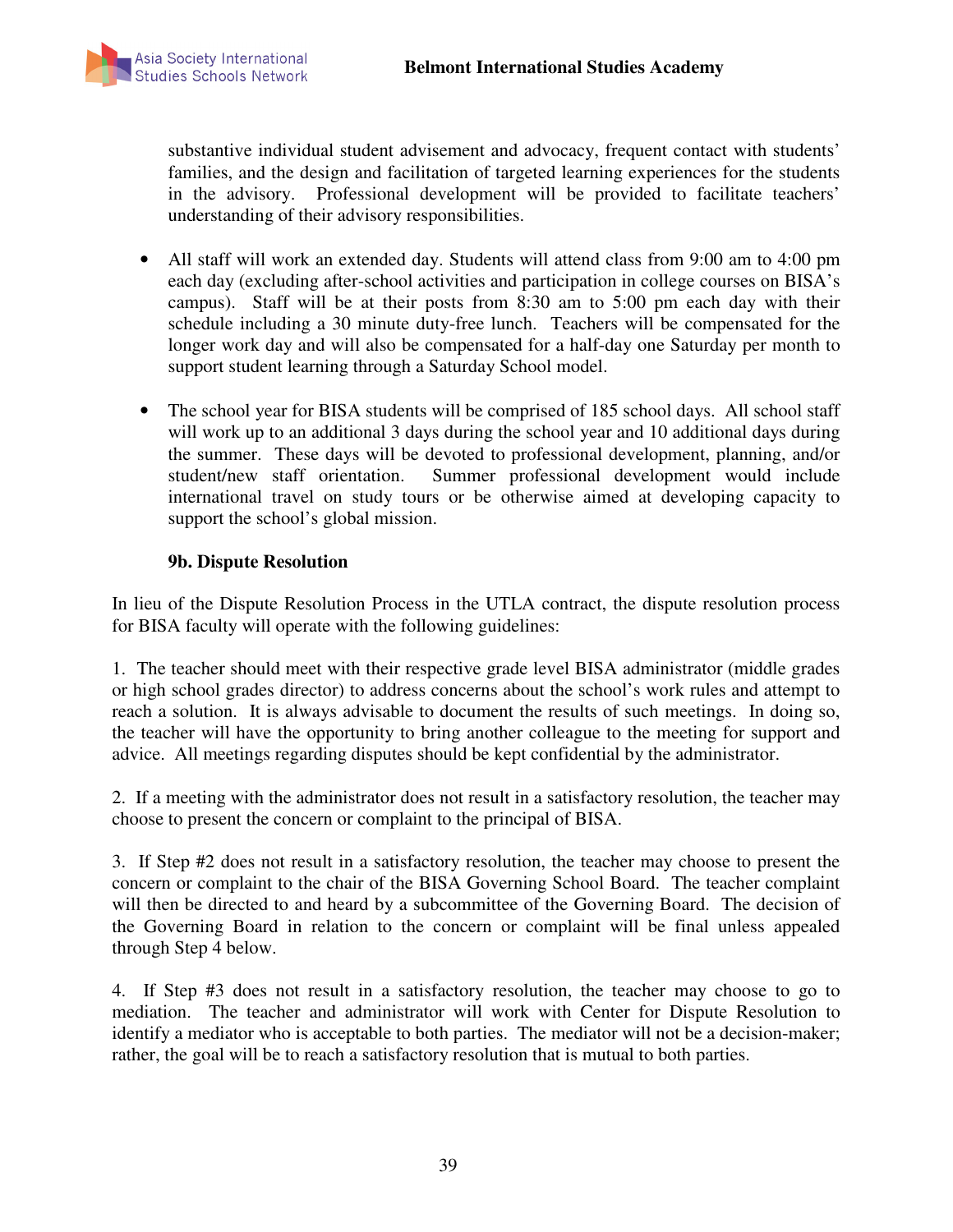substantive individual student advisement and advocacy, frequent contact with students' families, and the design and facilitation of targeted learning experiences for the students in the advisory. Professional development will be provided to facilitate teachers' understanding of their advisory responsibilities.

- All staff will work an extended day. Students will attend class from 9:00 am to 4:00 pm each day (excluding after-school activities and participation in college courses on BISA's campus). Staff will be at their posts from 8:30 am to 5:00 pm each day with their schedule including a 30 minute duty-free lunch. Teachers will be compensated for the longer work day and will also be compensated for a half-day one Saturday per month to support student learning through a Saturday School model.

- The school year for BISA students will be comprised of 185 school days. All school staff will work up to an additional 3 days during the school year and 10 additional days during the summer. These days will be devoted to professional development, planning, and/or student/new staff orientation. Summer professional development would include international travel on study tours or be otherwise aimed at developing capacity to support the school's global mission.

### 9b. Dispute Resolution

In lieu of the Dispute Resolution Process in the UTLA contract, the dispute resolution process for BISA faculty will operate with the following guidelines:

1. The teacher should meet with their respective grade level BISA administrator (middle grades or high school grades director) to address concerns about the school's work rules and attempt to reach a solution. It is always advisable to document the results of such meetings. In doing so, the teacher will have the opportunity to bring another colleague to the meeting for support and advice. All meetings regarding disputes should be kept confidential by the administrator.

2. If a meeting with the administrator does not result in a satisfactory resolution, the teacher may choose to present the concern or complaint to the principal of BISA.

3. If Step #2 does not result in a satisfactory resolution, the teacher may choose to present the concern or complaint to the chair of the BISA Governing School Board. The teacher complaint will then be directed to and heard by a subcommittee of the Governing Board. The decision of the Governing Board in relation to the concern or complaint will be final unless appealed through Step 4 below.

4. If Step #3 does not result in a satisfactory resolution, the teacher may choose to go to mediation. The teacher and administrator will work with Center for Dispute Resolution to identify a mediator who is acceptable to both parties. The mediator will not be a decision-maker; rather, the goal will be to reach a satisfactory resolution that is mutual to both parties.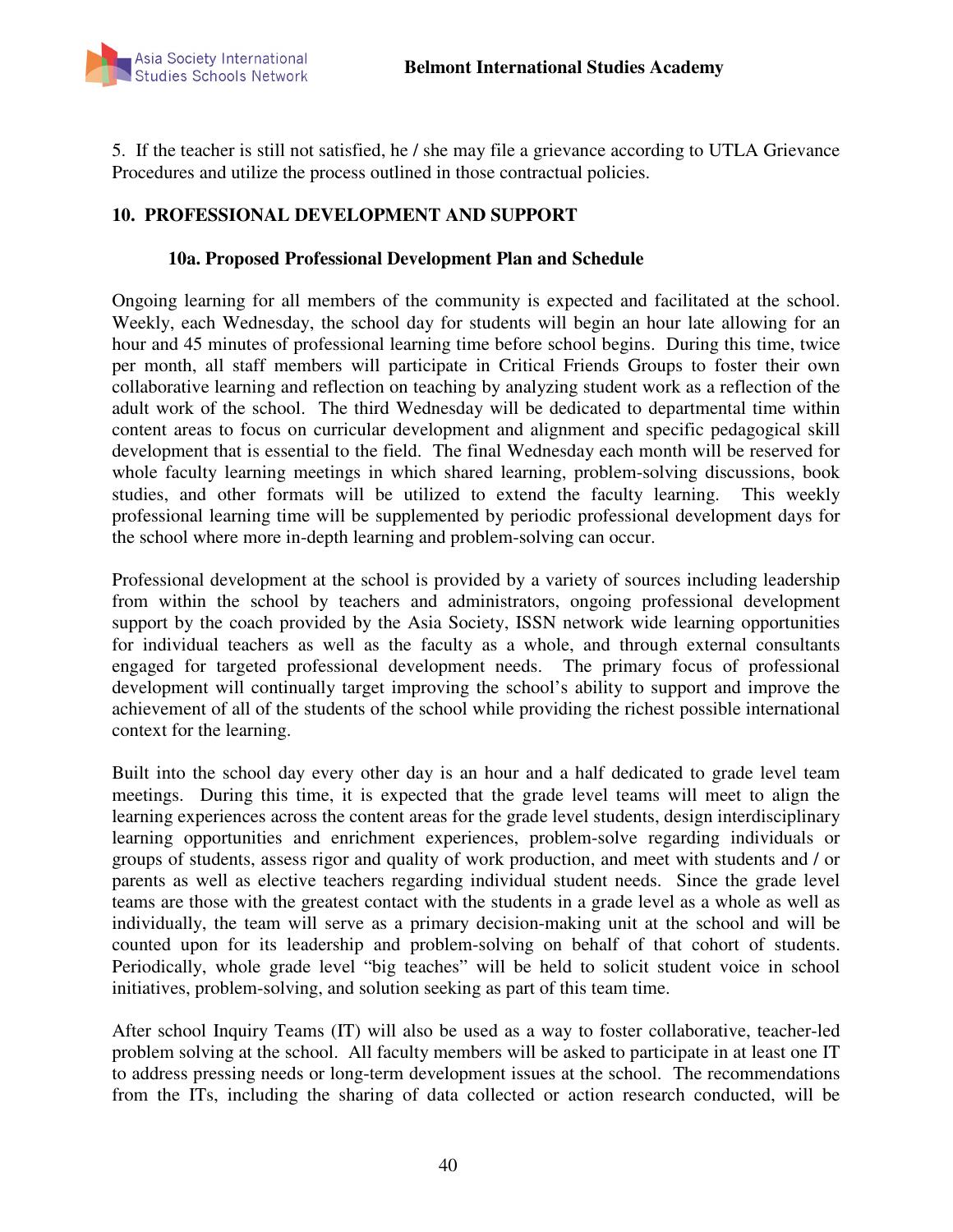5. If the teacher is still not satisfied, he / she may file a grievance according to UTLA Grievance Procedures and utilize the process outlined in those contractual policies.

## 10. PROFESSIONAL DEVELOPMENT AND SUPPORT

### 10a. Proposed Professional Development Plan and Schedule

Ongoing learning for all members of the community is expected and facilitated at the school. Weekly, each Wednesday, the school day for students will begin an hour late allowing for an hour and 45 minutes of professional learning time before school begins. During this time, twice per month, all staff members will participate in Critical Friends Groups to foster their own collaborative learning and reflection on teaching by analyzing student work as a reflection of the adult work of the school. The third Wednesday will be dedicated to departmental time within content areas to focus on curricular development and alignment and specific pedagogical skill development that is essential to the field. The final Wednesday each month will be reserved for whole faculty learning meetings in which shared learning, problem-solving discussions, book studies, and other formats will be utilized to extend the faculty learning. This weekly professional learning time will be supplemented by periodic professional development days for the school where more in-depth learning and problem-solving can occur.

Professional development at the school is provided by a variety of sources including leadership from within the school by teachers and administrators, ongoing professional development support by the coach provided by the Asia Society, ISSN network wide learning opportunities for individual teachers as well as the faculty as a whole, and through external consultants engaged for targeted professional development needs. The primary focus of professional development will continually target improving the school's ability to support and improve the achievement of all of the students of the school while providing the richest possible international context for the learning.

Built into the school day every other day is an hour and a half dedicated to grade level team meetings. During this time, it is expected that the grade level teams will meet to align the learning experiences across the content areas for the grade level students, design interdisciplinary learning opportunities and enrichment experiences, problem-solve regarding individuals or groups of students, assess rigor and quality of work production, and meet with students and / or parents as well as elective teachers regarding individual student needs. Since the grade level teams are those with the greatest contact with the students in a grade level as a whole as well as individually, the team will serve as a primary decision-making unit at the school and will be counted upon for its leadership and problem-solving on behalf of that cohort of students. Periodically, whole grade level "big teaches" will be held to solicit student voice in school initiatives, problem-solving, and solution seeking as part of this team time.

After school Inquiry Teams (IT) will also be used as a way to foster collaborative, teacher-led problem solving at the school. All faculty members will be asked to participate in at least one IT to address pressing needs or long-term development issues at the school. The recommendations from the ITs, including the sharing of data collected or action research conducted, will be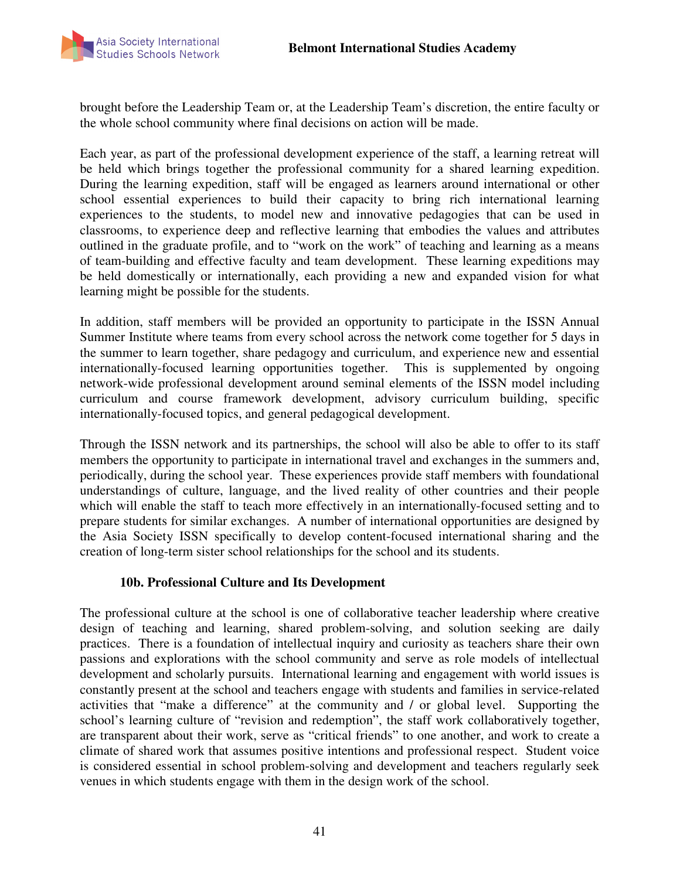brought before the Leadership Team or, at the Leadership Team's discretion, the entire faculty or the whole school community where final decisions on action will be made.

Each year, as part of the professional development experience of the staff, a learning retreat will be held which brings together the professional community for a shared learning expedition. During the learning expedition, staff will be engaged as learners around international or other school essential experiences to build their capacity to bring rich international learning experiences to the students, to model new and innovative pedagogies that can be used in classrooms, to experience deep and reflective learning that embodies the values and attributes outlined in the graduate profile, and to "work on the work" of teaching and learning as a means of team-building and effective faculty and team development. These learning expeditions may be held domestically or internationally, each providing a new and expanded vision for what learning might be possible for the students.

In addition, staff members will be provided an opportunity to participate in the ISSN Annual Summer Institute where teams from every school across the network come together for 5 days in the summer to learn together, share pedagogy and curriculum, and experience new and essential internationally-focused learning opportunities together. This is supplemented by ongoing network-wide professional development around seminal elements of the ISSN model including curriculum and course framework development, advisory curriculum building, specific internationally-focused topics, and general pedagogical development.

Through the ISSN network and its partnerships, the school will also be able to offer to its staff members the opportunity to participate in international travel and exchanges in the summers and, periodically, during the school year. These experiences provide staff members with foundational understandings of culture, language, and the lived reality of other countries and their people which will enable the staff to teach more effectively in an internationally-focused setting and to prepare students for similar exchanges. A number of international opportunities are designed by the Asia Society ISSN specifically to develop content-focused international sharing and the creation of long-term sister school relationships for the school and its students.

### 10b. Professional Culture and Its Development

The professional culture at the school is one of collaborative teacher leadership where creative design of teaching and learning, shared problem-solving, and solution seeking are daily practices. There is a foundation of intellectual inquiry and curiosity as teachers share their own passions and explorations with the school community and serve as role models of intellectual development and scholarly pursuits. International learning and engagement with world issues is constantly present at the school and teachers engage with students and families in service-related activities that "make a difference" at the community and / or global level. Supporting the school's learning culture of "revision and redemption", the staff work collaboratively together, are transparent about their work, serve as "critical friends" to one another, and work to create a climate of shared work that assumes positive intentions and professional respect. Student voice is considered essential in school problem-solving and development and teachers regularly seek venues in which students engage with them in the design work of the school.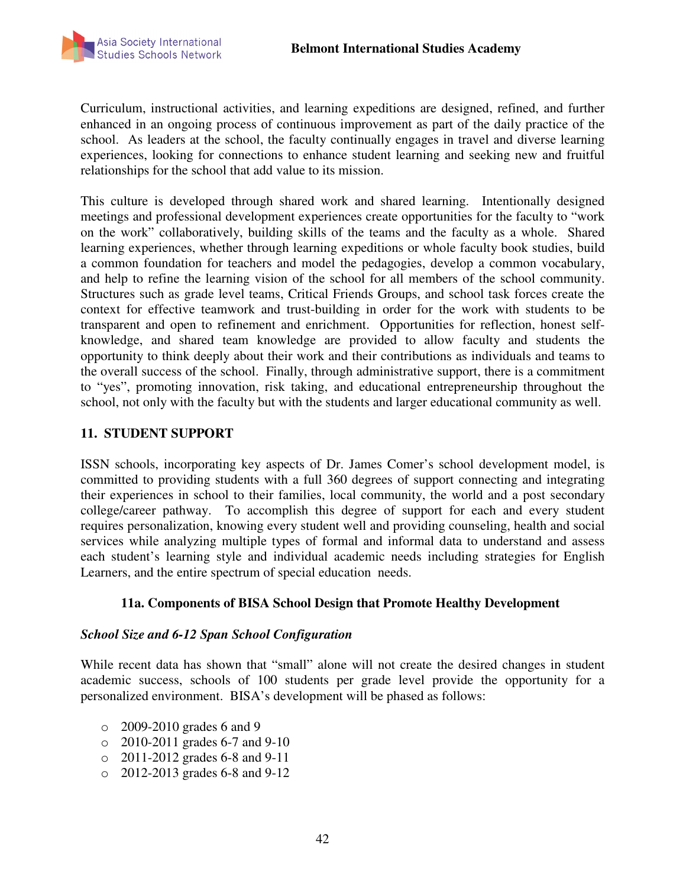Curriculum, instructional activities, and learning expeditions are designed, refined, and further enhanced in an ongoing process of continuous improvement as part of the daily practice of the school. As leaders at the school, the faculty continually engages in travel and diverse learning experiences, looking for connections to enhance student learning and seeking new and fruitful relationships for the school that add value to its mission.

This culture is developed through shared work and shared learning. Intentionally designed meetings and professional development experiences create opportunities for the faculty to "work on the work" collaboratively, building skills of the teams and the faculty as a whole. Shared learning experiences, whether through learning expeditions or whole faculty book studies, build a common foundation for teachers and model the pedagogies, develop a common vocabulary, and help to refine the learning vision of the school for all members of the school community. Structures such as grade level teams, Critical Friends Groups, and school task forces create the context for effective teamwork and trust-building in order for the work with students to be transparent and open to refinement and enrichment. Opportunities for reflection, honest self-knowledge, and shared team knowledge are provided to allow faculty and students the opportunity to think deeply about their work and their contributions as individuals and teams to the overall success of the school. Finally, through administrative support, there is a commitment to "yes", promoting innovation, risk taking, and educational entrepreneurship throughout the school, not only with the faculty but with the students and larger educational community as well.

## 11. STUDENT SUPPORT

ISSN schools, incorporating key aspects of Dr. James Comer's school development model, is committed to providing students with a full 360 degrees of support connecting and integrating their experiences in school to their families, local community, the world and a post secondary college/career pathway. To accomplish this degree of support for each and every student requires personalization, knowing every student well and providing counseling, health and social services while analyzing multiple types of formal and informal data to understand and assess each student's learning style and individual academic needs including strategies for English Learners, and the entire spectrum of special education needs.

### 11a. Components of BISA School Design that Promote Healthy Development

***School Size and 6-12 Span School Configuration***

While recent data has shown that "small" alone will not create the desired changes in student academic success, schools of 100 students per grade level provide the opportunity for a personalized environment. BISA's development will be phased as follows:

- 2009-2010 grades 6 and 9
- 2010-2011 grades 6-7 and 9-10
- 2011-2012 grades 6-8 and 9-11
- 2012-2013 grades 6-8 and 9-12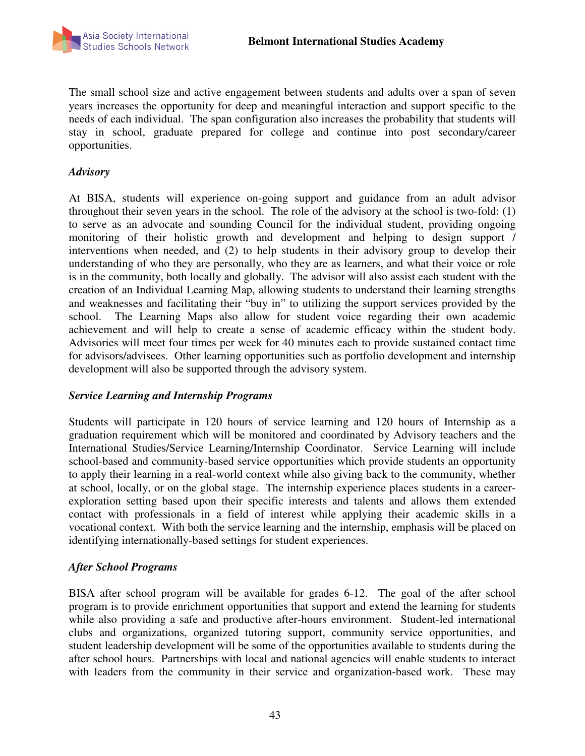The small school size and active engagement between students and adults over a span of seven years increases the opportunity for deep and meaningful interaction and support specific to the needs of each individual. The span configuration also increases the probability that students will stay in school, graduate prepared for college and continue into post secondary/career opportunities.

### *Advisory*

At BISA, students will experience on-going support and guidance from an adult advisor throughout their seven years in the school. The role of the advisory at the school is two-fold: (1) to serve as an advocate and sounding Council for the individual student, providing ongoing monitoring of their holistic growth and development and helping to design support / interventions when needed, and (2) to help students in their advisory group to develop their understanding of who they are personally, who they are as learners, and what their voice or role is in the community, both locally and globally. The advisor will also assist each student with the creation of an Individual Learning Map, allowing students to understand their learning strengths and weaknesses and facilitating their "buy in" to utilizing the support services provided by the school. The Learning Maps also allow for student voice regarding their own academic achievement and will help to create a sense of academic efficacy within the student body. Advisories will meet four times per week for 40 minutes each to provide sustained contact time for advisors/advisees. Other learning opportunities such as portfolio development and internship development will also be supported through the advisory system.

### *Service Learning and Internship Programs*

Students will participate in 120 hours of service learning and 120 hours of Internship as a graduation requirement which will be monitored and coordinated by Advisory teachers and the International Studies/Service Learning/Internship Coordinator. Service Learning will include school-based and community-based service opportunities which provide students an opportunity to apply their learning in a real-world context while also giving back to the community, whether at school, locally, or on the global stage. The internship experience places students in a career-exploration setting based upon their specific interests and talents and allows them extended contact with professionals in a field of interest while applying their academic skills in a vocational context. With both the service learning and the internship, emphasis will be placed on identifying internationally-based settings for student experiences.

### *After School Programs*

BISA after school program will be available for grades 6-12. The goal of the after school program is to provide enrichment opportunities that support and extend the learning for students while also providing a safe and productive after-hours environment. Student-led international clubs and organizations, organized tutoring support, community service opportunities, and student leadership development will be some of the opportunities available to students during the after school hours. Partnerships with local and national agencies will enable students to interact with leaders from the community in their service and organization-based work. These may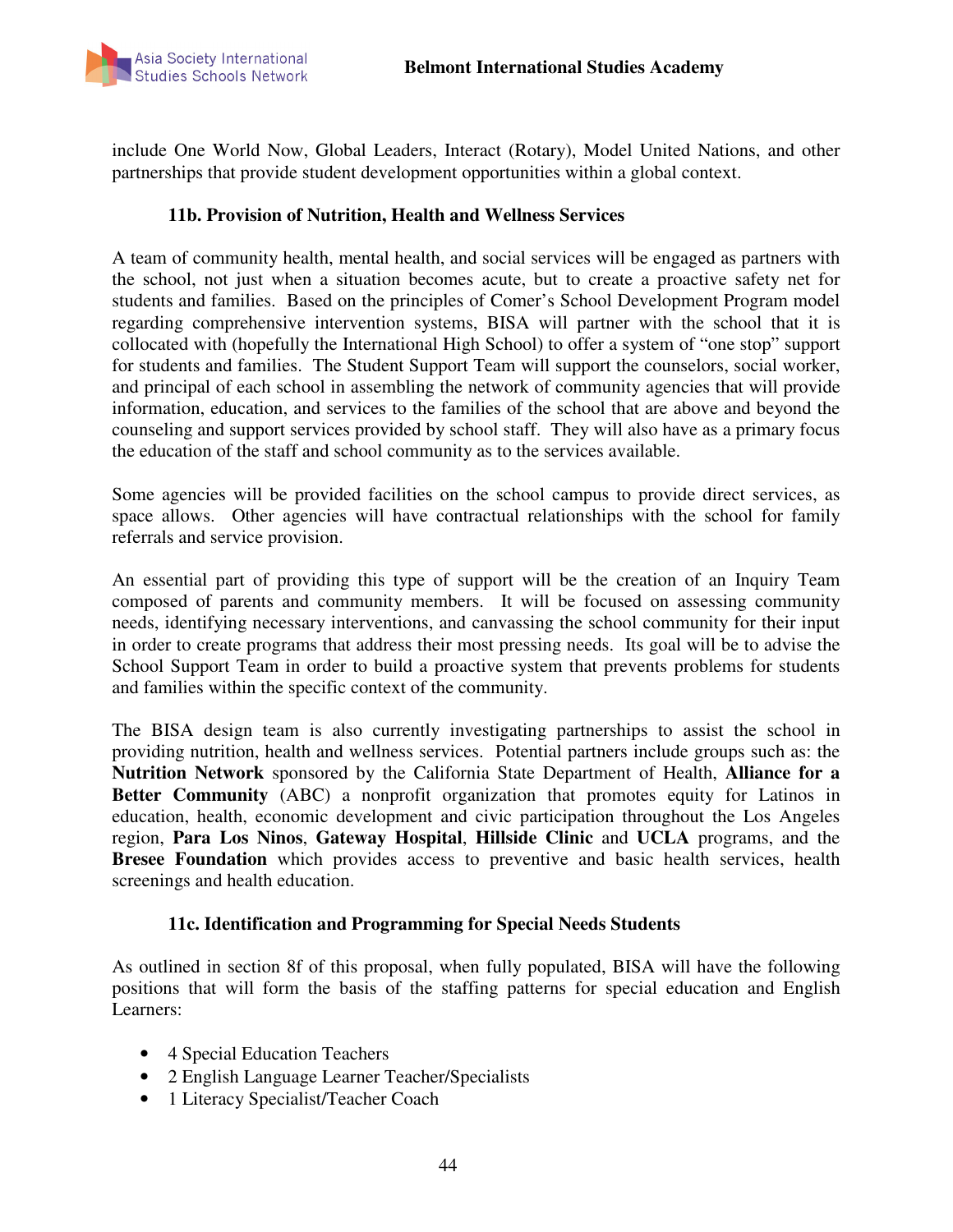include One World Now, Global Leaders, Interact (Rotary), Model United Nations, and other partnerships that provide student development opportunities within a global context.

### 11b. Provision of Nutrition, Health and Wellness Services

A team of community health, mental health, and social services will be engaged as partners with the school, not just when a situation becomes acute, but to create a proactive safety net for students and families. Based on the principles of Comer's School Development Program model regarding comprehensive intervention systems, BISA will partner with the school that it is collocated with (hopefully the International High School) to offer a system of "one stop" support for students and families. The Student Support Team will support the counselors, social worker, and principal of each school in assembling the network of community agencies that will provide information, education, and services to the families of the school that are above and beyond the counseling and support services provided by school staff. They will also have as a primary focus the education of the staff and school community as to the services available.

Some agencies will be provided facilities on the school campus to provide direct services, as space allows. Other agencies will have contractual relationships with the school for family referrals and service provision.

An essential part of providing this type of support will be the creation of an Inquiry Team composed of parents and community members. It will be focused on assessing community needs, identifying necessary interventions, and canvassing the school community for their input in order to create programs that address their most pressing needs. Its goal will be to advise the School Support Team in order to build a proactive system that prevents problems for students and families within the specific context of the community.

The BISA design team is also currently investigating partnerships to assist the school in providing nutrition, health and wellness services. Potential partners include groups such as: the **Nutrition Network** sponsored by the California State Department of Health, **Alliance for a Better Community** (ABC) a nonprofit organization that promotes equity for Latinos in education, health, economic development and civic participation throughout the Los Angeles region, **Para Los Ninos**, **Gateway Hospital**, **Hillside Clinic** and **UCLA** programs, and the **Bresee Foundation** which provides access to preventive and basic health services, health screenings and health education.

### 11c. Identification and Programming for Special Needs Students

As outlined in section 8f of this proposal, when fully populated, BISA will have the following positions that will form the basis of the staffing patterns for special education and English Learners:

- 4 Special Education Teachers
- 2 English Language Learner Teacher/Specialists
- 1 Literacy Specialist/Teacher Coach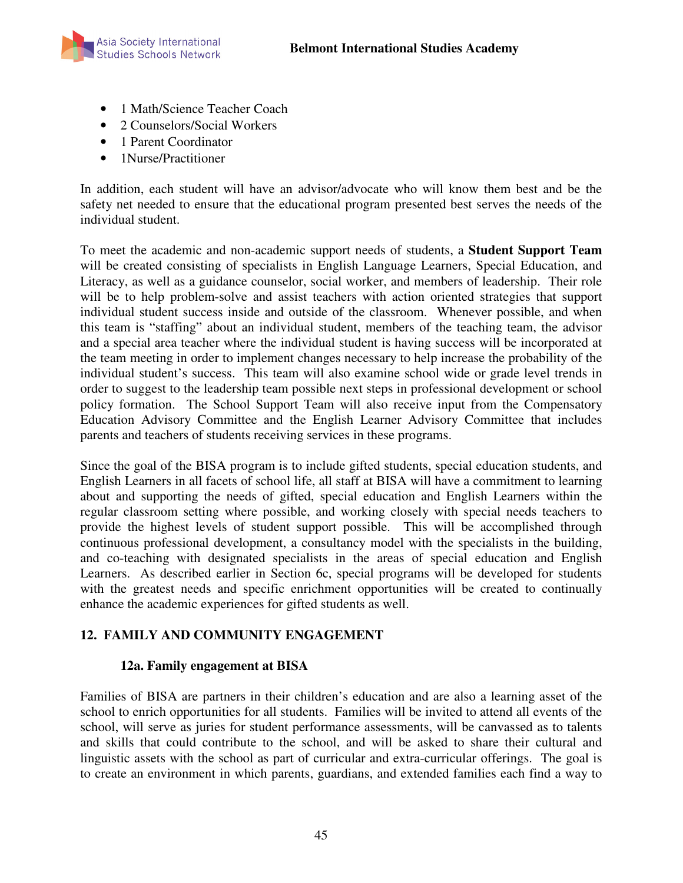- 1 Math/Science Teacher Coach
- 2 Counselors/Social Workers
- 1 Parent Coordinator
- 1Nurse/Practitioner

In addition, each student will have an advisor/advocate who will know them best and be the safety net needed to ensure that the educational program presented best serves the needs of the individual student.

To meet the academic and non-academic support needs of students, a **Student Support Team** will be created consisting of specialists in English Language Learners, Special Education, and Literacy, as well as a guidance counselor, social worker, and members of leadership. Their role will be to help problem-solve and assist teachers with action oriented strategies that support individual student success inside and outside of the classroom. Whenever possible, and when this team is "staffing" about an individual student, members of the teaching team, the advisor and a special area teacher where the individual student is having success will be incorporated at the team meeting in order to implement changes necessary to help increase the probability of the individual student's success. This team will also examine school wide or grade level trends in order to suggest to the leadership team possible next steps in professional development or school policy formation. The School Support Team will also receive input from the Compensatory Education Advisory Committee and the English Learner Advisory Committee that includes parents and teachers of students receiving services in these programs.

Since the goal of the BISA program is to include gifted students, special education students, and English Learners in all facets of school life, all staff at BISA will have a commitment to learning about and supporting the needs of gifted, special education and English Learners within the regular classroom setting where possible, and working closely with special needs teachers to provide the highest levels of student support possible. This will be accomplished through continuous professional development, a consultancy model with the specialists in the building, and co-teaching with designated specialists in the areas of special education and English Learners. As described earlier in Section 6c, special programs will be developed for students with the greatest needs and specific enrichment opportunities will be created to continually enhance the academic experiences for gifted students as well.

## 12. FAMILY AND COMMUNITY ENGAGEMENT

### 12a. Family engagement at BISA

Families of BISA are partners in their children's education and are also a learning asset of the school to enrich opportunities for all students. Families will be invited to attend all events of the school, will serve as juries for student performance assessments, will be canvassed as to talents and skills that could contribute to the school, and will be asked to share their cultural and linguistic assets with the school as part of curricular and extra-curricular offerings. The goal is to create an environment in which parents, guardians, and extended families each find a way to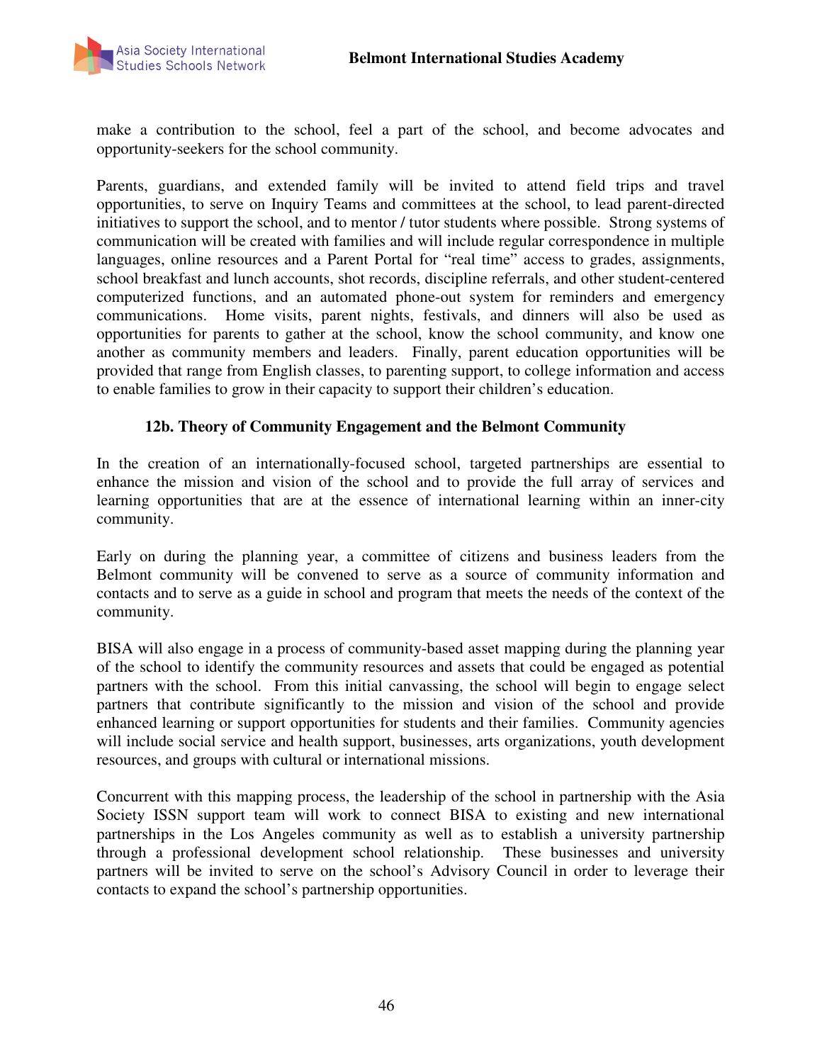make a contribution to the school, feel a part of the school, and become advocates and opportunity-seekers for the school community.

Parents, guardians, and extended family will be invited to attend field trips and travel opportunities, to serve on Inquiry Teams and committees at the school, to lead parent-directed initiatives to support the school, and to mentor / tutor students where possible. Strong systems of communication will be created with families and will include regular correspondence in multiple languages, online resources and a Parent Portal for "real time" access to grades, assignments, school breakfast and lunch accounts, shot records, discipline referrals, and other student-centered computerized functions, and an automated phone-out system for reminders and emergency communications. Home visits, parent nights, festivals, and dinners will also be used as opportunities for parents to gather at the school, know the school community, and know one another as community members and leaders. Finally, parent education opportunities will be provided that range from English classes, to parenting support, to college information and access to enable families to grow in their capacity to support their children's education.

### 12b. Theory of Community Engagement and the Belmont Community

In the creation of an internationally-focused school, targeted partnerships are essential to enhance the mission and vision of the school and to provide the full array of services and learning opportunities that are at the essence of international learning within an inner-city community.

Early on during the planning year, a committee of citizens and business leaders from the Belmont community will be convened to serve as a source of community information and contacts and to serve as a guide in school and program that meets the needs of the context of the community.

BISA will also engage in a process of community-based asset mapping during the planning year of the school to identify the community resources and assets that could be engaged as potential partners with the school. From this initial canvassing, the school will begin to engage select partners that contribute significantly to the mission and vision of the school and provide enhanced learning or support opportunities for students and their families. Community agencies will include social service and health support, businesses, arts organizations, youth development resources, and groups with cultural or international missions.

Concurrent with this mapping process, the leadership of the school in partnership with the Asia Society ISSN support team will work to connect BISA to existing and new international partnerships in the Los Angeles community as well as to establish a university partnership through a professional development school relationship. These businesses and university partners will be invited to serve on the school's Advisory Council in order to leverage their contacts to expand the school's partnership opportunities.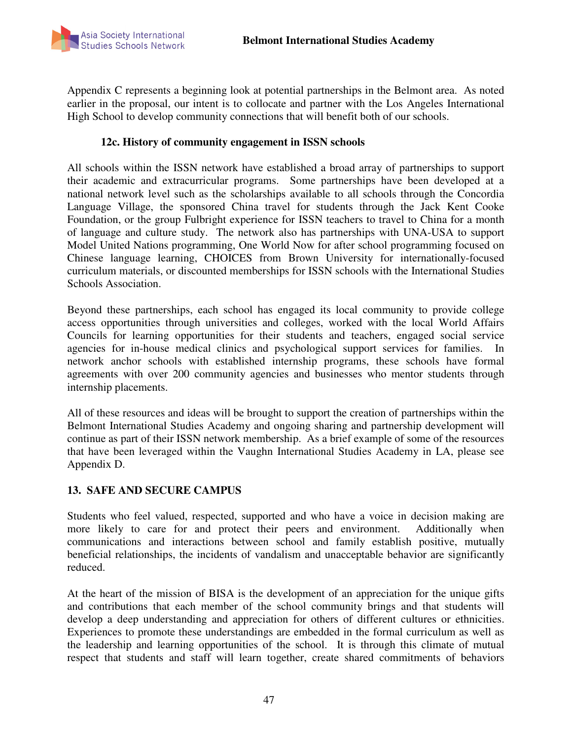Appendix C represents a beginning look at potential partnerships in the Belmont area. As noted earlier in the proposal, our intent is to collocate and partner with the Los Angeles International High School to develop community connections that will benefit both of our schools.

### 12c. History of community engagement in ISSN schools

All schools within the ISSN network have established a broad array of partnerships to support their academic and extracurricular programs. Some partnerships have been developed at a national network level such as the scholarships available to all schools through the Concordia Language Village, the sponsored China travel for students through the Jack Kent Cooke Foundation, or the group Fulbright experience for ISSN teachers to travel to China for a month of language and culture study. The network also has partnerships with UNA-USA to support Model United Nations programming, One World Now for after school programming focused on Chinese language learning, CHOICES from Brown University for internationally-focused curriculum materials, or discounted memberships for ISSN schools with the International Studies Schools Association.

Beyond these partnerships, each school has engaged its local community to provide college access opportunities through universities and colleges, worked with the local World Affairs Councils for learning opportunities for their students and teachers, engaged social service agencies for in-house medical clinics and psychological support services for families. In network anchor schools with established internship programs, these schools have formal agreements with over 200 community agencies and businesses who mentor students through internship placements.

All of these resources and ideas will be brought to support the creation of partnerships within the Belmont International Studies Academy and ongoing sharing and partnership development will continue as part of their ISSN network membership. As a brief example of some of the resources that have been leveraged within the Vaughn International Studies Academy in LA, please see Appendix D.

## 13. SAFE AND SECURE CAMPUS

Students who feel valued, respected, supported and who have a voice in decision making are more likely to care for and protect their peers and environment. Additionally when communications and interactions between school and family establish positive, mutually beneficial relationships, the incidents of vandalism and unacceptable behavior are significantly reduced.

At the heart of the mission of BISA is the development of an appreciation for the unique gifts and contributions that each member of the school community brings and that students will develop a deep understanding and appreciation for others of different cultures or ethnicities. Experiences to promote these understandings are embedded in the formal curriculum as well as the leadership and learning opportunities of the school. It is through this climate of mutual respect that students and staff will learn together, create shared commitments of behaviors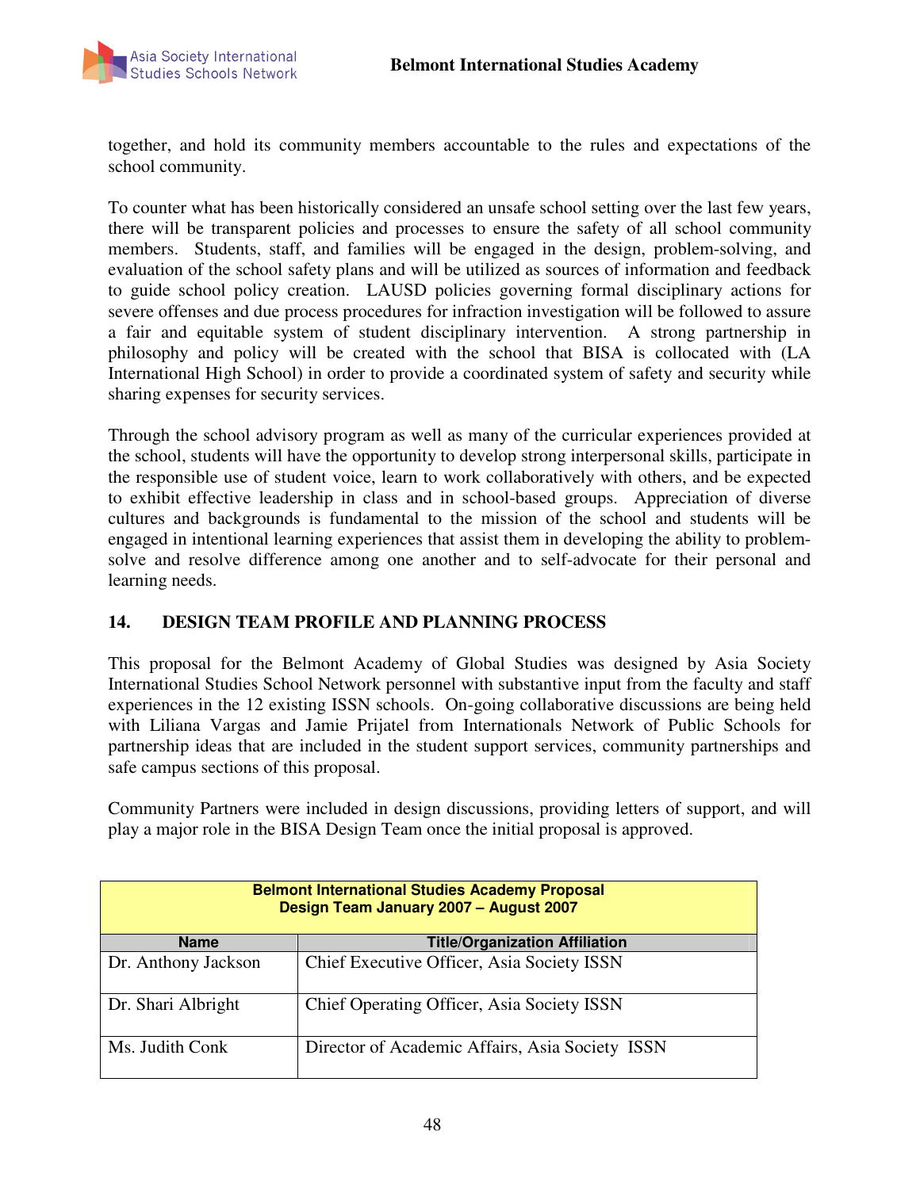together, and hold its community members accountable to the rules and expectations of the school community.

To counter what has been historically considered an unsafe school setting over the last few years, there will be transparent policies and processes to ensure the safety of all school community members. Students, staff, and families will be engaged in the design, problem-solving, and evaluation of the school safety plans and will be utilized as sources of information and feedback to guide school policy creation. LAUSD policies governing formal disciplinary actions for severe offenses and due process procedures for infraction investigation will be followed to assure a fair and equitable system of student disciplinary intervention. A strong partnership in philosophy and policy will be created with the school that BISA is collocated with (LA International High School) in order to provide a coordinated system of safety and security while sharing expenses for security services.

Through the school advisory program as well as many of the curricular experiences provided at the school, students will have the opportunity to develop strong interpersonal skills, participate in the responsible use of student voice, learn to work collaboratively with others, and be expected to exhibit effective leadership in class and in school-based groups. Appreciation of diverse cultures and backgrounds is fundamental to the mission of the school and students will be engaged in intentional learning experiences that assist them in developing the ability to problem-solve and resolve difference among one another and to self-advocate for their personal and learning needs.

## 14. DESIGN TEAM PROFILE AND PLANNING PROCESS

This proposal for the Belmont Academy of Global Studies was designed by Asia Society International Studies School Network personnel with substantive input from the faculty and staff experiences in the 12 existing ISSN schools. On-going collaborative discussions are being held with Liliana Vargas and Jamie Prijatel from Internationals Network of Public Schools for partnership ideas that are included in the student support services, community partnerships and safe campus sections of this proposal.

Community Partners were included in design discussions, providing letters of support, and will play a major role in the BISA Design Team once the initial proposal is approved.

| **Belmont International Studies Academy Proposal<br>Design Team January 2007 – August 2007** | |
|---|---|
| **Name** | **Title/Organization Affiliation** |
| Dr. Anthony Jackson | Chief Executive Officer, Asia Society ISSN |
| Dr. Shari Albright | Chief Operating Officer, Asia Society ISSN |
| Ms. Judith Conk | Director of Academic Affairs, Asia Society ISSN |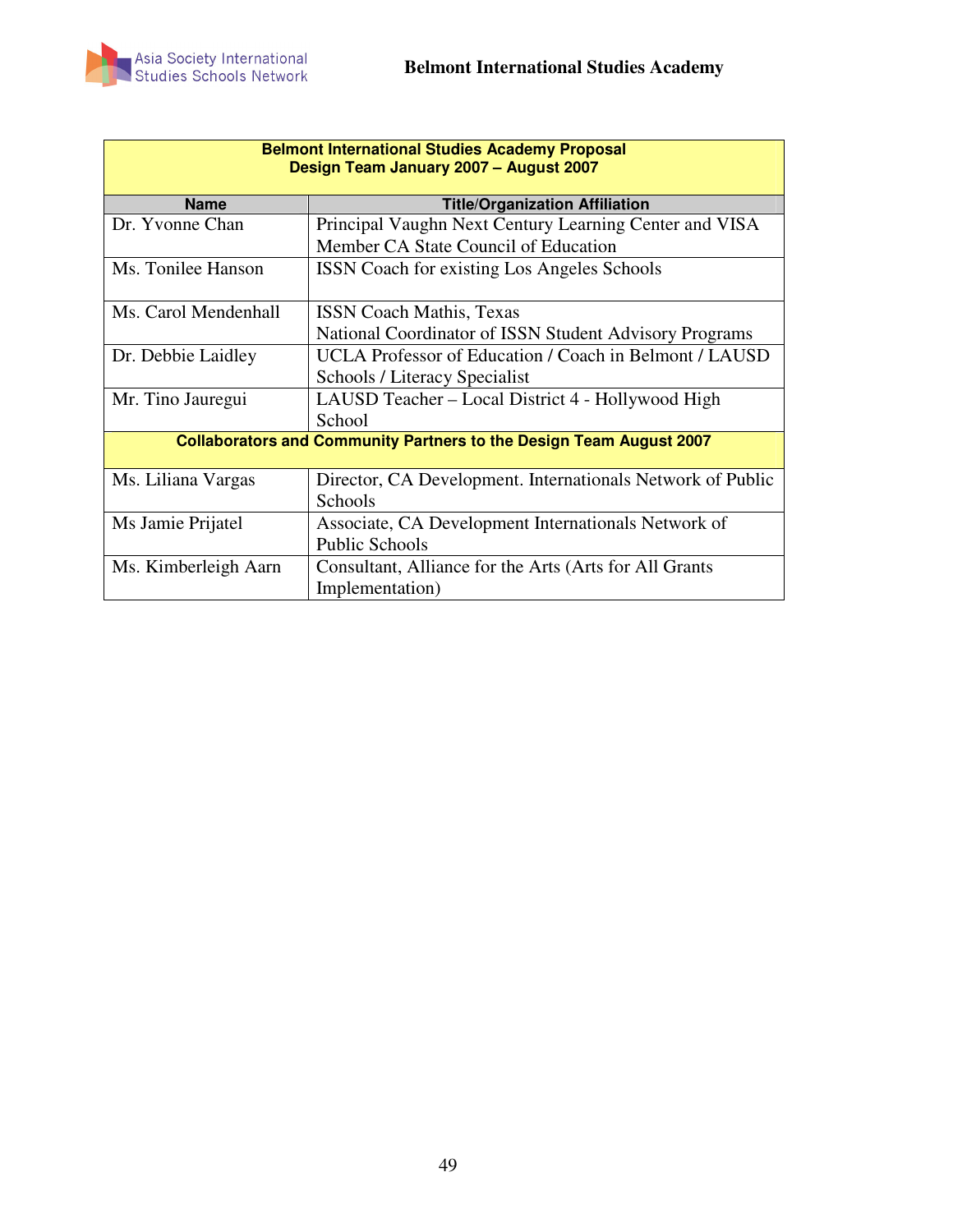| Belmont International Studies Academy Proposal<br>Design Team January 2007 – August 2007 | |
|---|---|
| **Name** | **Title/Organization Affiliation** |
| Dr. Yvonne Chan | Principal Vaughn Next Century Learning Center and VISA Member CA State Council of Education |
| Ms. Tonilee Hanson | ISSN Coach for existing Los Angeles Schools |
| Ms. Carol Mendenhall | ISSN Coach Mathis, Texas<br>National Coordinator of ISSN Student Advisory Programs |
| Dr. Debbie Laidley | UCLA Professor of Education / Coach in Belmont / LAUSD Schools / Literacy Specialist |
| Mr. Tino Jauregui | LAUSD Teacher – Local District 4 - Hollywood High School |
| **Collaborators and Community Partners to the Design Team August 2007** | |
| Ms. Liliana Vargas | Director, CA Development. Internationals Network of Public Schools |
| Ms Jamie Prijatel | Associate, CA Development Internationals Network of Public Schools |
| Ms. Kimberleigh Aarn | Consultant, Alliance for the Arts (Arts for All Grants Implementation) |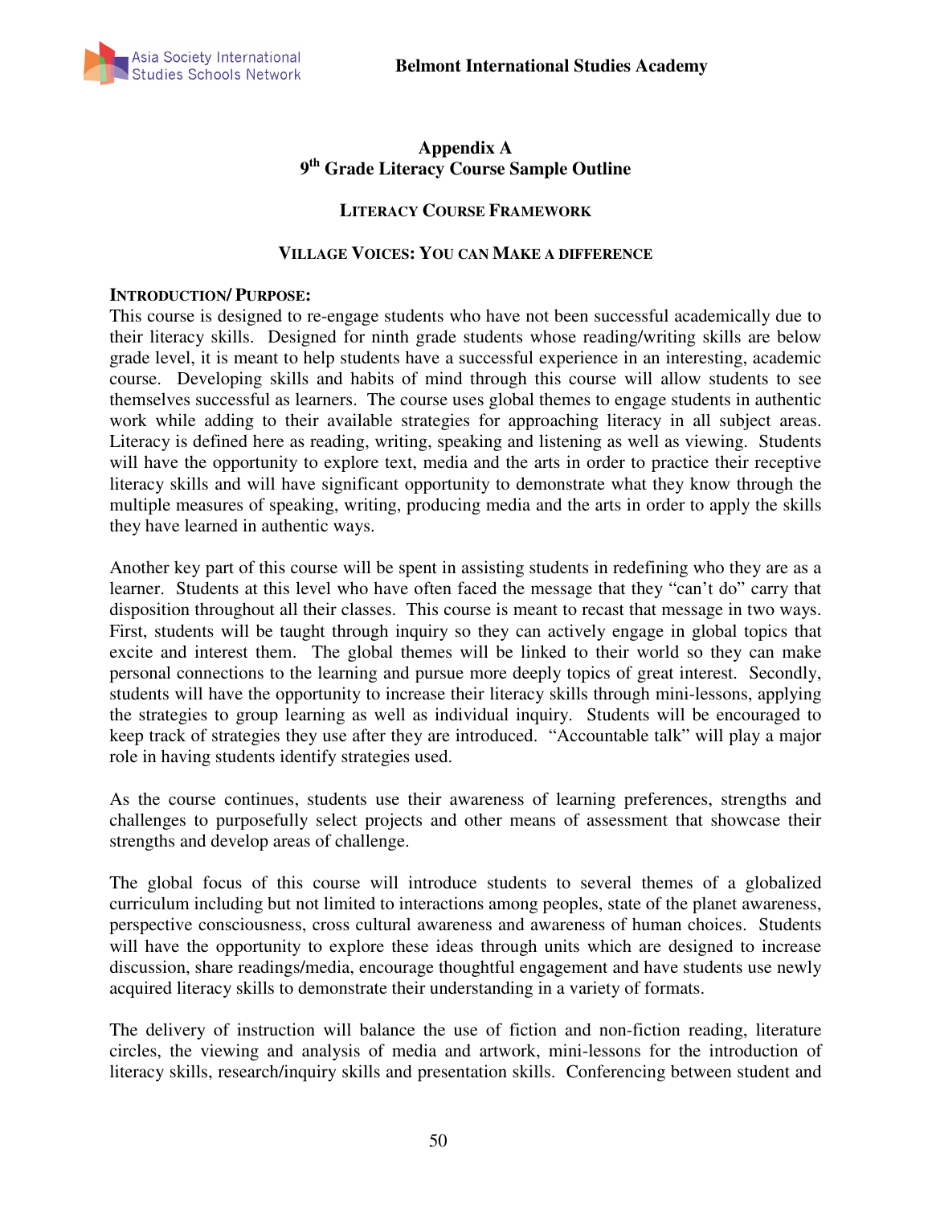# Appendix A
## 9th Grade Literacy Course Sample Outline

### LITERACY COURSE FRAMEWORK

### VILLAGE VOICES: YOU CAN MAKE A DIFFERENCE

**INTRODUCTION/ PURPOSE:**

This course is designed to re-engage students who have not been successful academically due to their literacy skills. Designed for ninth grade students whose reading/writing skills are below grade level, it is meant to help students have a successful experience in an interesting, academic course. Developing skills and habits of mind through this course will allow students to see themselves successful as learners. The course uses global themes to engage students in authentic work while adding to their available strategies for approaching literacy in all subject areas. Literacy is defined here as reading, writing, speaking and listening as well as viewing. Students will have the opportunity to explore text, media and the arts in order to practice their receptive literacy skills and will have significant opportunity to demonstrate what they know through the multiple measures of speaking, writing, producing media and the arts in order to apply the skills they have learned in authentic ways.

Another key part of this course will be spent in assisting students in redefining who they are as a learner. Students at this level who have often faced the message that they "can't do" carry that disposition throughout all their classes. This course is meant to recast that message in two ways. First, students will be taught through inquiry so they can actively engage in global topics that excite and interest them. The global themes will be linked to their world so they can make personal connections to the learning and pursue more deeply topics of great interest. Secondly, students will have the opportunity to increase their literacy skills through mini-lessons, applying the strategies to group learning as well as individual inquiry. Students will be encouraged to keep track of strategies they use after they are introduced. "Accountable talk" will play a major role in having students identify strategies used.

As the course continues, students use their awareness of learning preferences, strengths and challenges to purposefully select projects and other means of assessment that showcase their strengths and develop areas of challenge.

The global focus of this course will introduce students to several themes of a globalized curriculum including but not limited to interactions among peoples, state of the planet awareness, perspective consciousness, cross cultural awareness and awareness of human choices. Students will have the opportunity to explore these ideas through units which are designed to increase discussion, share readings/media, encourage thoughtful engagement and have students use newly acquired literacy skills to demonstrate their understanding in a variety of formats.

The delivery of instruction will balance the use of fiction and non-fiction reading, literature circles, the viewing and analysis of media and artwork, mini-lessons for the introduction of literacy skills, research/inquiry skills and presentation skills. Conferencing between student and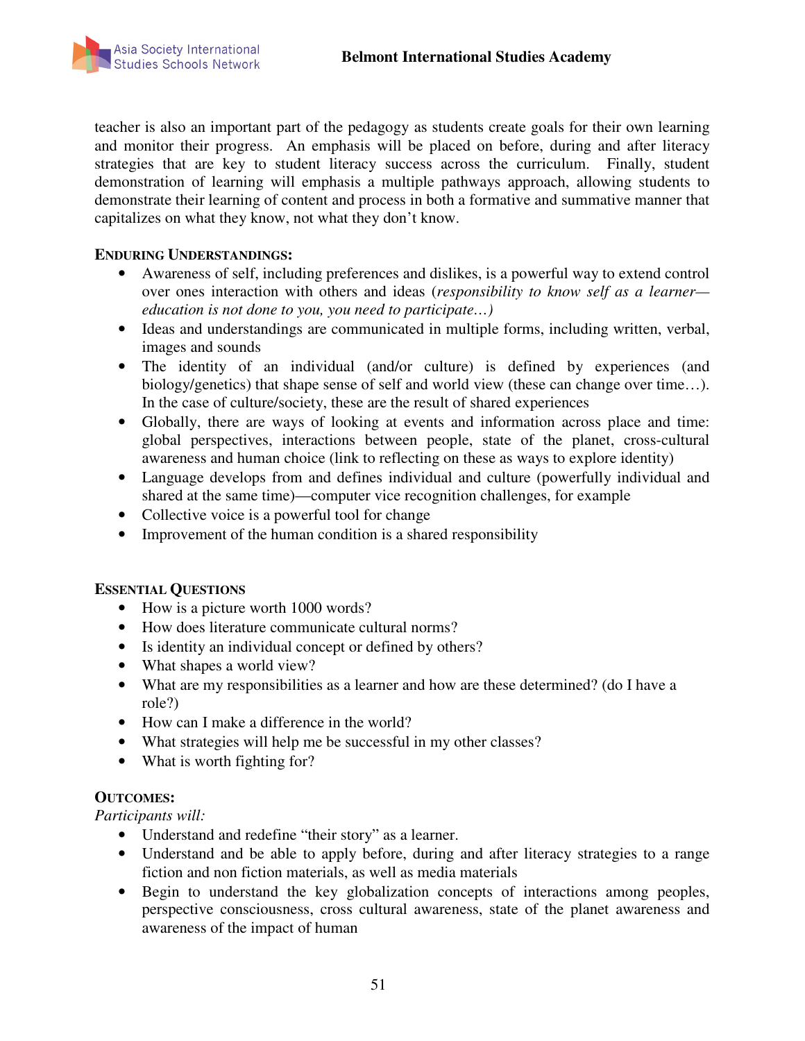teacher is also an important part of the pedagogy as students create goals for their own learning and monitor their progress. An emphasis will be placed on before, during and after literacy strategies that are key to student literacy success across the curriculum. Finally, student demonstration of learning will emphasis a multiple pathways approach, allowing students to demonstrate their learning of content and process in both a formative and summative manner that capitalizes on what they know, not what they don't know.

**ENDURING UNDERSTANDINGS:**

- Awareness of self, including preferences and dislikes, is a powerful way to extend control over ones interaction with others and ideas (*responsibility to know self as a learner—education is not done to you, you need to participate…)*
- Ideas and understandings are communicated in multiple forms, including written, verbal, images and sounds
- The identity of an individual (and/or culture) is defined by experiences (and biology/genetics) that shape sense of self and world view (these can change over time…). In the case of culture/society, these are the result of shared experiences
- Globally, there are ways of looking at events and information across place and time: global perspectives, interactions between people, state of the planet, cross-cultural awareness and human choice (link to reflecting on these as ways to explore identity)
- Language develops from and defines individual and culture (powerfully individual and shared at the same time)—computer vice recognition challenges, for example
- Collective voice is a powerful tool for change
- Improvement of the human condition is a shared responsibility

**ESSENTIAL QUESTIONS**

- How is a picture worth 1000 words?
- How does literature communicate cultural norms?
- Is identity an individual concept or defined by others?
- What shapes a world view?
- What are my responsibilities as a learner and how are these determined? (do I have a role?)
- How can I make a difference in the world?
- What strategies will help me be successful in my other classes?
- What is worth fighting for?

**OUTCOMES:**

*Participants will:*

- Understand and redefine "their story" as a learner.
- Understand and be able to apply before, during and after literacy strategies to a range fiction and non fiction materials, as well as media materials
- Begin to understand the key globalization concepts of interactions among peoples, perspective consciousness, cross cultural awareness, state of the planet awareness and awareness of the impact of human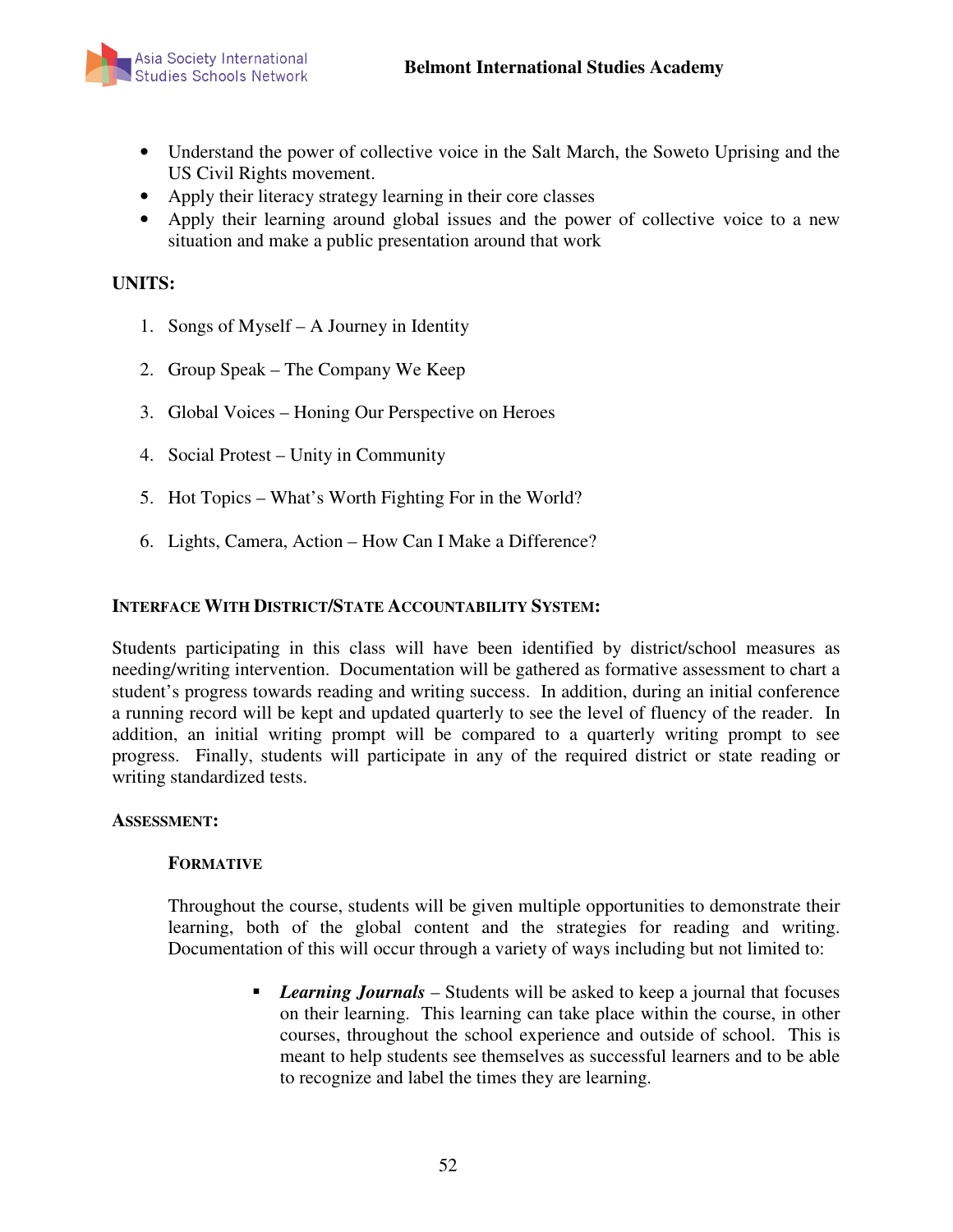- Understand the power of collective voice in the Salt March, the Soweto Uprising and the US Civil Rights movement.
- Apply their literacy strategy learning in their core classes
- Apply their learning around global issues and the power of collective voice to a new situation and make a public presentation around that work

**UNITS:**

1. Songs of Myself – A Journey in Identity
2. Group Speak – The Company We Keep
3. Global Voices – Honing Our Perspective on Heroes
4. Social Protest – Unity in Community
5. Hot Topics – What's Worth Fighting For in the World?
6. Lights, Camera, Action – How Can I Make a Difference?

**INTERFACE WITH DISTRICT/STATE ACCOUNTABILITY SYSTEM:**

Students participating in this class will have been identified by district/school measures as needing/writing intervention. Documentation will be gathered as formative assessment to chart a student's progress towards reading and writing success. In addition, during an initial conference a running record will be kept and updated quarterly to see the level of fluency of the reader. In addition, an initial writing prompt will be compared to a quarterly writing prompt to see progress. Finally, students will participate in any of the required district or state reading or writing standardized tests.

**ASSESSMENT:**

**FORMATIVE**

Throughout the course, students will be given multiple opportunities to demonstrate their learning, both of the global content and the strategies for reading and writing. Documentation of this will occur through a variety of ways including but not limited to:

- ***Learning Journals*** – Students will be asked to keep a journal that focuses on their learning. This learning can take place within the course, in other courses, throughout the school experience and outside of school. This is meant to help students see themselves as successful learners and to be able to recognize and label the times they are learning.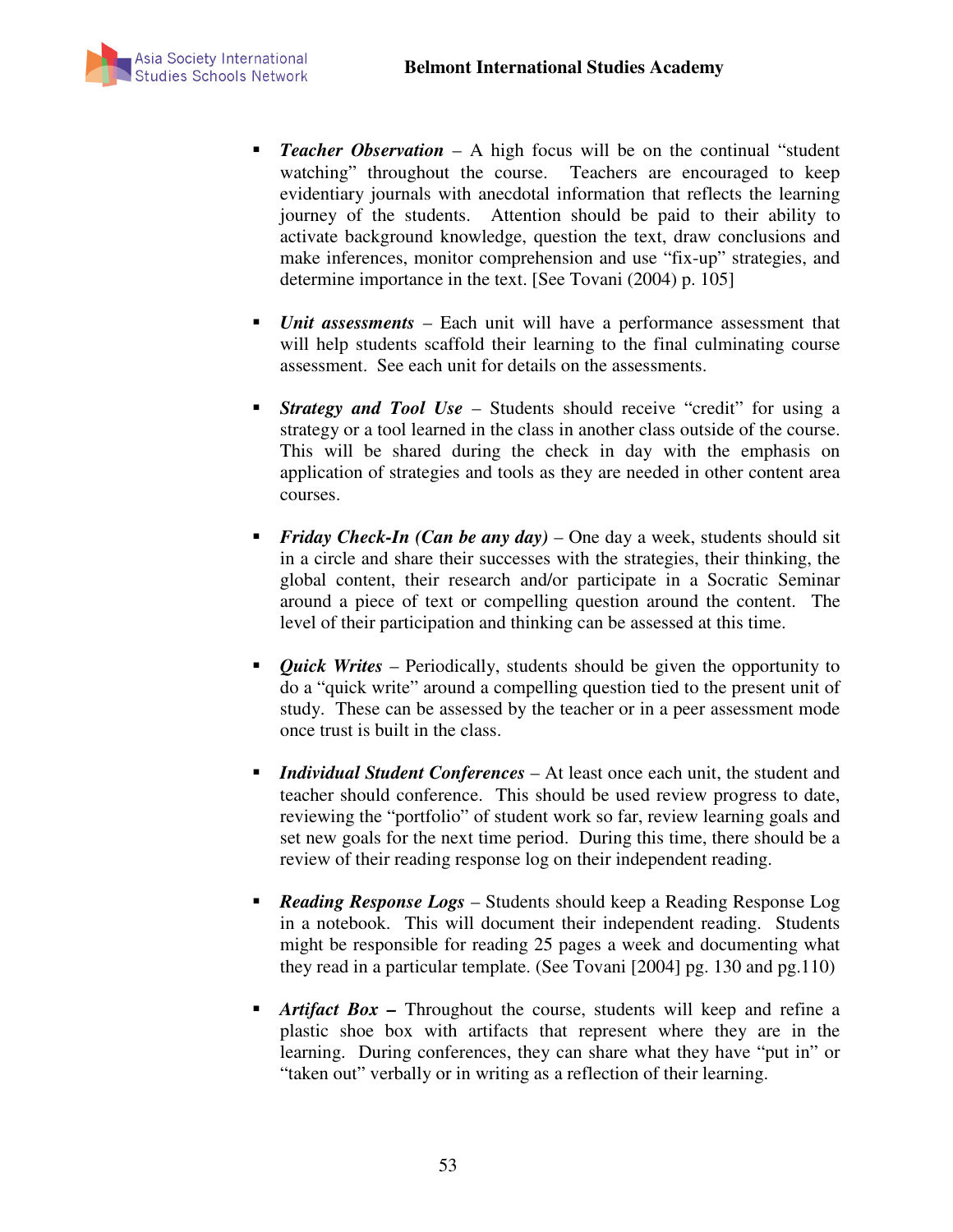- ***Teacher Observation*** – A high focus will be on the continual "student watching" throughout the course. Teachers are encouraged to keep evidentiary journals with anecdotal information that reflects the learning journey of the students. Attention should be paid to their ability to activate background knowledge, question the text, draw conclusions and make inferences, monitor comprehension and use "fix-up" strategies, and determine importance in the text. [See Tovani (2004) p. 105]

- ***Unit assessments*** – Each unit will have a performance assessment that will help students scaffold their learning to the final culminating course assessment. See each unit for details on the assessments.

- ***Strategy and Tool Use*** – Students should receive "credit" for using a strategy or a tool learned in the class in another class outside of the course. This will be shared during the check in day with the emphasis on application of strategies and tools as they are needed in other content area courses.

- ***Friday Check-In (Can be any day)*** – One day a week, students should sit in a circle and share their successes with the strategies, their thinking, the global content, their research and/or participate in a Socratic Seminar around a piece of text or compelling question around the content. The level of their participation and thinking can be assessed at this time.

- ***Quick Writes*** – Periodically, students should be given the opportunity to do a "quick write" around a compelling question tied to the present unit of study. These can be assessed by the teacher or in a peer assessment mode once trust is built in the class.

- ***Individual Student Conferences*** – At least once each unit, the student and teacher should conference. This should be used review progress to date, reviewing the "portfolio" of student work so far, review learning goals and set new goals for the next time period. During this time, there should be a review of their reading response log on their independent reading.

- ***Reading Response Logs*** – Students should keep a Reading Response Log in a notebook. This will document their independent reading. Students might be responsible for reading 25 pages a week and documenting what they read in a particular template. (See Tovani [2004] pg. 130 and pg.110)

- ***Artifact Box*** **–** Throughout the course, students will keep and refine a plastic shoe box with artifacts that represent where they are in the learning. During conferences, they can share what they have "put in" or "taken out" verbally or in writing as a reflection of their learning.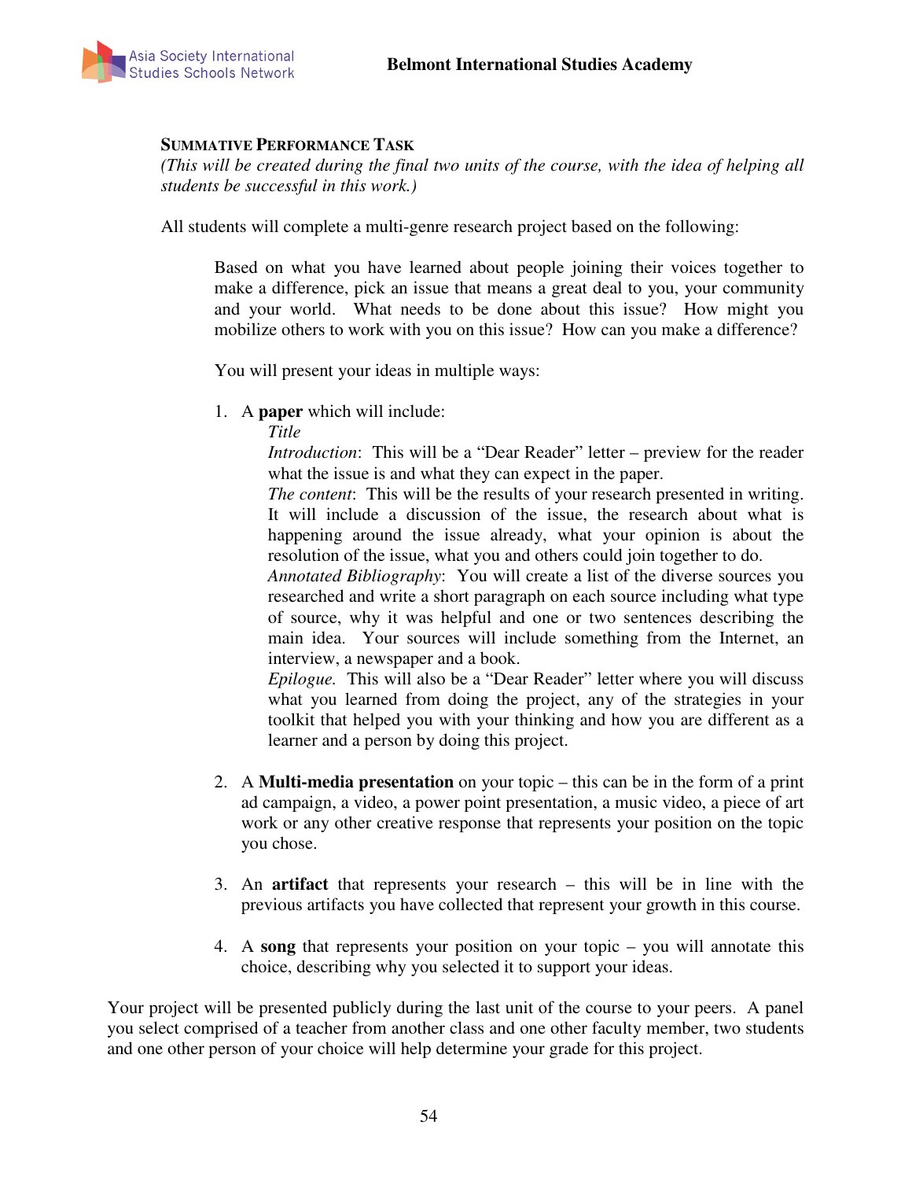## Summative Performance Task

*(This will be created during the final two units of the course, with the idea of helping all students be successful in this work.)*

All students will complete a multi-genre research project based on the following:

> Based on what you have learned about people joining their voices together to make a difference, pick an issue that means a great deal to you, your community and your world. What needs to be done about this issue? How might you mobilize others to work with you on this issue? How can you make a difference?
>
> You will present your ideas in multiple ways:
>
> 1. A **paper** which will include:
>    *Title*
>    *Introduction*: This will be a "Dear Reader" letter – preview for the reader what the issue is and what they can expect in the paper.
>    *The content*: This will be the results of your research presented in writing. It will include a discussion of the issue, the research about what is happening around the issue already, what your opinion is about the resolution of the issue, what you and others could join together to do.
>    *Annotated Bibliography*: You will create a list of the diverse sources you researched and write a short paragraph on each source including what type of source, why it was helpful and one or two sentences describing the main idea. Your sources will include something from the Internet, an interview, a newspaper and a book.
>    *Epilogue.* This will also be a "Dear Reader" letter where you will discuss what you learned from doing the project, any of the strategies in your toolkit that helped you with your thinking and how you are different as a learner and a person by doing this project.
>
> 2. A **Multi-media presentation** on your topic – this can be in the form of a print ad campaign, a video, a power point presentation, a music video, a piece of art work or any other creative response that represents your position on the topic you chose.
>
> 3. An **artifact** that represents your research – this will be in line with the previous artifacts you have collected that represent your growth in this course.
>
> 4. A **song** that represents your position on your topic – you will annotate this choice, describing why you selected it to support your ideas.

Your project will be presented publicly during the last unit of the course to your peers. A panel you select comprised of a teacher from another class and one other faculty member, two students and one other person of your choice will help determine your grade for this project.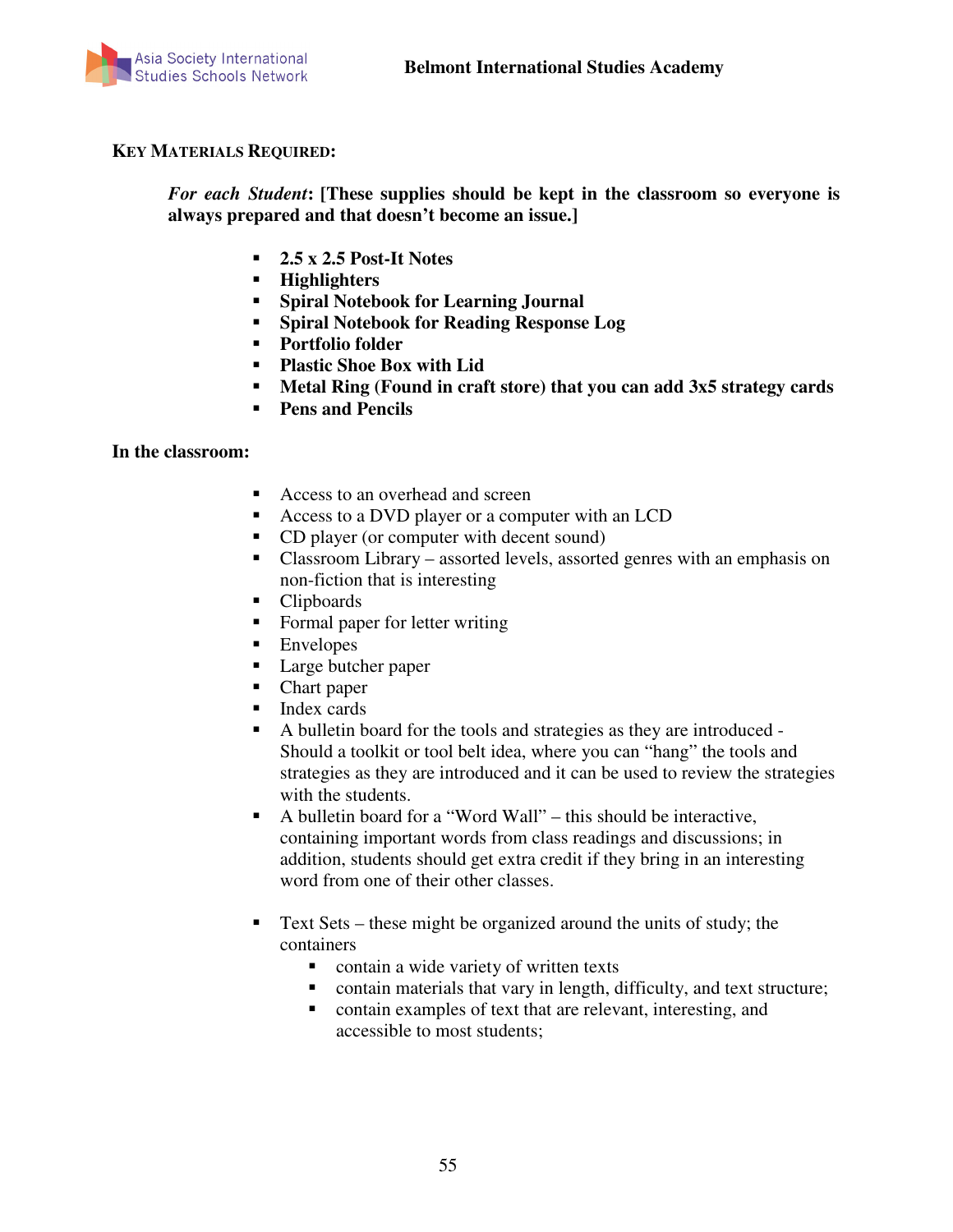**KEY MATERIALS REQUIRED:**

***For each Student*: [These supplies should be kept in the classroom so everyone is always prepared and that doesn't become an issue.]**

- **2.5 x 2.5 Post-It Notes**
- **Highlighters**
- **Spiral Notebook for Learning Journal**
- **Spiral Notebook for Reading Response Log**
- **Portfolio folder**
- **Plastic Shoe Box with Lid**
- **Metal Ring (Found in craft store) that you can add 3x5 strategy cards**
- **Pens and Pencils**

**In the classroom:**

- Access to an overhead and screen
- Access to a DVD player or a computer with an LCD
- CD player (or computer with decent sound)
- Classroom Library – assorted levels, assorted genres with an emphasis on non-fiction that is interesting
- Clipboards
- Formal paper for letter writing
- Envelopes
- Large butcher paper
- Chart paper
- Index cards
- A bulletin board for the tools and strategies as they are introduced - Should a toolkit or tool belt idea, where you can "hang" the tools and strategies as they are introduced and it can be used to review the strategies with the students.
- A bulletin board for a "Word Wall" – this should be interactive, containing important words from class readings and discussions; in addition, students should get extra credit if they bring in an interesting word from one of their other classes.

- Text Sets – these might be organized around the units of study; the containers
  - contain a wide variety of written texts
  - contain materials that vary in length, difficulty, and text structure;
  - contain examples of text that are relevant, interesting, and accessible to most students;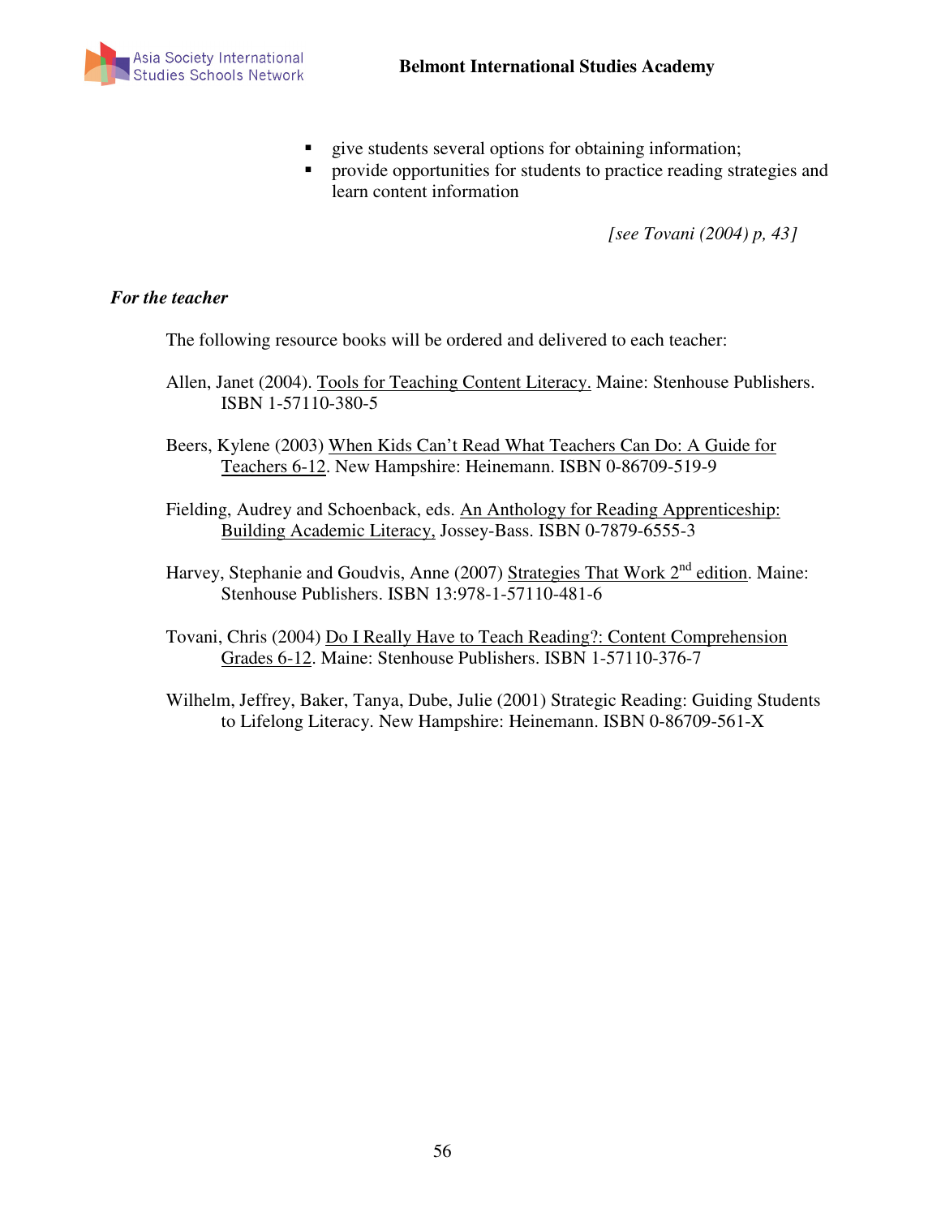- give students several options for obtaining information;
- provide opportunities for students to practice reading strategies and learn content information

*[see Tovani (2004) p, 43]*

***For the teacher***

The following resource books will be ordered and delivered to each teacher:

Allen, Janet (2004). Tools for Teaching Content Literacy. Maine: Stenhouse Publishers. ISBN 1-57110-380-5

Beers, Kylene (2003) When Kids Can't Read What Teachers Can Do: A Guide for Teachers 6-12. New Hampshire: Heinemann. ISBN 0-86709-519-9

Fielding, Audrey and Schoenback, eds. An Anthology for Reading Apprenticeship: Building Academic Literacy, Jossey-Bass. ISBN 0-7879-6555-3

Harvey, Stephanie and Goudvis, Anne (2007) Strategies That Work 2nd edition. Maine: Stenhouse Publishers. ISBN 13:978-1-57110-481-6

Tovani, Chris (2004) Do I Really Have to Teach Reading?: Content Comprehension Grades 6-12. Maine: Stenhouse Publishers. ISBN 1-57110-376-7

Wilhelm, Jeffrey, Baker, Tanya, Dube, Julie (2001) Strategic Reading: Guiding Students to Lifelong Literacy. New Hampshire: Heinemann. ISBN 0-86709-561-X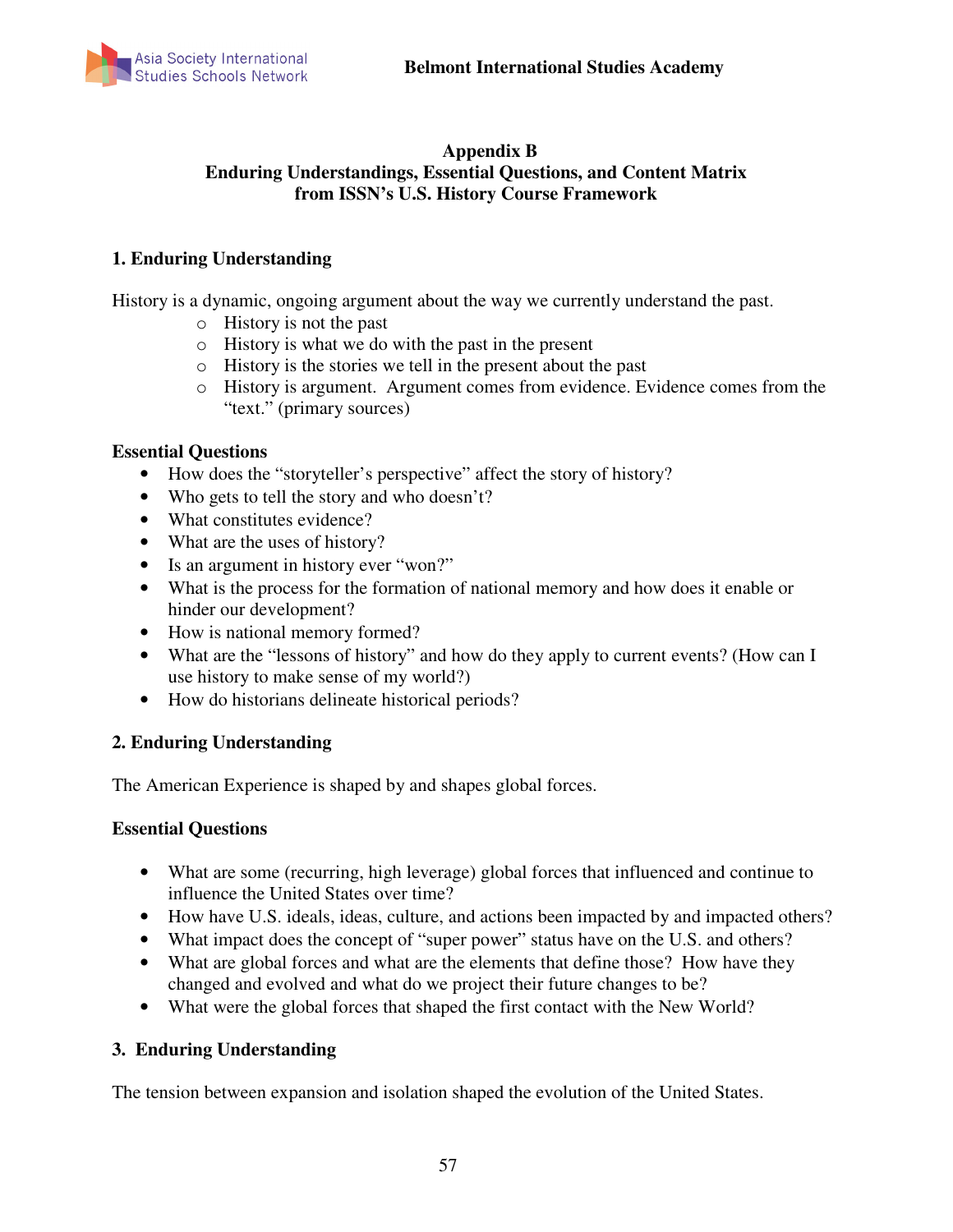## Appendix B
## Enduring Understandings, Essential Questions, and Content Matrix from ISSN's U.S. History Course Framework

### 1. Enduring Understanding

History is a dynamic, ongoing argument about the way we currently understand the past.

- History is not the past
- History is what we do with the past in the present
- History is the stories we tell in the present about the past
- History is argument. Argument comes from evidence. Evidence comes from the "text." (primary sources)

### Essential Questions

- How does the "storyteller's perspective" affect the story of history?
- Who gets to tell the story and who doesn't?
- What constitutes evidence?
- What are the uses of history?
- Is an argument in history ever "won?"
- What is the process for the formation of national memory and how does it enable or hinder our development?
- How is national memory formed?
- What are the "lessons of history" and how do they apply to current events? (How can I use history to make sense of my world?)
- How do historians delineate historical periods?

### 2. Enduring Understanding

The American Experience is shaped by and shapes global forces.

### Essential Questions

- What are some (recurring, high leverage) global forces that influenced and continue to influence the United States over time?
- How have U.S. ideals, ideas, culture, and actions been impacted by and impacted others?
- What impact does the concept of "super power" status have on the U.S. and others?
- What are global forces and what are the elements that define those? How have they changed and evolved and what do we project their future changes to be?
- What were the global forces that shaped the first contact with the New World?

### 3. Enduring Understanding

The tension between expansion and isolation shaped the evolution of the United States.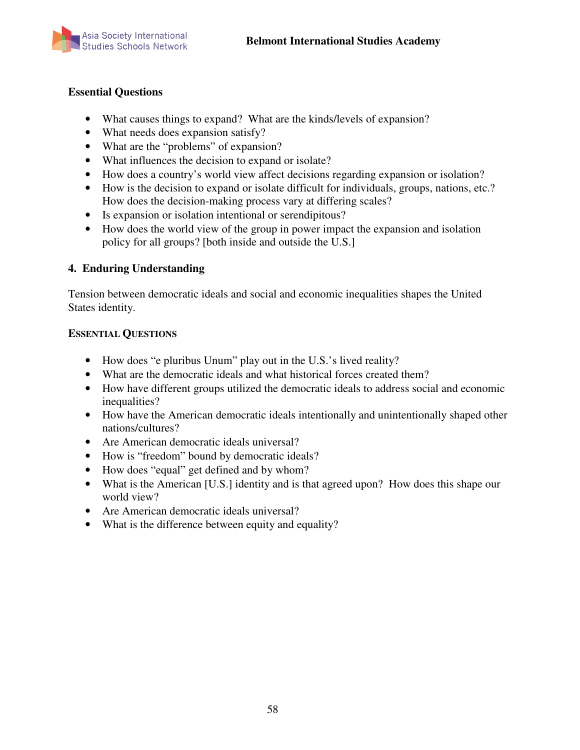**Essential Questions**

- What causes things to expand? What are the kinds/levels of expansion?
- What needs does expansion satisfy?
- What are the "problems" of expansion?
- What influences the decision to expand or isolate?
- How does a country's world view affect decisions regarding expansion or isolation?
- How is the decision to expand or isolate difficult for individuals, groups, nations, etc.? How does the decision-making process vary at differing scales?
- Is expansion or isolation intentional or serendipitous?
- How does the world view of the group in power impact the expansion and isolation policy for all groups? [both inside and outside the U.S.]

**4. Enduring Understanding**

Tension between democratic ideals and social and economic inequalities shapes the United States identity.

**ESSENTIAL QUESTIONS**

- How does "e pluribus Unum" play out in the U.S.'s lived reality?
- What are the democratic ideals and what historical forces created them?
- How have different groups utilized the democratic ideals to address social and economic inequalities?
- How have the American democratic ideals intentionally and unintentionally shaped other nations/cultures?
- Are American democratic ideals universal?
- How is "freedom" bound by democratic ideals?
- How does "equal" get defined and by whom?
- What is the American [U.S.] identity and is that agreed upon? How does this shape our world view?
- Are American democratic ideals universal?
- What is the difference between equity and equality?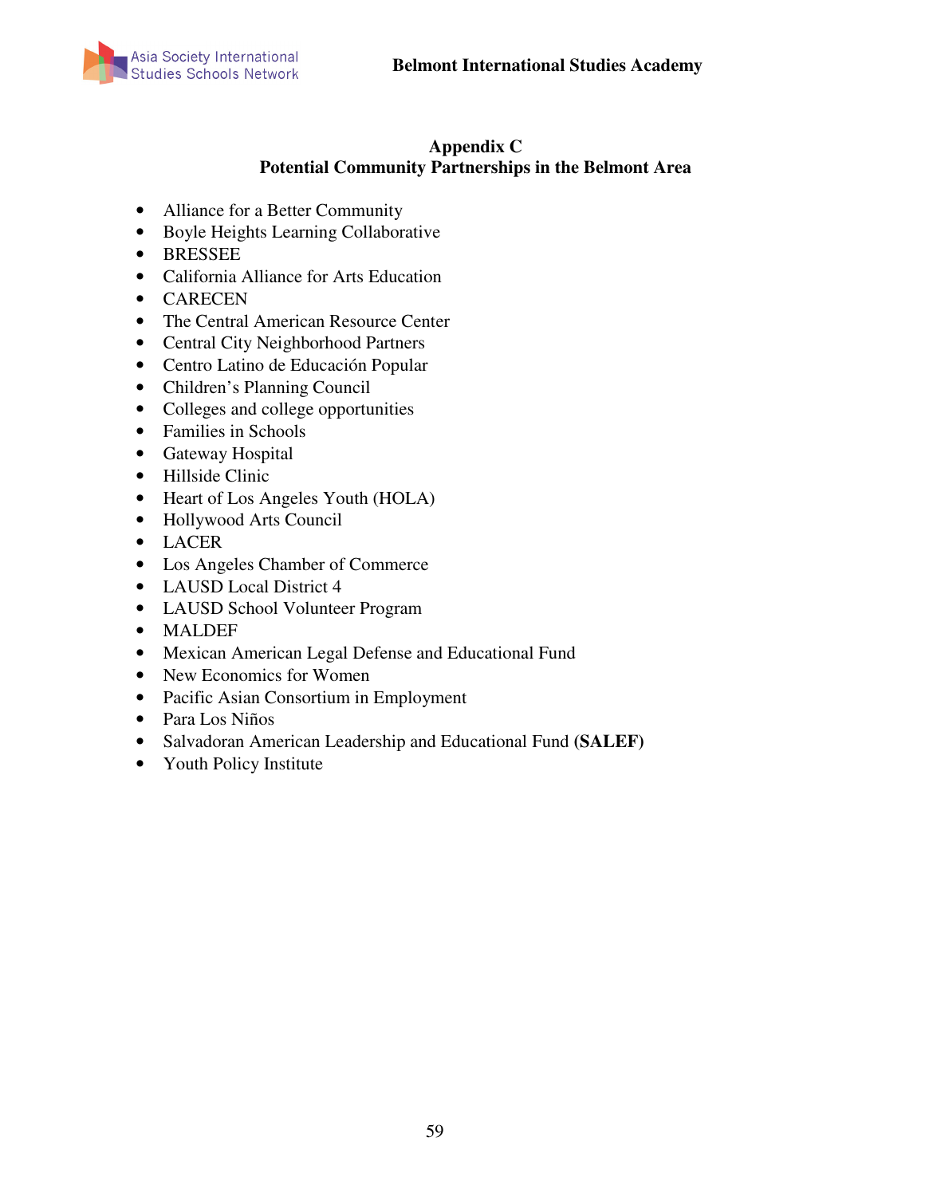## Appendix C
## Potential Community Partnerships in the Belmont Area

- Alliance for a Better Community
- Boyle Heights Learning Collaborative
- BRESSEE
- California Alliance for Arts Education
- CARECEN
- The Central American Resource Center
- Central City Neighborhood Partners
- Centro Latino de Educación Popular
- Children's Planning Council
- Colleges and college opportunities
- Families in Schools
- Gateway Hospital
- Hillside Clinic
- Heart of Los Angeles Youth (HOLA)
- Hollywood Arts Council
- LACER
- Los Angeles Chamber of Commerce
- LAUSD Local District 4
- LAUSD School Volunteer Program
- MALDEF
- Mexican American Legal Defense and Educational Fund
- New Economics for Women
- Pacific Asian Consortium in Employment
- Para Los Niños
- Salvadoran American Leadership and Educational Fund **(SALEF)**
- Youth Policy Institute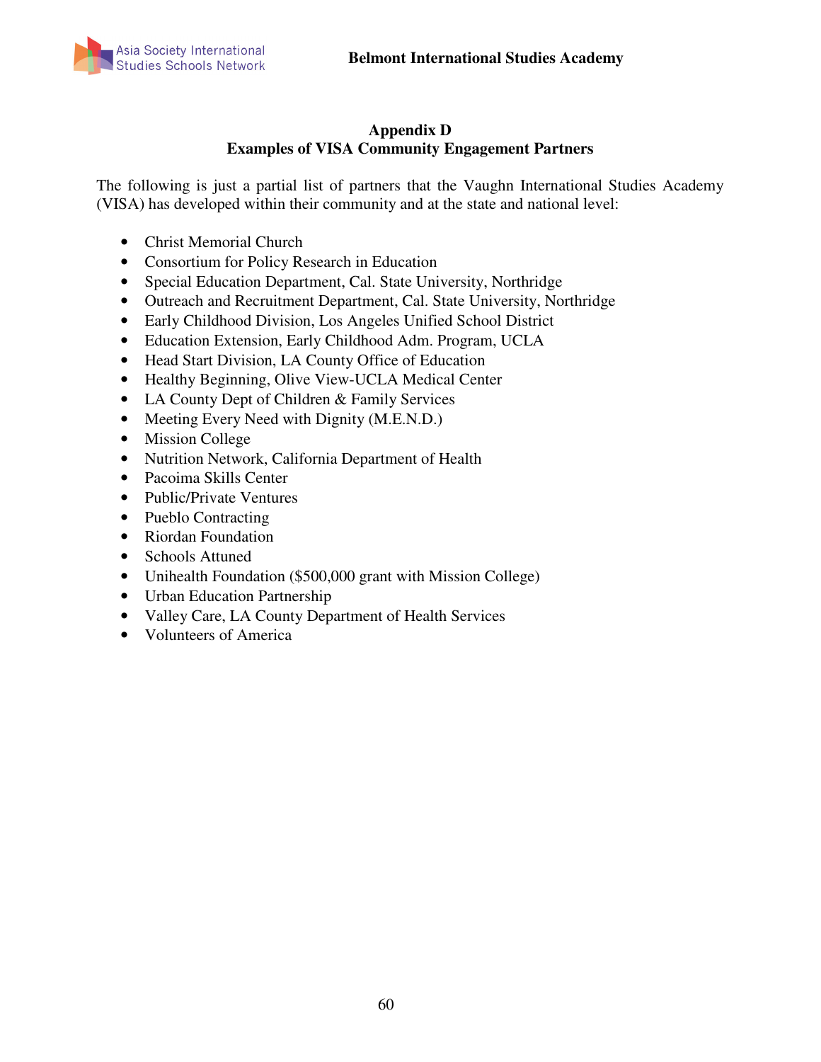## Appendix D
## Examples of VISA Community Engagement Partners

The following is just a partial list of partners that the Vaughn International Studies Academy (VISA) has developed within their community and at the state and national level:

- Christ Memorial Church
- Consortium for Policy Research in Education
- Special Education Department, Cal. State University, Northridge
- Outreach and Recruitment Department, Cal. State University, Northridge
- Early Childhood Division, Los Angeles Unified School District
- Education Extension, Early Childhood Adm. Program, UCLA
- Head Start Division, LA County Office of Education
- Healthy Beginning, Olive View-UCLA Medical Center
- LA County Dept of Children & Family Services
- Meeting Every Need with Dignity (M.E.N.D.)
- Mission College
- Nutrition Network, California Department of Health
- Pacoima Skills Center
- Public/Private Ventures
- Pueblo Contracting
- Riordan Foundation
- Schools Attuned
- Unihealth Foundation ($500,000 grant with Mission College)
- Urban Education Partnership
- Valley Care, LA County Department of Health Services
- Volunteers of America